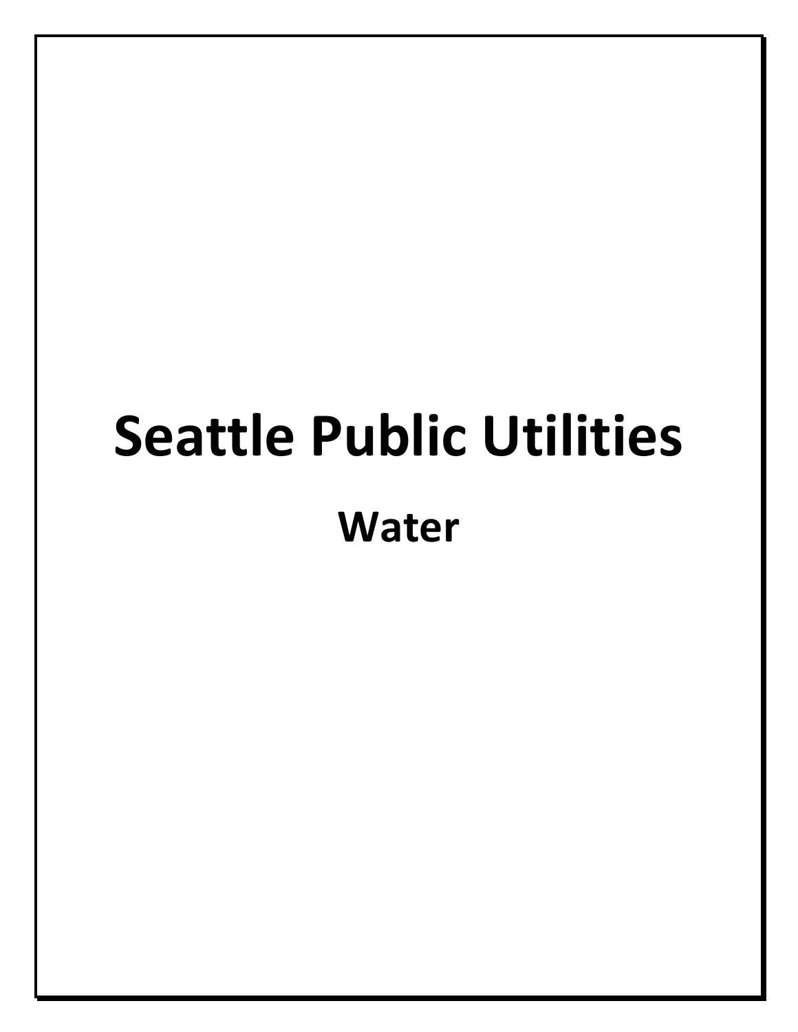# Seattle Public Utilities

## Water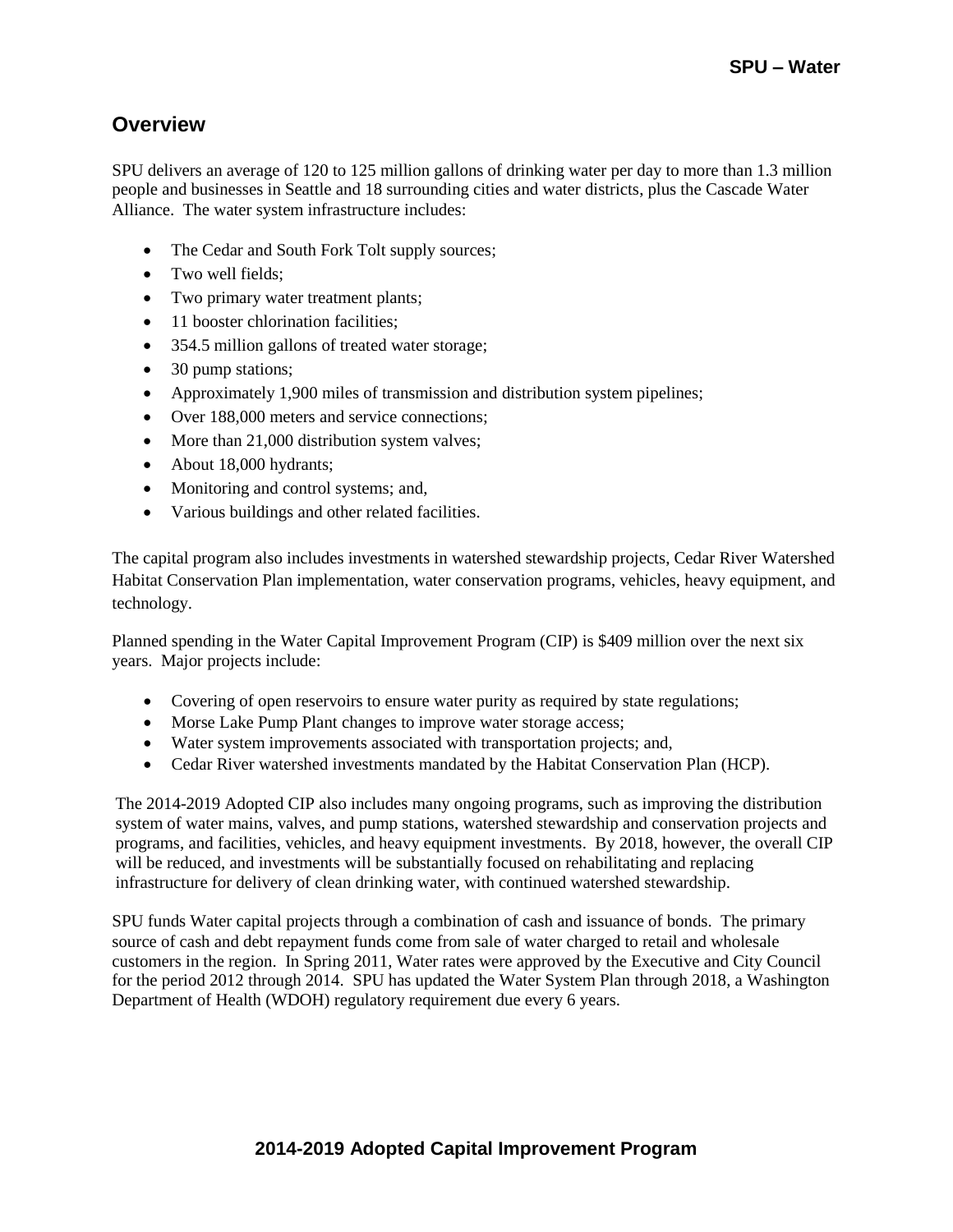## Overview

SPU delivers an average of 120 to 125 million gallons of drinking water per day to more than 1.3 million people and businesses in Seattle and 18 surrounding cities and water districts, plus the Cascade Water Alliance. The water system infrastructure includes:

- The Cedar and South Fork Tolt supply sources;
- Two well fields;
- Two primary water treatment plants;
- 11 booster chlorination facilities;
- 354.5 million gallons of treated water storage;
- 30 pump stations;
- Approximately 1,900 miles of transmission and distribution system pipelines;
- Over 188,000 meters and service connections;
- More than 21,000 distribution system valves;
- About 18,000 hydrants;
- Monitoring and control systems; and,
- Various buildings and other related facilities.

The capital program also includes investments in watershed stewardship projects, Cedar River Watershed Habitat Conservation Plan implementation, water conservation programs, vehicles, heavy equipment, and technology.

Planned spending in the Water Capital Improvement Program (CIP) is $409 million over the next six years. Major projects include:

- Covering of open reservoirs to ensure water purity as required by state regulations;
- Morse Lake Pump Plant changes to improve water storage access;
- Water system improvements associated with transportation projects; and,
- Cedar River watershed investments mandated by the Habitat Conservation Plan (HCP).

The 2014-2019 Adopted CIP also includes many ongoing programs, such as improving the distribution system of water mains, valves, and pump stations, watershed stewardship and conservation projects and programs, and facilities, vehicles, and heavy equipment investments. By 2018, however, the overall CIP will be reduced, and investments will be substantially focused on rehabilitating and replacing infrastructure for delivery of clean drinking water, with continued watershed stewardship.

SPU funds Water capital projects through a combination of cash and issuance of bonds. The primary source of cash and debt repayment funds come from sale of water charged to retail and wholesale customers in the region. In Spring 2011, Water rates were approved by the Executive and City Council for the period 2012 through 2014. SPU has updated the Water System Plan through 2018, a Washington Department of Health (WDOH) regulatory requirement due every 6 years.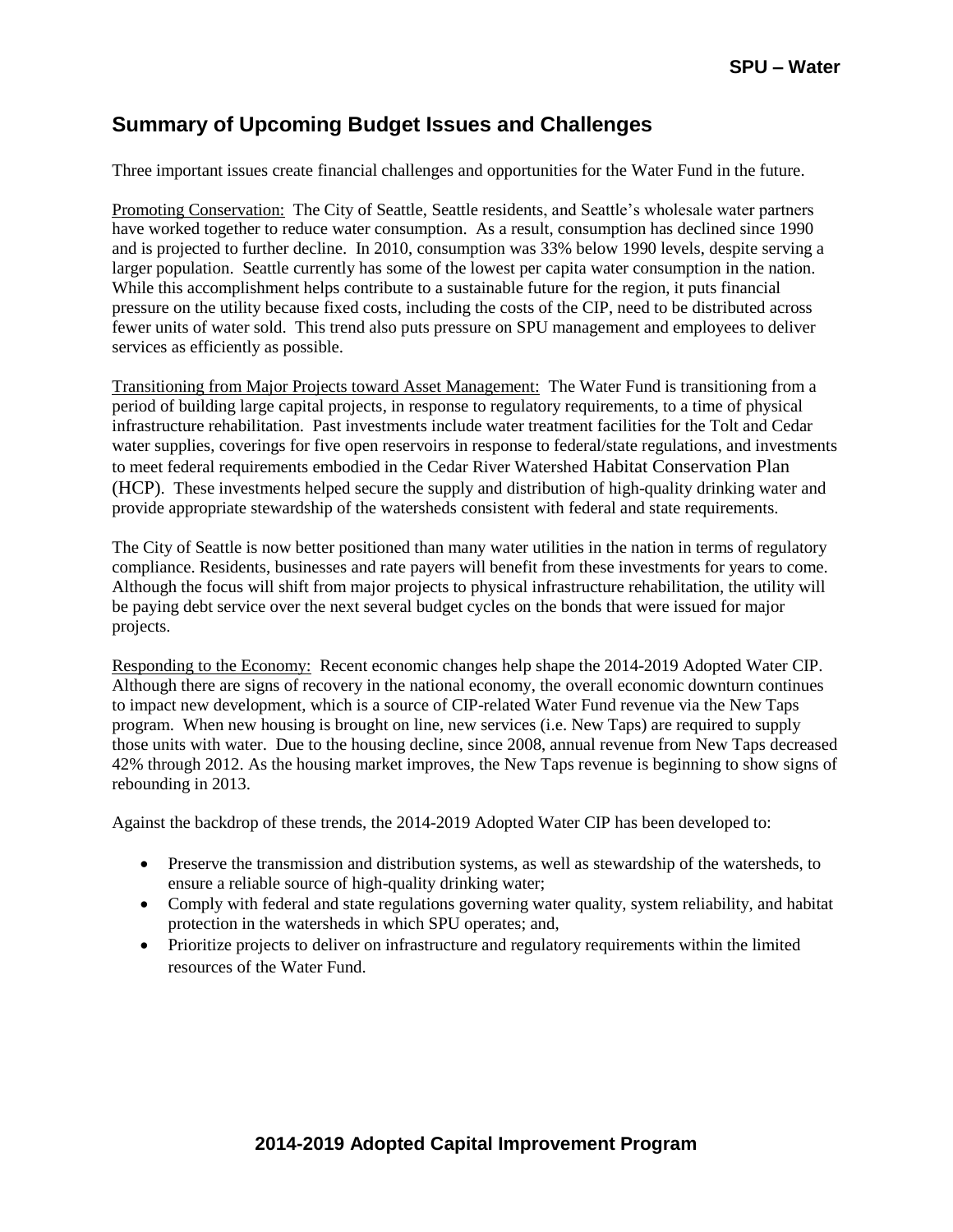## Summary of Upcoming Budget Issues and Challenges

Three important issues create financial challenges and opportunities for the Water Fund in the future.

Promoting Conservation: The City of Seattle, Seattle residents, and Seattle's wholesale water partners have worked together to reduce water consumption. As a result, consumption has declined since 1990 and is projected to further decline. In 2010, consumption was 33% below 1990 levels, despite serving a larger population. Seattle currently has some of the lowest per capita water consumption in the nation. While this accomplishment helps contribute to a sustainable future for the region, it puts financial pressure on the utility because fixed costs, including the costs of the CIP, need to be distributed across fewer units of water sold. This trend also puts pressure on SPU management and employees to deliver services as efficiently as possible.

Transitioning from Major Projects toward Asset Management: The Water Fund is transitioning from a period of building large capital projects, in response to regulatory requirements, to a time of physical infrastructure rehabilitation. Past investments include water treatment facilities for the Tolt and Cedar water supplies, coverings for five open reservoirs in response to federal/state regulations, and investments to meet federal requirements embodied in the Cedar River Watershed Habitat Conservation Plan (HCP). These investments helped secure the supply and distribution of high-quality drinking water and provide appropriate stewardship of the watersheds consistent with federal and state requirements.

The City of Seattle is now better positioned than many water utilities in the nation in terms of regulatory compliance. Residents, businesses and rate payers will benefit from these investments for years to come. Although the focus will shift from major projects to physical infrastructure rehabilitation, the utility will be paying debt service over the next several budget cycles on the bonds that were issued for major projects.

Responding to the Economy: Recent economic changes help shape the 2014-2019 Adopted Water CIP. Although there are signs of recovery in the national economy, the overall economic downturn continues to impact new development, which is a source of CIP-related Water Fund revenue via the New Taps program. When new housing is brought on line, new services (i.e. New Taps) are required to supply those units with water. Due to the housing decline, since 2008, annual revenue from New Taps decreased 42% through 2012. As the housing market improves, the New Taps revenue is beginning to show signs of rebounding in 2013.

Against the backdrop of these trends, the 2014-2019 Adopted Water CIP has been developed to:

- Preserve the transmission and distribution systems, as well as stewardship of the watersheds, to ensure a reliable source of high-quality drinking water;
- Comply with federal and state regulations governing water quality, system reliability, and habitat protection in the watersheds in which SPU operates; and,
- Prioritize projects to deliver on infrastructure and regulatory requirements within the limited resources of the Water Fund.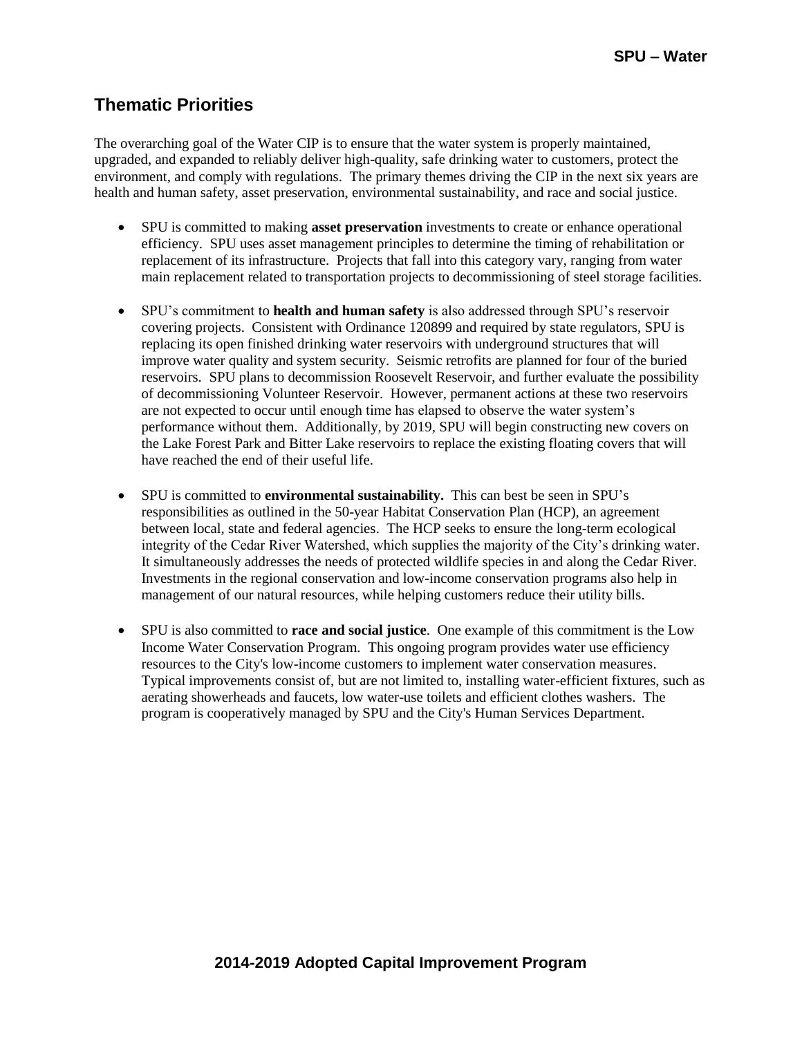## Thematic Priorities

The overarching goal of the Water CIP is to ensure that the water system is properly maintained, upgraded, and expanded to reliably deliver high-quality, safe drinking water to customers, protect the environment, and comply with regulations. The primary themes driving the CIP in the next six years are health and human safety, asset preservation, environmental sustainability, and race and social justice.

- SPU is committed to making **asset preservation** investments to create or enhance operational efficiency. SPU uses asset management principles to determine the timing of rehabilitation or replacement of its infrastructure. Projects that fall into this category vary, ranging from water main replacement related to transportation projects to decommissioning of steel storage facilities.

- SPU's commitment to **health and human safety** is also addressed through SPU's reservoir covering projects. Consistent with Ordinance 120899 and required by state regulators, SPU is replacing its open finished drinking water reservoirs with underground structures that will improve water quality and system security. Seismic retrofits are planned for four of the buried reservoirs. SPU plans to decommission Roosevelt Reservoir, and further evaluate the possibility of decommissioning Volunteer Reservoir. However, permanent actions at these two reservoirs are not expected to occur until enough time has elapsed to observe the water system's performance without them. Additionally, by 2019, SPU will begin constructing new covers on the Lake Forest Park and Bitter Lake reservoirs to replace the existing floating covers that will have reached the end of their useful life.

- SPU is committed to **environmental sustainability.** This can best be seen in SPU's responsibilities as outlined in the 50-year Habitat Conservation Plan (HCP), an agreement between local, state and federal agencies. The HCP seeks to ensure the long-term ecological integrity of the Cedar River Watershed, which supplies the majority of the City's drinking water. It simultaneously addresses the needs of protected wildlife species in and along the Cedar River. Investments in the regional conservation and low-income conservation programs also help in management of our natural resources, while helping customers reduce their utility bills.

- SPU is also committed to **race and social justice**. One example of this commitment is the Low Income Water Conservation Program. This ongoing program provides water use efficiency resources to the City's low-income customers to implement water conservation measures. Typical improvements consist of, but are not limited to, installing water-efficient fixtures, such as aerating showerheads and faucets, low water-use toilets and efficient clothes washers. The program is cooperatively managed by SPU and the City's Human Services Department.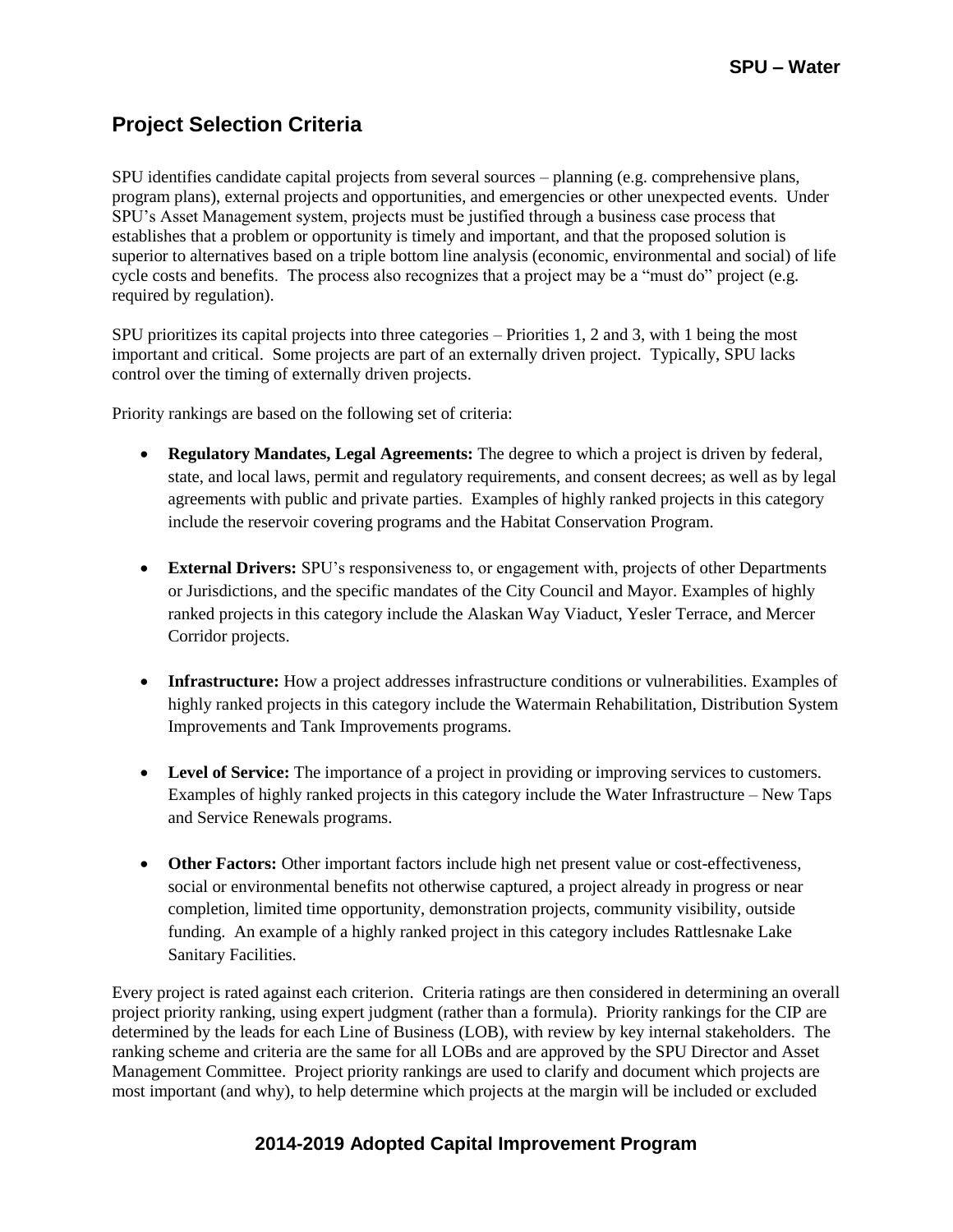## Project Selection Criteria

SPU identifies candidate capital projects from several sources – planning (e.g. comprehensive plans, program plans), external projects and opportunities, and emergencies or other unexpected events. Under SPU's Asset Management system, projects must be justified through a business case process that establishes that a problem or opportunity is timely and important, and that the proposed solution is superior to alternatives based on a triple bottom line analysis (economic, environmental and social) of life cycle costs and benefits. The process also recognizes that a project may be a "must do" project (e.g. required by regulation).

SPU prioritizes its capital projects into three categories – Priorities 1, 2 and 3, with 1 being the most important and critical. Some projects are part of an externally driven project. Typically, SPU lacks control over the timing of externally driven projects.

Priority rankings are based on the following set of criteria:

- **Regulatory Mandates, Legal Agreements:** The degree to which a project is driven by federal, state, and local laws, permit and regulatory requirements, and consent decrees; as well as by legal agreements with public and private parties. Examples of highly ranked projects in this category include the reservoir covering programs and the Habitat Conservation Program.

- **External Drivers:** SPU's responsiveness to, or engagement with, projects of other Departments or Jurisdictions, and the specific mandates of the City Council and Mayor. Examples of highly ranked projects in this category include the Alaskan Way Viaduct, Yesler Terrace, and Mercer Corridor projects.

- **Infrastructure:** How a project addresses infrastructure conditions or vulnerabilities. Examples of highly ranked projects in this category include the Watermain Rehabilitation, Distribution System Improvements and Tank Improvements programs.

- **Level of Service:** The importance of a project in providing or improving services to customers. Examples of highly ranked projects in this category include the Water Infrastructure – New Taps and Service Renewals programs.

- **Other Factors:** Other important factors include high net present value or cost-effectiveness, social or environmental benefits not otherwise captured, a project already in progress or near completion, limited time opportunity, demonstration projects, community visibility, outside funding. An example of a highly ranked project in this category includes Rattlesnake Lake Sanitary Facilities.

Every project is rated against each criterion. Criteria ratings are then considered in determining an overall project priority ranking, using expert judgment (rather than a formula). Priority rankings for the CIP are determined by the leads for each Line of Business (LOB), with review by key internal stakeholders. The ranking scheme and criteria are the same for all LOBs and are approved by the SPU Director and Asset Management Committee. Project priority rankings are used to clarify and document which projects are most important (and why), to help determine which projects at the margin will be included or excluded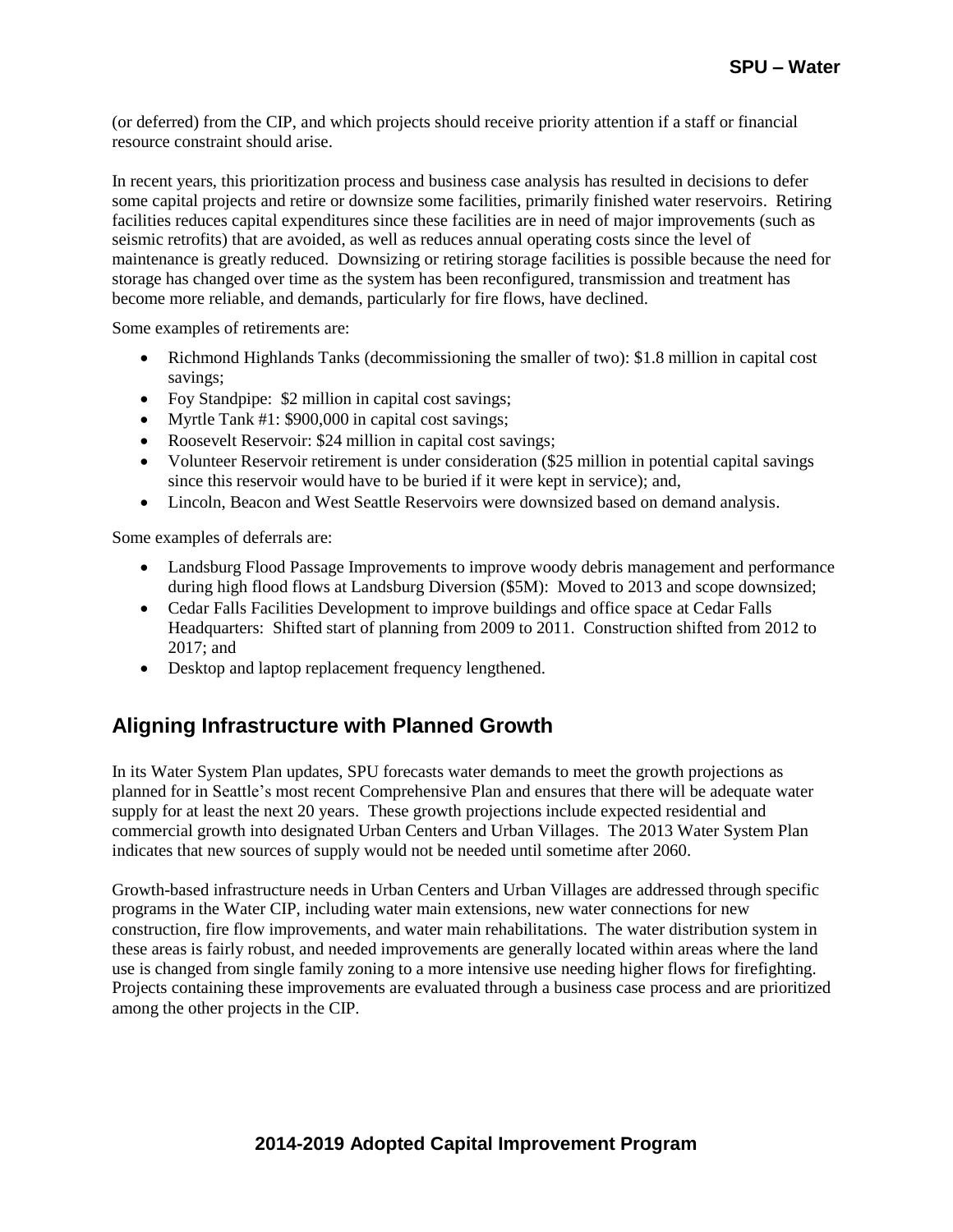(or deferred) from the CIP, and which projects should receive priority attention if a staff or financial resource constraint should arise.

In recent years, this prioritization process and business case analysis has resulted in decisions to defer some capital projects and retire or downsize some facilities, primarily finished water reservoirs. Retiring facilities reduces capital expenditures since these facilities are in need of major improvements (such as seismic retrofits) that are avoided, as well as reduces annual operating costs since the level of maintenance is greatly reduced. Downsizing or retiring storage facilities is possible because the need for storage has changed over time as the system has been reconfigured, transmission and treatment has become more reliable, and demands, particularly for fire flows, have declined.

Some examples of retirements are:

- Richmond Highlands Tanks (decommissioning the smaller of two): $1.8 million in capital cost savings;
- Foy Standpipe: $2 million in capital cost savings;
- Myrtle Tank #1: $900,000 in capital cost savings;
- Roosevelt Reservoir: $24 million in capital cost savings;
- Volunteer Reservoir retirement is under consideration ($25 million in potential capital savings since this reservoir would have to be buried if it were kept in service); and,
- Lincoln, Beacon and West Seattle Reservoirs were downsized based on demand analysis.

Some examples of deferrals are:

- Landsburg Flood Passage Improvements to improve woody debris management and performance during high flood flows at Landsburg Diversion ($5M): Moved to 2013 and scope downsized;
- Cedar Falls Facilities Development to improve buildings and office space at Cedar Falls Headquarters: Shifted start of planning from 2009 to 2011. Construction shifted from 2012 to 2017; and
- Desktop and laptop replacement frequency lengthened.

## Aligning Infrastructure with Planned Growth

In its Water System Plan updates, SPU forecasts water demands to meet the growth projections as planned for in Seattle's most recent Comprehensive Plan and ensures that there will be adequate water supply for at least the next 20 years. These growth projections include expected residential and commercial growth into designated Urban Centers and Urban Villages. The 2013 Water System Plan indicates that new sources of supply would not be needed until sometime after 2060.

Growth-based infrastructure needs in Urban Centers and Urban Villages are addressed through specific programs in the Water CIP, including water main extensions, new water connections for new construction, fire flow improvements, and water main rehabilitations. The water distribution system in these areas is fairly robust, and needed improvements are generally located within areas where the land use is changed from single family zoning to a more intensive use needing higher flows for firefighting. Projects containing these improvements are evaluated through a business case process and are prioritized among the other projects in the CIP.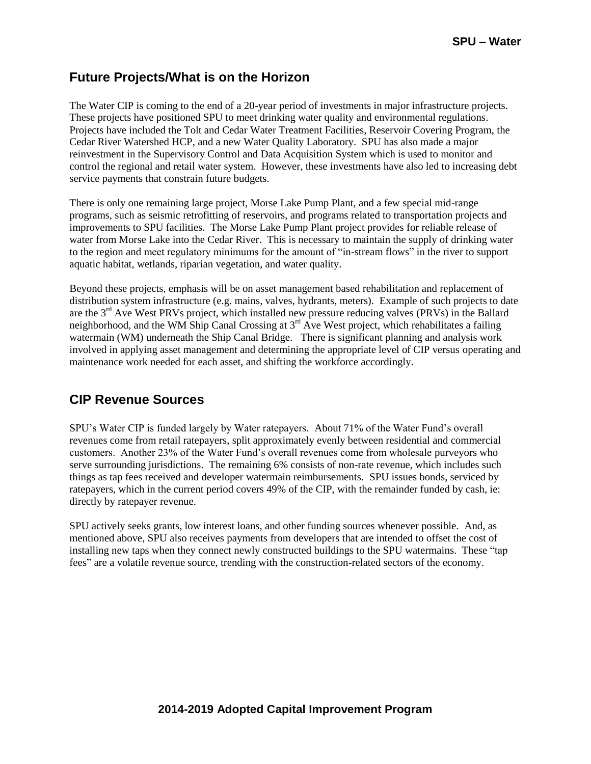## Future Projects/What is on the Horizon

The Water CIP is coming to the end of a 20-year period of investments in major infrastructure projects. These projects have positioned SPU to meet drinking water quality and environmental regulations. Projects have included the Tolt and Cedar Water Treatment Facilities, Reservoir Covering Program, the Cedar River Watershed HCP, and a new Water Quality Laboratory. SPU has also made a major reinvestment in the Supervisory Control and Data Acquisition System which is used to monitor and control the regional and retail water system. However, these investments have also led to increasing debt service payments that constrain future budgets.

There is only one remaining large project, Morse Lake Pump Plant, and a few special mid-range programs, such as seismic retrofitting of reservoirs, and programs related to transportation projects and improvements to SPU facilities. The Morse Lake Pump Plant project provides for reliable release of water from Morse Lake into the Cedar River. This is necessary to maintain the supply of drinking water to the region and meet regulatory minimums for the amount of "in-stream flows" in the river to support aquatic habitat, wetlands, riparian vegetation, and water quality.

Beyond these projects, emphasis will be on asset management based rehabilitation and replacement of distribution system infrastructure (e.g. mains, valves, hydrants, meters). Example of such projects to date are the 3rd Ave West PRVs project, which installed new pressure reducing valves (PRVs) in the Ballard neighborhood, and the WM Ship Canal Crossing at 3rd Ave West project, which rehabilitates a failing watermain (WM) underneath the Ship Canal Bridge. There is significant planning and analysis work involved in applying asset management and determining the appropriate level of CIP versus operating and maintenance work needed for each asset, and shifting the workforce accordingly.

## CIP Revenue Sources

SPU's Water CIP is funded largely by Water ratepayers. About 71% of the Water Fund's overall revenues come from retail ratepayers, split approximately evenly between residential and commercial customers. Another 23% of the Water Fund's overall revenues come from wholesale purveyors who serve surrounding jurisdictions. The remaining 6% consists of non-rate revenue, which includes such things as tap fees received and developer watermain reimbursements. SPU issues bonds, serviced by ratepayers, which in the current period covers 49% of the CIP, with the remainder funded by cash, ie: directly by ratepayer revenue.

SPU actively seeks grants, low interest loans, and other funding sources whenever possible. And, as mentioned above, SPU also receives payments from developers that are intended to offset the cost of installing new taps when they connect newly constructed buildings to the SPU watermains. These "tap fees" are a volatile revenue source, trending with the construction-related sectors of the economy.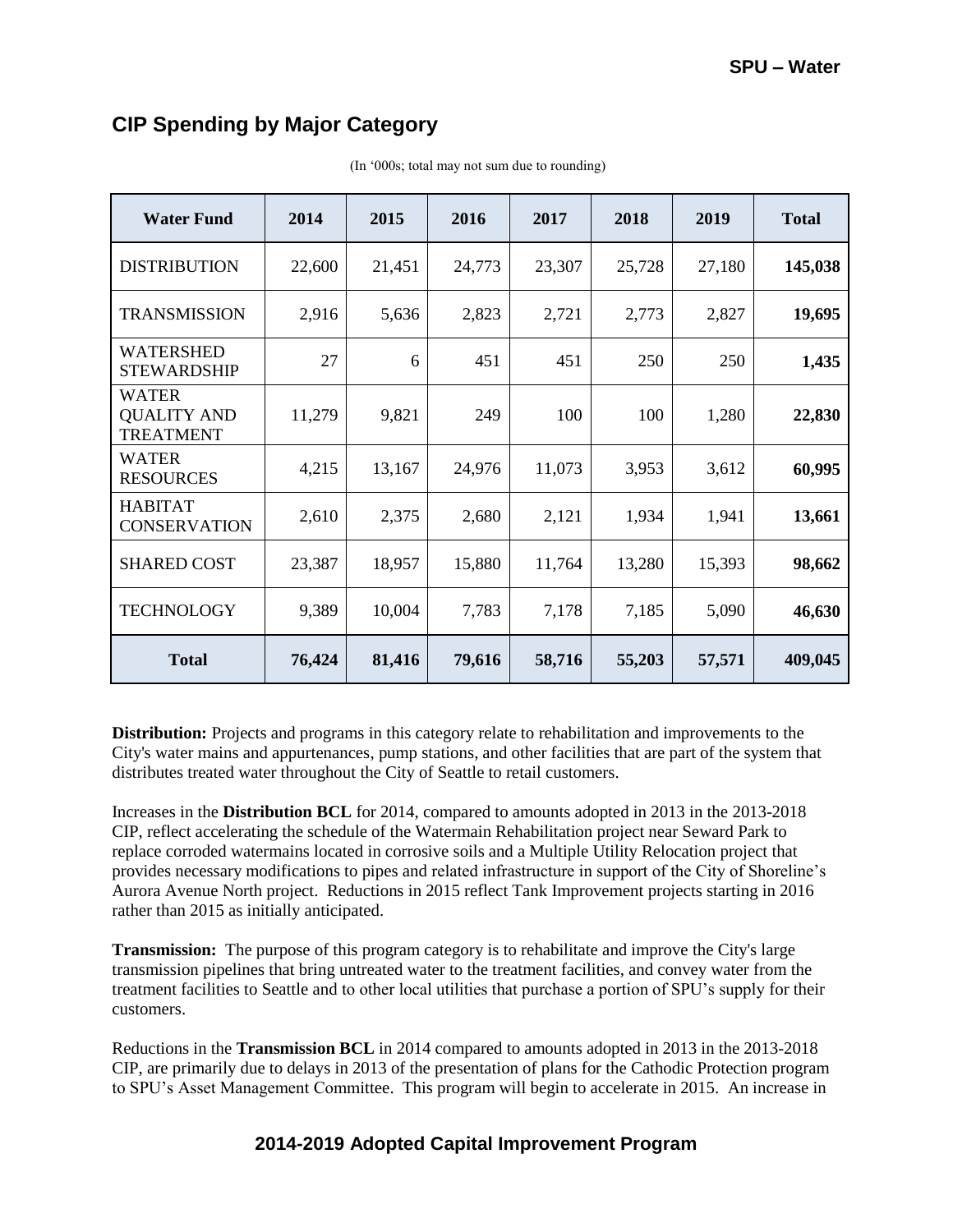## CIP Spending by Major Category

(In '000s; total may not sum due to rounding)

| Water Fund | 2014 | 2015 | 2016 | 2017 | 2018 | 2019 | Total |
|---|---|---|---|---|---|---|---|
| DISTRIBUTION | 22,600 | 21,451 | 24,773 | 23,307 | 25,728 | 27,180 | **145,038** |
| TRANSMISSION | 2,916 | 5,636 | 2,823 | 2,721 | 2,773 | 2,827 | **19,695** |
| WATERSHED STEWARDSHIP | 27 | 6 | 451 | 451 | 250 | 250 | **1,435** |
| WATER QUALITY AND TREATMENT | 11,279 | 9,821 | 249 | 100 | 100 | 1,280 | **22,830** |
| WATER RESOURCES | 4,215 | 13,167 | 24,976 | 11,073 | 3,953 | 3,612 | **60,995** |
| HABITAT CONSERVATION | 2,610 | 2,375 | 2,680 | 2,121 | 1,934 | 1,941 | **13,661** |
| SHARED COST | 23,387 | 18,957 | 15,880 | 11,764 | 13,280 | 15,393 | **98,662** |
| TECHNOLOGY | 9,389 | 10,004 | 7,783 | 7,178 | 7,185 | 5,090 | **46,630** |
| **Total** | **76,424** | **81,416** | **79,616** | **58,716** | **55,203** | **57,571** | **409,045** |

**Distribution:** Projects and programs in this category relate to rehabilitation and improvements to the City's water mains and appurtenances, pump stations, and other facilities that are part of the system that distributes treated water throughout the City of Seattle to retail customers.

Increases in the **Distribution BCL** for 2014, compared to amounts adopted in 2013 in the 2013-2018 CIP, reflect accelerating the schedule of the Watermain Rehabilitation project near Seward Park to replace corroded watermains located in corrosive soils and a Multiple Utility Relocation project that provides necessary modifications to pipes and related infrastructure in support of the City of Shoreline's Aurora Avenue North project. Reductions in 2015 reflect Tank Improvement projects starting in 2016 rather than 2015 as initially anticipated.

**Transmission:** The purpose of this program category is to rehabilitate and improve the City's large transmission pipelines that bring untreated water to the treatment facilities, and convey water from the treatment facilities to Seattle and to other local utilities that purchase a portion of SPU's supply for their customers.

Reductions in the **Transmission BCL** in 2014 compared to amounts adopted in 2013 in the 2013-2018 CIP, are primarily due to delays in 2013 of the presentation of plans for the Cathodic Protection program to SPU's Asset Management Committee. This program will begin to accelerate in 2015. An increase in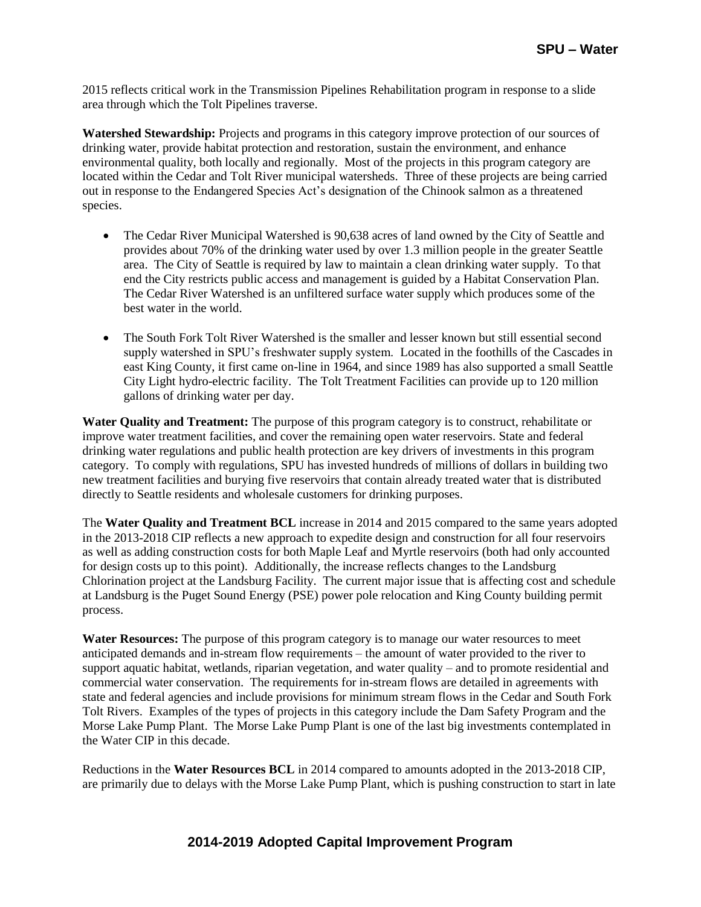2015 reflects critical work in the Transmission Pipelines Rehabilitation program in response to a slide area through which the Tolt Pipelines traverse.

**Watershed Stewardship:** Projects and programs in this category improve protection of our sources of drinking water, provide habitat protection and restoration, sustain the environment, and enhance environmental quality, both locally and regionally. Most of the projects in this program category are located within the Cedar and Tolt River municipal watersheds. Three of these projects are being carried out in response to the Endangered Species Act's designation of the Chinook salmon as a threatened species.

- The Cedar River Municipal Watershed is 90,638 acres of land owned by the City of Seattle and provides about 70% of the drinking water used by over 1.3 million people in the greater Seattle area. The City of Seattle is required by law to maintain a clean drinking water supply. To that end the City restricts public access and management is guided by a Habitat Conservation Plan. The Cedar River Watershed is an unfiltered surface water supply which produces some of the best water in the world.

- The South Fork Tolt River Watershed is the smaller and lesser known but still essential second supply watershed in SPU's freshwater supply system. Located in the foothills of the Cascades in east King County, it first came on-line in 1964, and since 1989 has also supported a small Seattle City Light hydro-electric facility. The Tolt Treatment Facilities can provide up to 120 million gallons of drinking water per day.

**Water Quality and Treatment:** The purpose of this program category is to construct, rehabilitate or improve water treatment facilities, and cover the remaining open water reservoirs. State and federal drinking water regulations and public health protection are key drivers of investments in this program category. To comply with regulations, SPU has invested hundreds of millions of dollars in building two new treatment facilities and burying five reservoirs that contain already treated water that is distributed directly to Seattle residents and wholesale customers for drinking purposes.

The **Water Quality and Treatment BCL** increase in 2014 and 2015 compared to the same years adopted in the 2013-2018 CIP reflects a new approach to expedite design and construction for all four reservoirs as well as adding construction costs for both Maple Leaf and Myrtle reservoirs (both had only accounted for design costs up to this point). Additionally, the increase reflects changes to the Landsburg Chlorination project at the Landsburg Facility. The current major issue that is affecting cost and schedule at Landsburg is the Puget Sound Energy (PSE) power pole relocation and King County building permit process.

**Water Resources:** The purpose of this program category is to manage our water resources to meet anticipated demands and in-stream flow requirements – the amount of water provided to the river to support aquatic habitat, wetlands, riparian vegetation, and water quality – and to promote residential and commercial water conservation. The requirements for in-stream flows are detailed in agreements with state and federal agencies and include provisions for minimum stream flows in the Cedar and South Fork Tolt Rivers. Examples of the types of projects in this category include the Dam Safety Program and the Morse Lake Pump Plant. The Morse Lake Pump Plant is one of the last big investments contemplated in the Water CIP in this decade.

Reductions in the **Water Resources BCL** in 2014 compared to amounts adopted in the 2013-2018 CIP, are primarily due to delays with the Morse Lake Pump Plant, which is pushing construction to start in late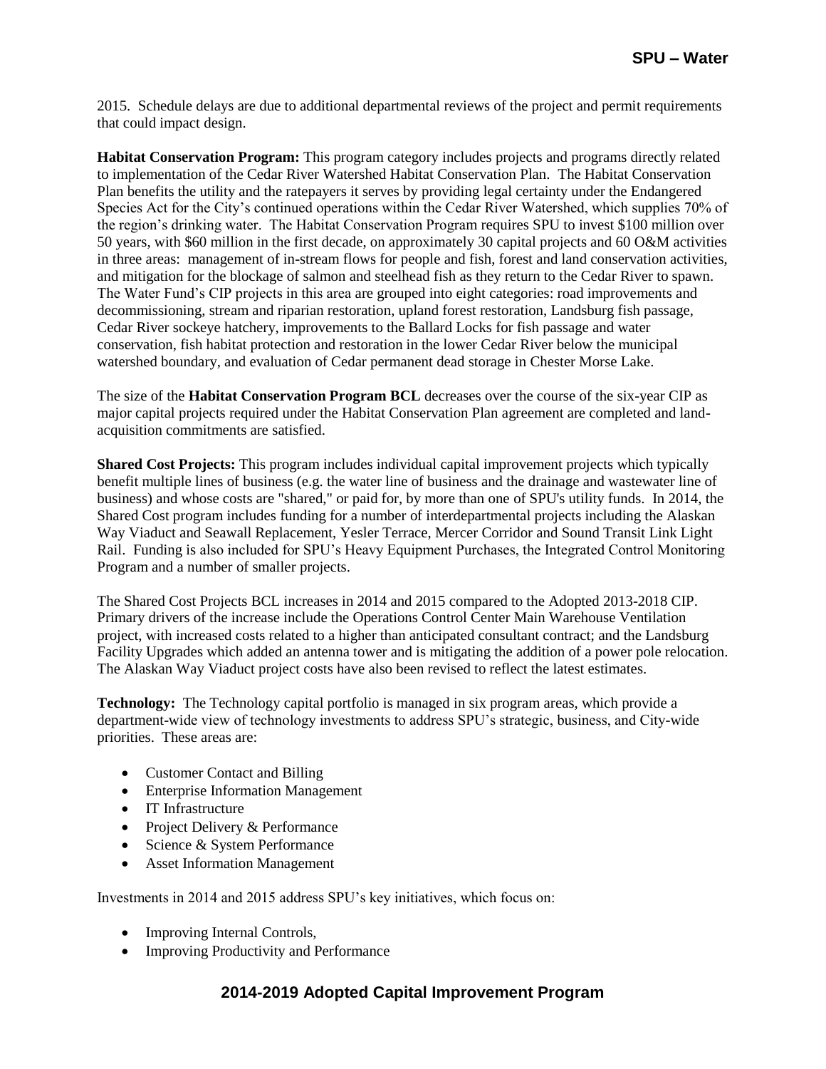2015. Schedule delays are due to additional departmental reviews of the project and permit requirements that could impact design.

**Habitat Conservation Program:** This program category includes projects and programs directly related to implementation of the Cedar River Watershed Habitat Conservation Plan. The Habitat Conservation Plan benefits the utility and the ratepayers it serves by providing legal certainty under the Endangered Species Act for the City's continued operations within the Cedar River Watershed, which supplies 70% of the region's drinking water. The Habitat Conservation Program requires SPU to invest $100 million over 50 years, with $60 million in the first decade, on approximately 30 capital projects and 60 O&M activities in three areas: management of in-stream flows for people and fish, forest and land conservation activities, and mitigation for the blockage of salmon and steelhead fish as they return to the Cedar River to spawn. The Water Fund's CIP projects in this area are grouped into eight categories: road improvements and decommissioning, stream and riparian restoration, upland forest restoration, Landsburg fish passage, Cedar River sockeye hatchery, improvements to the Ballard Locks for fish passage and water conservation, fish habitat protection and restoration in the lower Cedar River below the municipal watershed boundary, and evaluation of Cedar permanent dead storage in Chester Morse Lake.

The size of the **Habitat Conservation Program BCL** decreases over the course of the six-year CIP as major capital projects required under the Habitat Conservation Plan agreement are completed and land-acquisition commitments are satisfied.

**Shared Cost Projects:** This program includes individual capital improvement projects which typically benefit multiple lines of business (e.g. the water line of business and the drainage and wastewater line of business) and whose costs are "shared," or paid for, by more than one of SPU's utility funds. In 2014, the Shared Cost program includes funding for a number of interdepartmental projects including the Alaskan Way Viaduct and Seawall Replacement, Yesler Terrace, Mercer Corridor and Sound Transit Link Light Rail. Funding is also included for SPU's Heavy Equipment Purchases, the Integrated Control Monitoring Program and a number of smaller projects.

The Shared Cost Projects BCL increases in 2014 and 2015 compared to the Adopted 2013-2018 CIP. Primary drivers of the increase include the Operations Control Center Main Warehouse Ventilation project, with increased costs related to a higher than anticipated consultant contract; and the Landsburg Facility Upgrades which added an antenna tower and is mitigating the addition of a power pole relocation. The Alaskan Way Viaduct project costs have also been revised to reflect the latest estimates.

**Technology:** The Technology capital portfolio is managed in six program areas, which provide a department-wide view of technology investments to address SPU's strategic, business, and City-wide priorities. These areas are:

- Customer Contact and Billing
- Enterprise Information Management
- IT Infrastructure
- Project Delivery & Performance
- Science & System Performance
- Asset Information Management

Investments in 2014 and 2015 address SPU's key initiatives, which focus on:

- Improving Internal Controls,
- Improving Productivity and Performance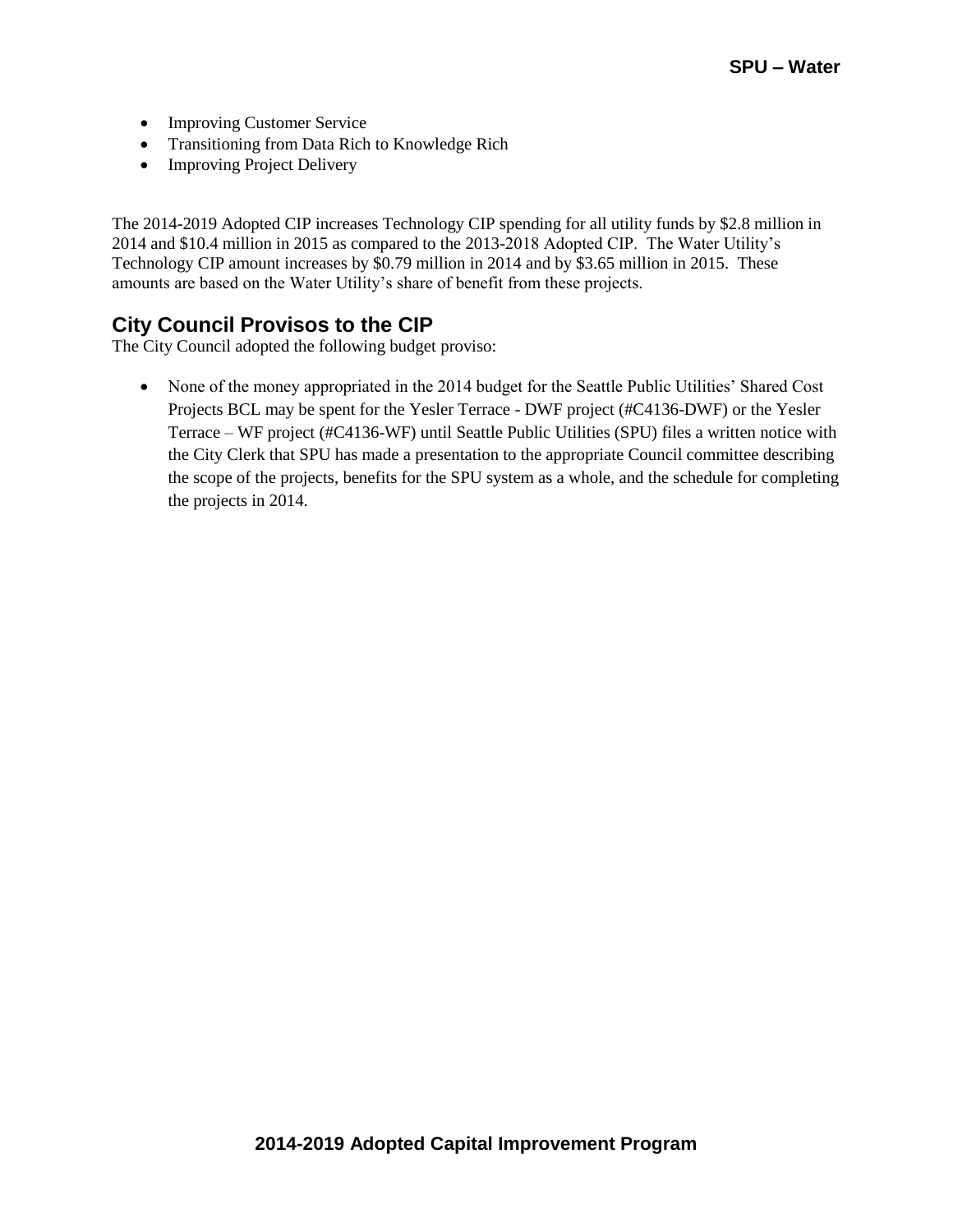- Improving Customer Service
- Transitioning from Data Rich to Knowledge Rich
- Improving Project Delivery

The 2014-2019 Adopted CIP increases Technology CIP spending for all utility funds by $2.8 million in 2014 and $10.4 million in 2015 as compared to the 2013-2018 Adopted CIP. The Water Utility's Technology CIP amount increases by $0.79 million in 2014 and by $3.65 million in 2015. These amounts are based on the Water Utility's share of benefit from these projects.

## City Council Provisos to the CIP

The City Council adopted the following budget proviso:

- None of the money appropriated in the 2014 budget for the Seattle Public Utilities' Shared Cost Projects BCL may be spent for the Yesler Terrace - DWF project (#C4136-DWF) or the Yesler Terrace – WF project (#C4136-WF) until Seattle Public Utilities (SPU) files a written notice with the City Clerk that SPU has made a presentation to the appropriate Council committee describing the scope of the projects, benefits for the SPU system as a whole, and the schedule for completing the projects in 2014.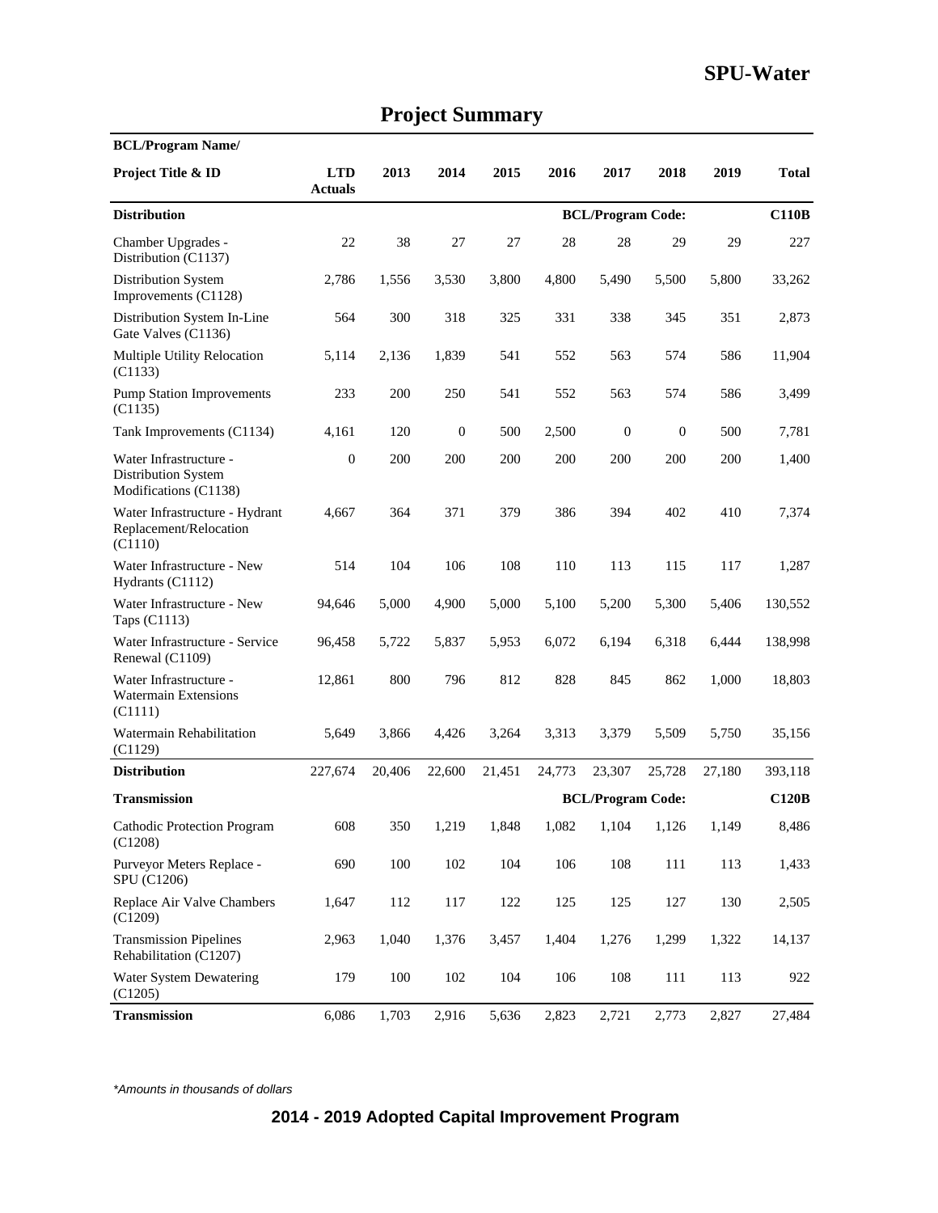# SPU-Water

## Project Summary

| BCL/Program Name/ Project Title & ID | LTD Actuals | 2013 | 2014 | 2015 | 2016 | 2017 | 2018 | 2019 | Total |
|---|---|---|---|---|---|---|---|---|---|
| **Distribution** | | | | | | **BCL/Program Code:** | | | **C110B** |
| Chamber Upgrades - Distribution (C1137) | 22 | 38 | 27 | 27 | 28 | 28 | 29 | 29 | 227 |
| Distribution System Improvements (C1128) | 2,786 | 1,556 | 3,530 | 3,800 | 4,800 | 5,490 | 5,500 | 5,800 | 33,262 |
| Distribution System In-Line Gate Valves (C1136) | 564 | 300 | 318 | 325 | 331 | 338 | 345 | 351 | 2,873 |
| Multiple Utility Relocation (C1133) | 5,114 | 2,136 | 1,839 | 541 | 552 | 563 | 574 | 586 | 11,904 |
| Pump Station Improvements (C1135) | 233 | 200 | 250 | 541 | 552 | 563 | 574 | 586 | 3,499 |
| Tank Improvements (C1134) | 4,161 | 120 | 0 | 500 | 2,500 | 0 | 0 | 500 | 7,781 |
| Water Infrastructure - Distribution System Modifications (C1138) | 0 | 200 | 200 | 200 | 200 | 200 | 200 | 200 | 1,400 |
| Water Infrastructure - Hydrant Replacement/Relocation (C1110) | 4,667 | 364 | 371 | 379 | 386 | 394 | 402 | 410 | 7,374 |
| Water Infrastructure - New Hydrants (C1112) | 514 | 104 | 106 | 108 | 110 | 113 | 115 | 117 | 1,287 |
| Water Infrastructure - New Taps (C1113) | 94,646 | 5,000 | 4,900 | 5,000 | 5,100 | 5,200 | 5,300 | 5,406 | 130,552 |
| Water Infrastructure - Service Renewal (C1109) | 96,458 | 5,722 | 5,837 | 5,953 | 6,072 | 6,194 | 6,318 | 6,444 | 138,998 |
| Water Infrastructure - Watermain Extensions (C1111) | 12,861 | 800 | 796 | 812 | 828 | 845 | 862 | 1,000 | 18,803 |
| Watermain Rehabilitation (C1129) | 5,649 | 3,866 | 4,426 | 3,264 | 3,313 | 3,379 | 5,509 | 5,750 | 35,156 |
| **Distribution** | 227,674 | 20,406 | 22,600 | 21,451 | 24,773 | 23,307 | 25,728 | 27,180 | 393,118 |
| **Transmission** | | | | | | **BCL/Program Code:** | | | **C120B** |
| Cathodic Protection Program (C1208) | 608 | 350 | 1,219 | 1,848 | 1,082 | 1,104 | 1,126 | 1,149 | 8,486 |
| Purveyor Meters Replace - SPU (C1206) | 690 | 100 | 102 | 104 | 106 | 108 | 111 | 113 | 1,433 |
| Replace Air Valve Chambers (C1209) | 1,647 | 112 | 117 | 122 | 125 | 125 | 127 | 130 | 2,505 |
| Transmission Pipelines Rehabilitation (C1207) | 2,963 | 1,040 | 1,376 | 3,457 | 1,404 | 1,276 | 1,299 | 1,322 | 14,137 |
| Water System Dewatering (C1205) | 179 | 100 | 102 | 104 | 106 | 108 | 111 | 113 | 922 |
| **Transmission** | 6,086 | 1,703 | 2,916 | 5,636 | 2,823 | 2,721 | 2,773 | 2,827 | 27,484 |

*\*Amounts in thousands of dollars*

**2014 - 2019 Adopted Capital Improvement Program**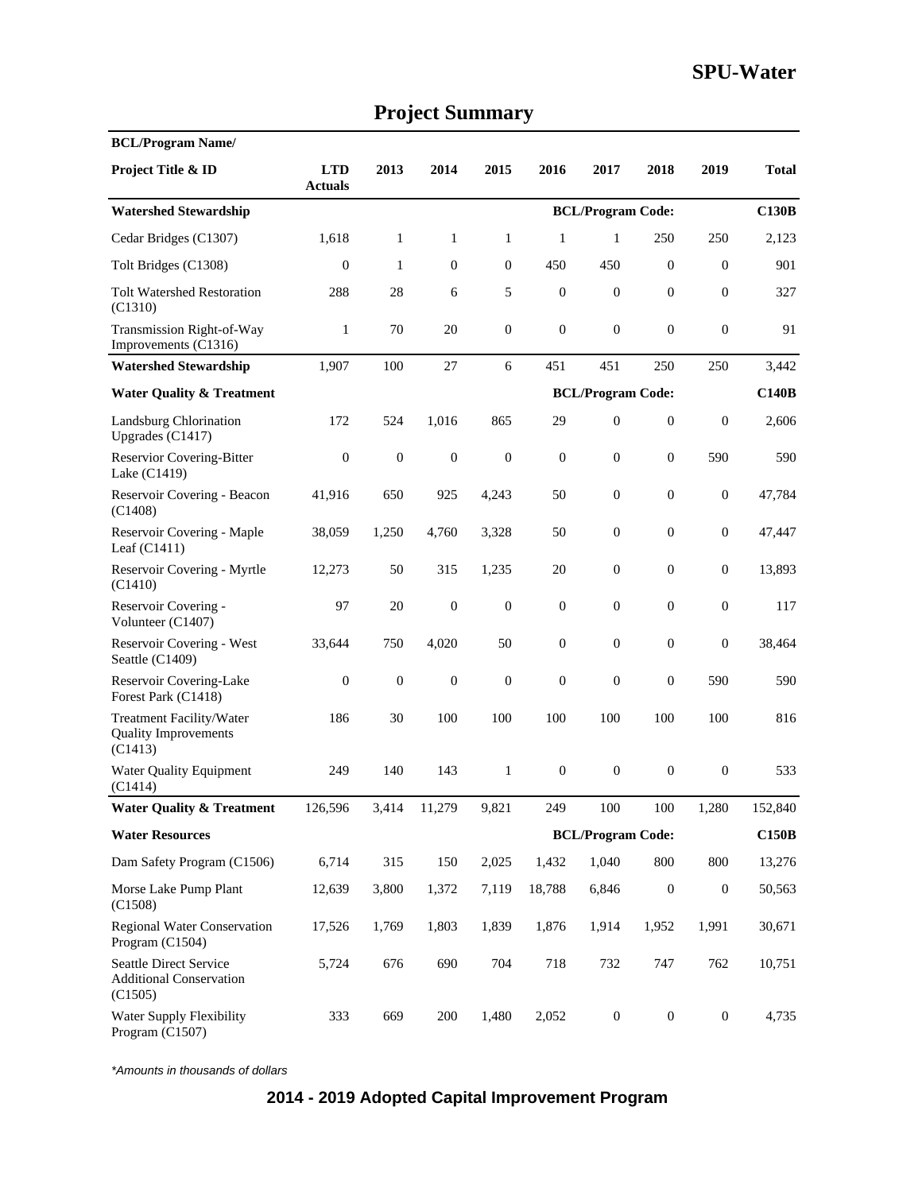# SPU-Water

## Project Summary

| BCL/Program Name/<br>Project Title & ID | LTD Actuals | 2013 | 2014 | 2015 | 2016 | 2017 | 2018 | 2019 | Total |
|---|---|---|---|---|---|---|---|---|---|
| **Watershed Stewardship** | | | | | | **BCL/Program Code:** | | | **C130B** |
| Cedar Bridges (C1307) | 1,618 | 1 | 1 | 1 | 1 | 1 | 250 | 250 | 2,123 |
| Tolt Bridges (C1308) | 0 | 1 | 0 | 0 | 450 | 450 | 0 | 0 | 901 |
| Tolt Watershed Restoration (C1310) | 288 | 28 | 6 | 5 | 0 | 0 | 0 | 0 | 327 |
| Transmission Right-of-Way Improvements (C1316) | 1 | 70 | 20 | 0 | 0 | 0 | 0 | 0 | 91 |
| **Watershed Stewardship** | 1,907 | 100 | 27 | 6 | 451 | 451 | 250 | 250 | 3,442 |
| **Water Quality & Treatment** | | | | | | **BCL/Program Code:** | | | **C140B** |
| Landsburg Chlorination Upgrades (C1417) | 172 | 524 | 1,016 | 865 | 29 | 0 | 0 | 0 | 2,606 |
| Reservior Covering-Bitter Lake (C1419) | 0 | 0 | 0 | 0 | 0 | 0 | 0 | 590 | 590 |
| Reservoir Covering - Beacon (C1408) | 41,916 | 650 | 925 | 4,243 | 50 | 0 | 0 | 0 | 47,784 |
| Reservoir Covering - Maple Leaf (C1411) | 38,059 | 1,250 | 4,760 | 3,328 | 50 | 0 | 0 | 0 | 47,447 |
| Reservoir Covering - Myrtle (C1410) | 12,273 | 50 | 315 | 1,235 | 20 | 0 | 0 | 0 | 13,893 |
| Reservoir Covering - Volunteer (C1407) | 97 | 20 | 0 | 0 | 0 | 0 | 0 | 0 | 117 |
| Reservoir Covering - West Seattle (C1409) | 33,644 | 750 | 4,020 | 50 | 0 | 0 | 0 | 0 | 38,464 |
| Reservoir Covering-Lake Forest Park (C1418) | 0 | 0 | 0 | 0 | 0 | 0 | 0 | 590 | 590 |
| Treatment Facility/Water Quality Improvements (C1413) | 186 | 30 | 100 | 100 | 100 | 100 | 100 | 100 | 816 |
| Water Quality Equipment (C1414) | 249 | 140 | 143 | 1 | 0 | 0 | 0 | 0 | 533 |
| **Water Quality & Treatment** | 126,596 | 3,414 | 11,279 | 9,821 | 249 | 100 | 100 | 1,280 | 152,840 |
| **Water Resources** | | | | | | **BCL/Program Code:** | | | **C150B** |
| Dam Safety Program (C1506) | 6,714 | 315 | 150 | 2,025 | 1,432 | 1,040 | 800 | 800 | 13,276 |
| Morse Lake Pump Plant (C1508) | 12,639 | 3,800 | 1,372 | 7,119 | 18,788 | 6,846 | 0 | 0 | 50,563 |
| Regional Water Conservation Program (C1504) | 17,526 | 1,769 | 1,803 | 1,839 | 1,876 | 1,914 | 1,952 | 1,991 | 30,671 |
| Seattle Direct Service Additional Conservation (C1505) | 5,724 | 676 | 690 | 704 | 718 | 732 | 747 | 762 | 10,751 |
| Water Supply Flexibility Program (C1507) | 333 | 669 | 200 | 1,480 | 2,052 | 0 | 0 | 0 | 4,735 |

*Amounts in thousands of dollars

**2014 - 2019 Adopted Capital Improvement Program**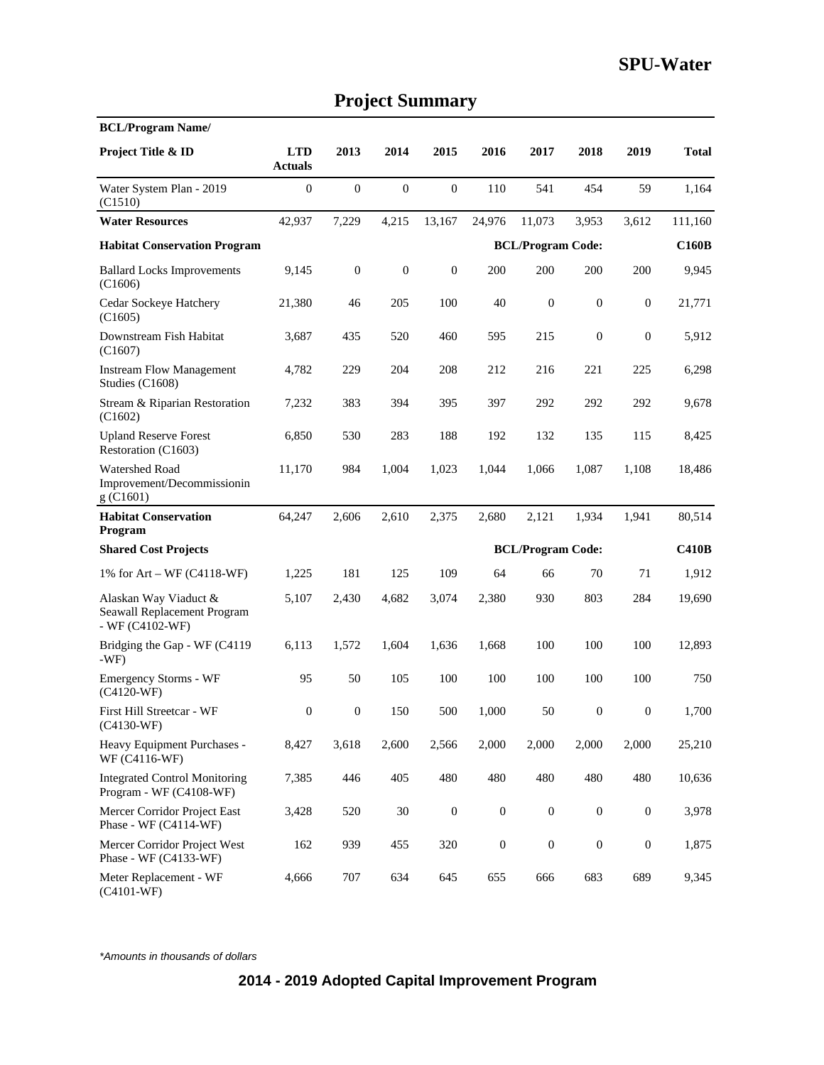# SPU-Water

## Project Summary

| BCL/Program Name/ Project Title & ID | LTD Actuals | 2013 | 2014 | 2015 | 2016 | 2017 | 2018 | 2019 | Total |
|---|---|---|---|---|---|---|---|---|---|
| Water System Plan - 2019 (C1510) | 0 | 0 | 0 | 0 | 110 | 541 | 454 | 59 | 1,164 |
| **Water Resources** | 42,937 | 7,229 | 4,215 | 13,167 | 24,976 | 11,073 | 3,953 | 3,612 | 111,160 |
| **Habitat Conservation Program** | | | | | | **BCL/Program Code:** | | | **C160B** |
| Ballard Locks Improvements (C1606) | 9,145 | 0 | 0 | 0 | 200 | 200 | 200 | 200 | 9,945 |
| Cedar Sockeye Hatchery (C1605) | 21,380 | 46 | 205 | 100 | 40 | 0 | 0 | 0 | 21,771 |
| Downstream Fish Habitat (C1607) | 3,687 | 435 | 520 | 460 | 595 | 215 | 0 | 0 | 5,912 |
| Instream Flow Management Studies (C1608) | 4,782 | 229 | 204 | 208 | 212 | 216 | 221 | 225 | 6,298 |
| Stream & Riparian Restoration (C1602) | 7,232 | 383 | 394 | 395 | 397 | 292 | 292 | 292 | 9,678 |
| Upland Reserve Forest Restoration (C1603) | 6,850 | 530 | 283 | 188 | 192 | 132 | 135 | 115 | 8,425 |
| Watershed Road Improvement/Decommissioning (C1601) | 11,170 | 984 | 1,004 | 1,023 | 1,044 | 1,066 | 1,087 | 1,108 | 18,486 |
| **Habitat Conservation Program** | 64,247 | 2,606 | 2,610 | 2,375 | 2,680 | 2,121 | 1,934 | 1,941 | 80,514 |
| **Shared Cost Projects** | | | | | | **BCL/Program Code:** | | | **C410B** |
| 1% for Art – WF (C4118-WF) | 1,225 | 181 | 125 | 109 | 64 | 66 | 70 | 71 | 1,912 |
| Alaskan Way Viaduct & Seawall Replacement Program - WF (C4102-WF) | 5,107 | 2,430 | 4,682 | 3,074 | 2,380 | 930 | 803 | 284 | 19,690 |
| Bridging the Gap - WF (C4119 -WF) | 6,113 | 1,572 | 1,604 | 1,636 | 1,668 | 100 | 100 | 100 | 12,893 |
| Emergency Storms - WF (C4120-WF) | 95 | 50 | 105 | 100 | 100 | 100 | 100 | 100 | 750 |
| First Hill Streetcar - WF (C4130-WF) | 0 | 0 | 150 | 500 | 1,000 | 50 | 0 | 0 | 1,700 |
| Heavy Equipment Purchases - WF (C4116-WF) | 8,427 | 3,618 | 2,600 | 2,566 | 2,000 | 2,000 | 2,000 | 2,000 | 25,210 |
| Integrated Control Monitoring Program - WF (C4108-WF) | 7,385 | 446 | 405 | 480 | 480 | 480 | 480 | 480 | 10,636 |
| Mercer Corridor Project East Phase - WF (C4114-WF) | 3,428 | 520 | 30 | 0 | 0 | 0 | 0 | 0 | 3,978 |
| Mercer Corridor Project West Phase - WF (C4133-WF) | 162 | 939 | 455 | 320 | 0 | 0 | 0 | 0 | 1,875 |
| Meter Replacement - WF (C4101-WF) | 4,666 | 707 | 634 | 645 | 655 | 666 | 683 | 689 | 9,345 |

*Amounts in thousands of dollars*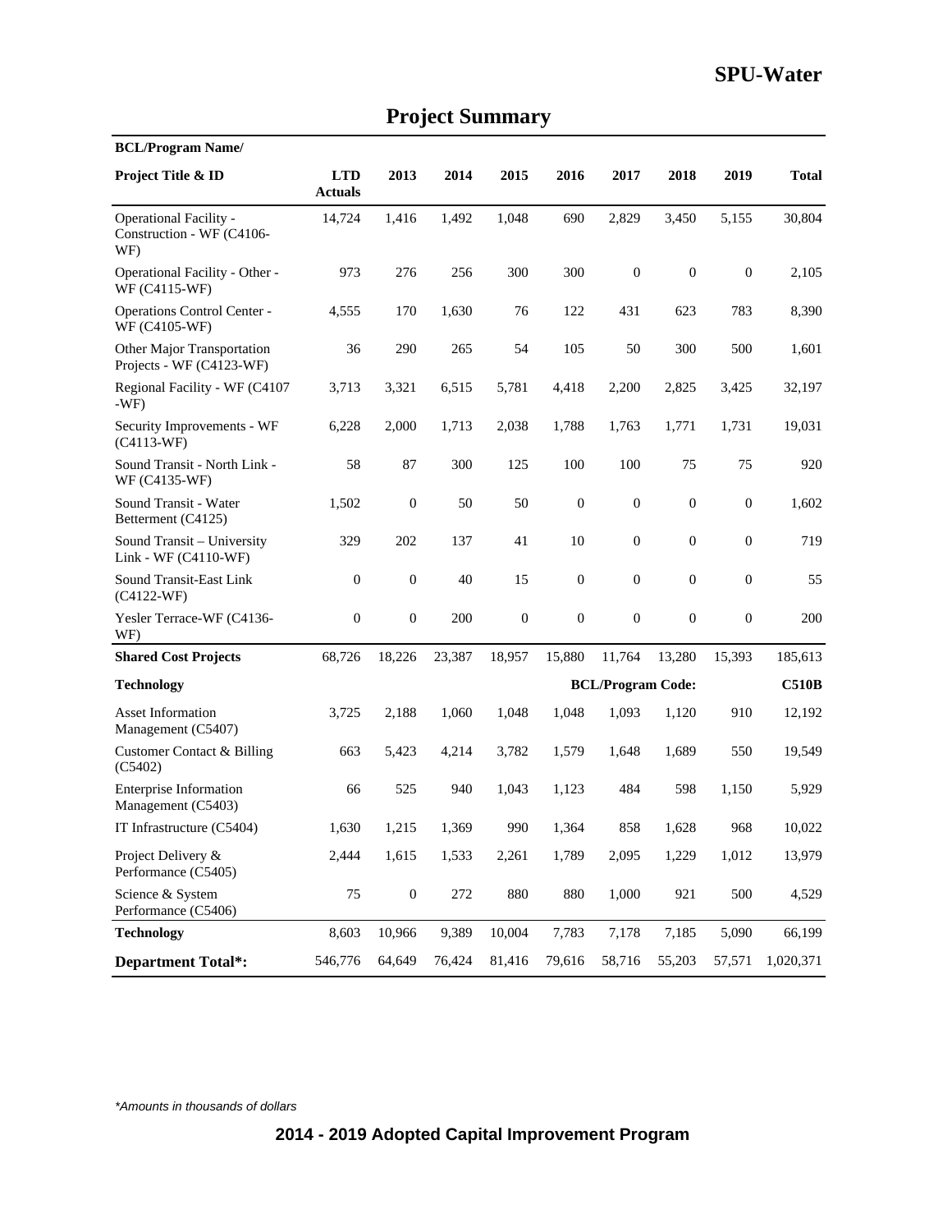## SPU-Water

# Project Summary

| BCL/Program Name/ Project Title & ID | LTD Actuals | 2013 | 2014 | 2015 | 2016 | 2017 | 2018 | 2019 | Total |
|---|---|---|---|---|---|---|---|---|---|
| Operational Facility - Construction - WF (C4106-WF) | 14,724 | 1,416 | 1,492 | 1,048 | 690 | 2,829 | 3,450 | 5,155 | 30,804 |
| Operational Facility - Other - WF (C4115-WF) | 973 | 276 | 256 | 300 | 300 | 0 | 0 | 0 | 2,105 |
| Operations Control Center - WF (C4105-WF) | 4,555 | 170 | 1,630 | 76 | 122 | 431 | 623 | 783 | 8,390 |
| Other Major Transportation Projects - WF (C4123-WF) | 36 | 290 | 265 | 54 | 105 | 50 | 300 | 500 | 1,601 |
| Regional Facility - WF (C4107 -WF) | 3,713 | 3,321 | 6,515 | 5,781 | 4,418 | 2,200 | 2,825 | 3,425 | 32,197 |
| Security Improvements - WF (C4113-WF) | 6,228 | 2,000 | 1,713 | 2,038 | 1,788 | 1,763 | 1,771 | 1,731 | 19,031 |
| Sound Transit - North Link - WF (C4135-WF) | 58 | 87 | 300 | 125 | 100 | 100 | 75 | 75 | 920 |
| Sound Transit - Water Betterment (C4125) | 1,502 | 0 | 50 | 50 | 0 | 0 | 0 | 0 | 1,602 |
| Sound Transit – University Link - WF (C4110-WF) | 329 | 202 | 137 | 41 | 10 | 0 | 0 | 0 | 719 |
| Sound Transit-East Link (C4122-WF) | 0 | 0 | 40 | 15 | 0 | 0 | 0 | 0 | 55 |
| Yesler Terrace-WF (C4136-WF) | 0 | 0 | 200 | 0 | 0 | 0 | 0 | 0 | 200 |
| **Shared Cost Projects** | 68,726 | 18,226 | 23,387 | 18,957 | 15,880 | 11,764 | 13,280 | 15,393 | 185,613 |
| **Technology** | | | | | | **BCL/Program Code:** | | | **C510B** |
| Asset Information Management (C5407) | 3,725 | 2,188 | 1,060 | 1,048 | 1,048 | 1,093 | 1,120 | 910 | 12,192 |
| Customer Contact & Billing (C5402) | 663 | 5,423 | 4,214 | 3,782 | 1,579 | 1,648 | 1,689 | 550 | 19,549 |
| Enterprise Information Management (C5403) | 66 | 525 | 940 | 1,043 | 1,123 | 484 | 598 | 1,150 | 5,929 |
| IT Infrastructure (C5404) | 1,630 | 1,215 | 1,369 | 990 | 1,364 | 858 | 1,628 | 968 | 10,022 |
| Project Delivery & Performance (C5405) | 2,444 | 1,615 | 1,533 | 2,261 | 1,789 | 2,095 | 1,229 | 1,012 | 13,979 |
| Science & System Performance (C5406) | 75 | 0 | 272 | 880 | 880 | 1,000 | 921 | 500 | 4,529 |
| **Technology** | 8,603 | 10,966 | 9,389 | 10,004 | 7,783 | 7,178 | 7,185 | 5,090 | 66,199 |
| **Department Total*:** | 546,776 | 64,649 | 76,424 | 81,416 | 79,616 | 58,716 | 55,203 | 57,571 | 1,020,371 |

*Amounts in thousands of dollars*

**2014 - 2019 Adopted Capital Improvement Program**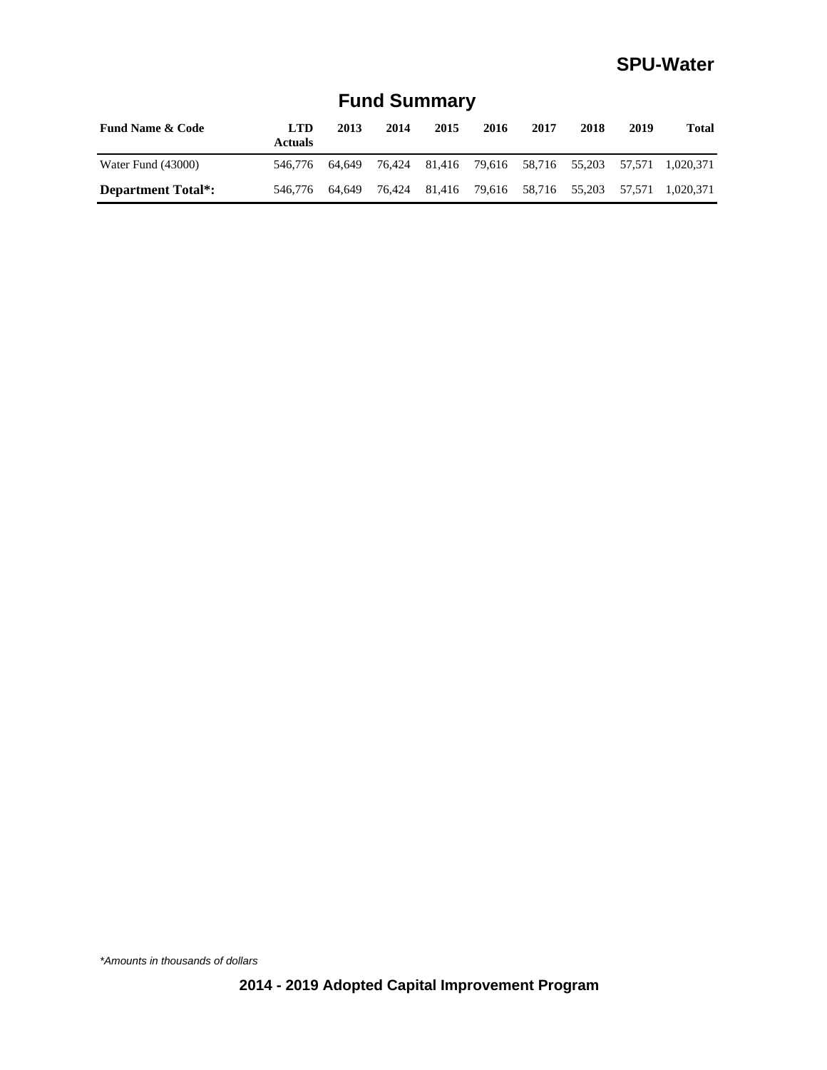# SPU-Water

## Fund Summary

| Fund Name & Code | LTD Actuals | 2013 | 2014 | 2015 | 2016 | 2017 | 2018 | 2019 | Total |
|---|---|---|---|---|---|---|---|---|---|
| Water Fund (43000) | 546,776 | 64,649 | 76,424 | 81,416 | 79,616 | 58,716 | 55,203 | 57,571 | 1,020,371 |
| **Department Total*:** | 546,776 | 64,649 | 76,424 | 81,416 | 79,616 | 58,716 | 55,203 | 57,571 | 1,020,371 |

*\*Amounts in thousands of dollars*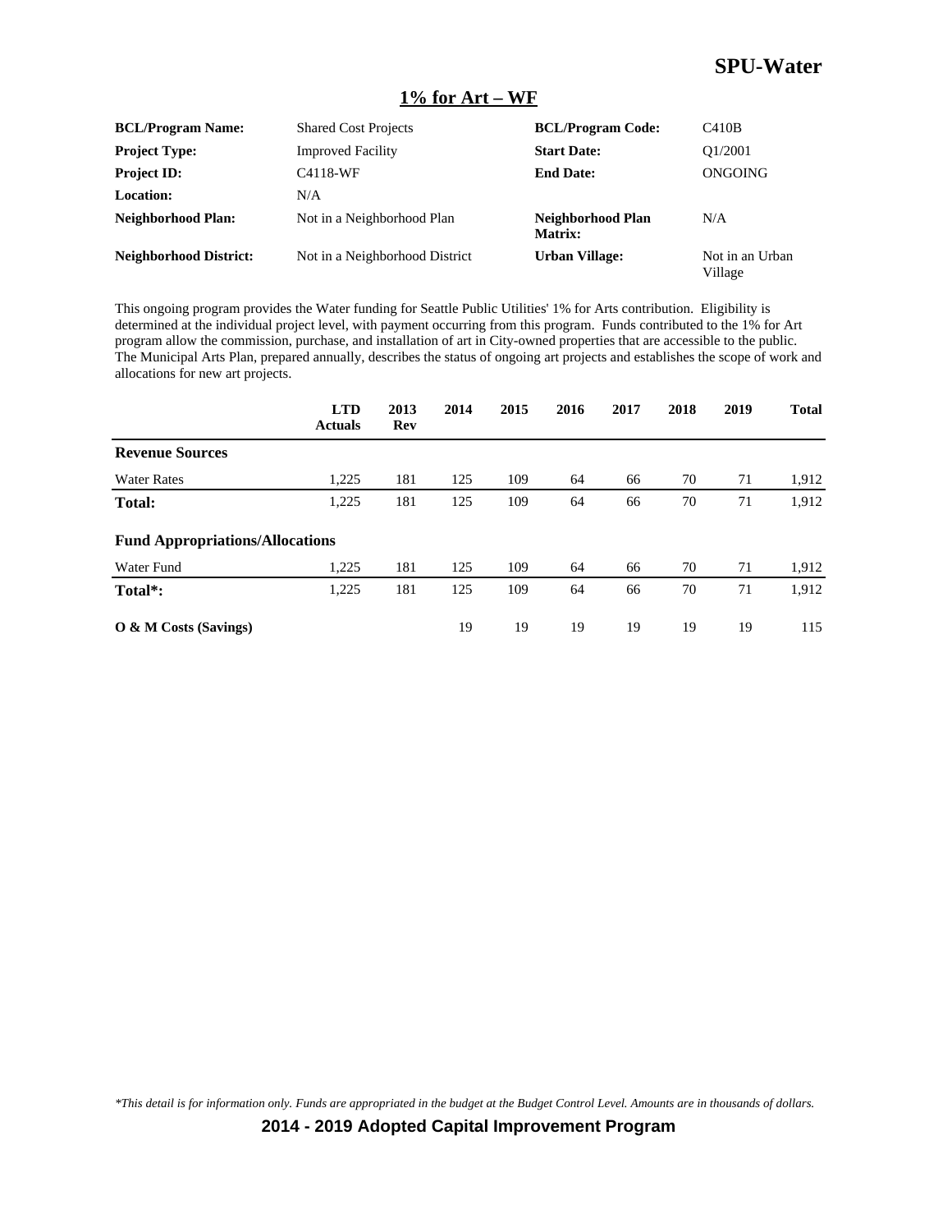# SPU-Water

## 1% for Art – WF

| | | | |
|---|---|---|---|
| **BCL/Program Name:** | Shared Cost Projects | **BCL/Program Code:** | C410B |
| **Project Type:** | Improved Facility | **Start Date:** | Q1/2001 |
| **Project ID:** | C4118-WF | **End Date:** | ONGOING |
| **Location:** | N/A | | |
| **Neighborhood Plan:** | Not in a Neighborhood Plan | **Neighborhood Plan Matrix:** | N/A |
| **Neighborhood District:** | Not in a Neighborhood District | **Urban Village:** | Not in an Urban Village |

This ongoing program provides the Water funding for Seattle Public Utilities' 1% for Arts contribution. Eligibility is determined at the individual project level, with payment occurring from this program. Funds contributed to the 1% for Art program allow the commission, purchase, and installation of art in City-owned properties that are accessible to the public. The Municipal Arts Plan, prepared annually, describes the status of ongoing art projects and establishes the scope of work and allocations for new art projects.

| | LTD Actuals | 2013 Rev | 2014 | 2015 | 2016 | 2017 | 2018 | 2019 | Total |
|---|---|---|---|---|---|---|---|---|---|
| **Revenue Sources** | | | | | | | | | |
| Water Rates | 1,225 | 181 | 125 | 109 | 64 | 66 | 70 | 71 | 1,912 |
| **Total:** | 1,225 | 181 | 125 | 109 | 64 | 66 | 70 | 71 | 1,912 |
| **Fund Appropriations/Allocations** | | | | | | | | | |
| Water Fund | 1,225 | 181 | 125 | 109 | 64 | 66 | 70 | 71 | 1,912 |
| **Total*:** | 1,225 | 181 | 125 | 109 | 64 | 66 | 70 | 71 | 1,912 |
| **O & M Costs (Savings)** | | | 19 | 19 | 19 | 19 | 19 | 19 | 115 |

*This detail is for information only. Funds are appropriated in the budget at the Budget Control Level. Amounts are in thousands of dollars.*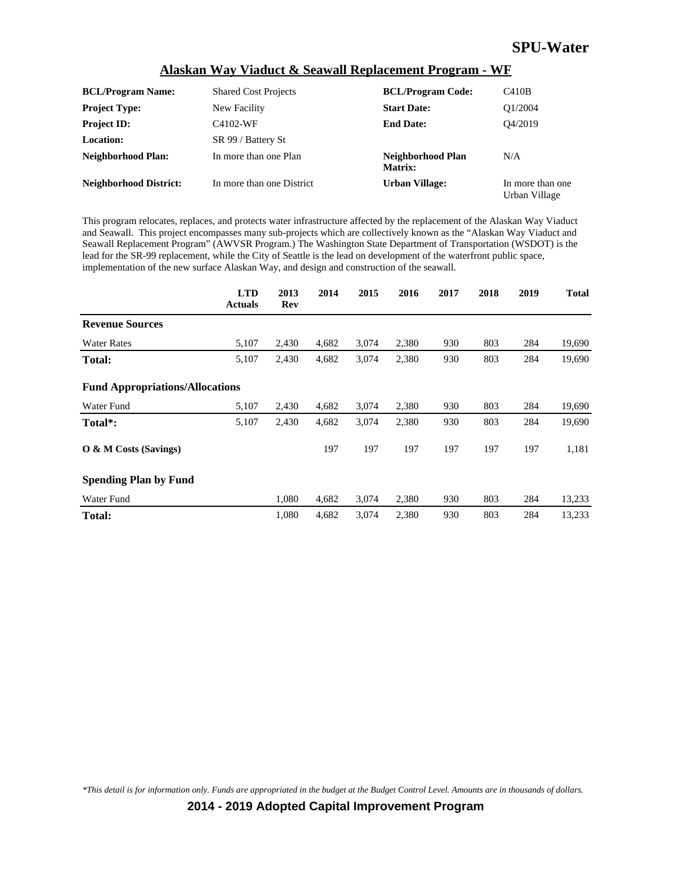# SPU-Water

## Alaskan Way Viaduct & Seawall Replacement Program - WF

| | | | |
|---|---|---|---|
| **BCL/Program Name:** | Shared Cost Projects | **BCL/Program Code:** | C410B |
| **Project Type:** | New Facility | **Start Date:** | Q1/2004 |
| **Project ID:** | C4102-WF | **End Date:** | Q4/2019 |
| **Location:** | SR 99 / Battery St | | |
| **Neighborhood Plan:** | In more than one Plan | **Neighborhood Plan Matrix:** | N/A |
| **Neighborhood District:** | In more than one District | **Urban Village:** | In more than one Urban Village |

This program relocates, replaces, and protects water infrastructure affected by the replacement of the Alaskan Way Viaduct and Seawall. This project encompasses many sub-projects which are collectively known as the "Alaskan Way Viaduct and Seawall Replacement Program" (AWVSR Program.) The Washington State Department of Transportation (WSDOT) is the lead for the SR-99 replacement, while the City of Seattle is the lead on development of the waterfront public space, implementation of the new surface Alaskan Way, and design and construction of the seawall.

| | LTD Actuals | 2013 Rev | 2014 | 2015 | 2016 | 2017 | 2018 | 2019 | Total |
|---|---|---|---|---|---|---|---|---|---|
| **Revenue Sources** | | | | | | | | | |
| Water Rates | 5,107 | 2,430 | 4,682 | 3,074 | 2,380 | 930 | 803 | 284 | 19,690 |
| **Total:** | 5,107 | 2,430 | 4,682 | 3,074 | 2,380 | 930 | 803 | 284 | 19,690 |
| **Fund Appropriations/Allocations** | | | | | | | | | |
| Water Fund | 5,107 | 2,430 | 4,682 | 3,074 | 2,380 | 930 | 803 | 284 | 19,690 |
| **Total*:** | 5,107 | 2,430 | 4,682 | 3,074 | 2,380 | 930 | 803 | 284 | 19,690 |
| **O & M Costs (Savings)** | | | 197 | 197 | 197 | 197 | 197 | 197 | 1,181 |
| **Spending Plan by Fund** | | | | | | | | | |
| Water Fund | | 1,080 | 4,682 | 3,074 | 2,380 | 930 | 803 | 284 | 13,233 |
| **Total:** | | 1,080 | 4,682 | 3,074 | 2,380 | 930 | 803 | 284 | 13,233 |

*\*This detail is for information only. Funds are appropriated in the budget at the Budget Control Level. Amounts are in thousands of dollars.*

**2014 - 2019 Adopted Capital Improvement Program**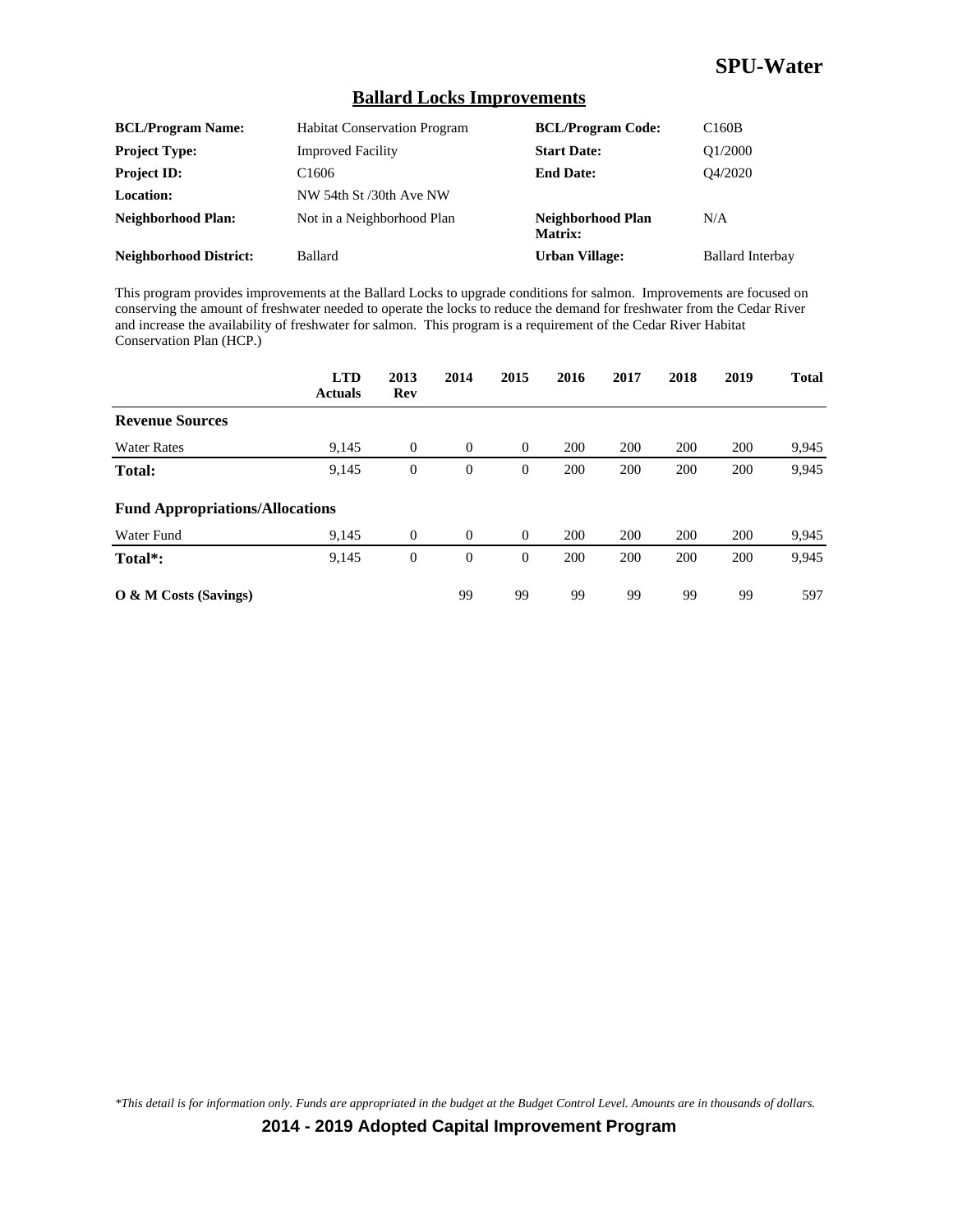## Ballard Locks Improvements

| | | | |
|---|---|---|---|
| **BCL/Program Name:** | Habitat Conservation Program | **BCL/Program Code:** | C160B |
| **Project Type:** | Improved Facility | **Start Date:** | Q1/2000 |
| **Project ID:** | C1606 | **End Date:** | Q4/2020 |
| **Location:** | NW 54th St /30th Ave NW | | |
| **Neighborhood Plan:** | Not in a Neighborhood Plan | **Neighborhood Plan Matrix:** | N/A |
| **Neighborhood District:** | Ballard | **Urban Village:** | Ballard Interbay |

This program provides improvements at the Ballard Locks to upgrade conditions for salmon. Improvements are focused on conserving the amount of freshwater needed to operate the locks to reduce the demand for freshwater from the Cedar River and increase the availability of freshwater for salmon. This program is a requirement of the Cedar River Habitat Conservation Plan (HCP.)

| | LTD Actuals | 2013 Rev | 2014 | 2015 | 2016 | 2017 | 2018 | 2019 | Total |
|---|---|---|---|---|---|---|---|---|---|
| **Revenue Sources** | | | | | | | | | |
| Water Rates | 9,145 | 0 | 0 | 0 | 200 | 200 | 200 | 200 | 9,945 |
| **Total:** | 9,145 | 0 | 0 | 0 | 200 | 200 | 200 | 200 | 9,945 |
| **Fund Appropriations/Allocations** | | | | | | | | | |
| Water Fund | 9,145 | 0 | 0 | 0 | 200 | 200 | 200 | 200 | 9,945 |
| **Total*:** | 9,145 | 0 | 0 | 0 | 200 | 200 | 200 | 200 | 9,945 |
| **O & M Costs (Savings)** | | | 99 | 99 | 99 | 99 | 99 | 99 | 597 |

*\*This detail is for information only. Funds are appropriated in the budget at the Budget Control Level. Amounts are in thousands of dollars.*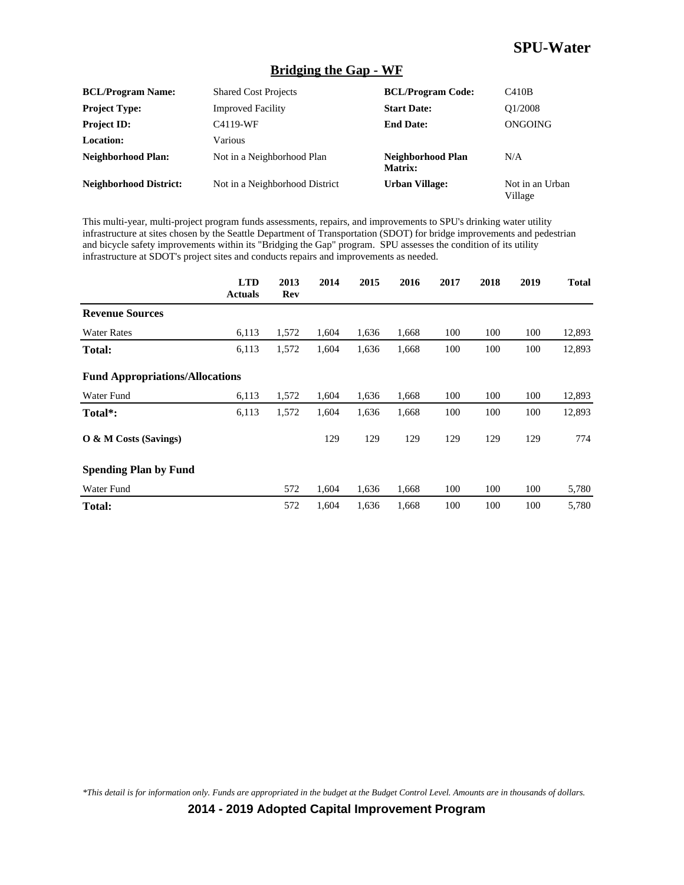# SPU-Water

## Bridging the Gap - WF

| | | | |
|---|---|---|---|
| **BCL/Program Name:** | Shared Cost Projects | **BCL/Program Code:** | C410B |
| **Project Type:** | Improved Facility | **Start Date:** | Q1/2008 |
| **Project ID:** | C4119-WF | **End Date:** | ONGOING |
| **Location:** | Various | | |
| **Neighborhood Plan:** | Not in a Neighborhood Plan | **Neighborhood Plan Matrix:** | N/A |
| **Neighborhood District:** | Not in a Neighborhood District | **Urban Village:** | Not in an Urban Village |

This multi-year, multi-project program funds assessments, repairs, and improvements to SPU's drinking water utility infrastructure at sites chosen by the Seattle Department of Transportation (SDOT) for bridge improvements and pedestrian and bicycle safety improvements within its "Bridging the Gap" program. SPU assesses the condition of its utility infrastructure at SDOT's project sites and conducts repairs and improvements as needed.

| | LTD Actuals | 2013 Rev | 2014 | 2015 | 2016 | 2017 | 2018 | 2019 | Total |
|---|---|---|---|---|---|---|---|---|---|
| **Revenue Sources** | | | | | | | | | |
| Water Rates | 6,113 | 1,572 | 1,604 | 1,636 | 1,668 | 100 | 100 | 100 | 12,893 |
| **Total:** | 6,113 | 1,572 | 1,604 | 1,636 | 1,668 | 100 | 100 | 100 | 12,893 |
| **Fund Appropriations/Allocations** | | | | | | | | | |
| Water Fund | 6,113 | 1,572 | 1,604 | 1,636 | 1,668 | 100 | 100 | 100 | 12,893 |
| **Total*:** | 6,113 | 1,572 | 1,604 | 1,636 | 1,668 | 100 | 100 | 100 | 12,893 |
| **O & M Costs (Savings)** | | | 129 | 129 | 129 | 129 | 129 | 129 | 774 |
| **Spending Plan by Fund** | | | | | | | | | |
| Water Fund | | 572 | 1,604 | 1,636 | 1,668 | 100 | 100 | 100 | 5,780 |
| **Total:** | | 572 | 1,604 | 1,636 | 1,668 | 100 | 100 | 100 | 5,780 |

*This detail is for information only. Funds are appropriated in the budget at the Budget Control Level. Amounts are in thousands of dollars.*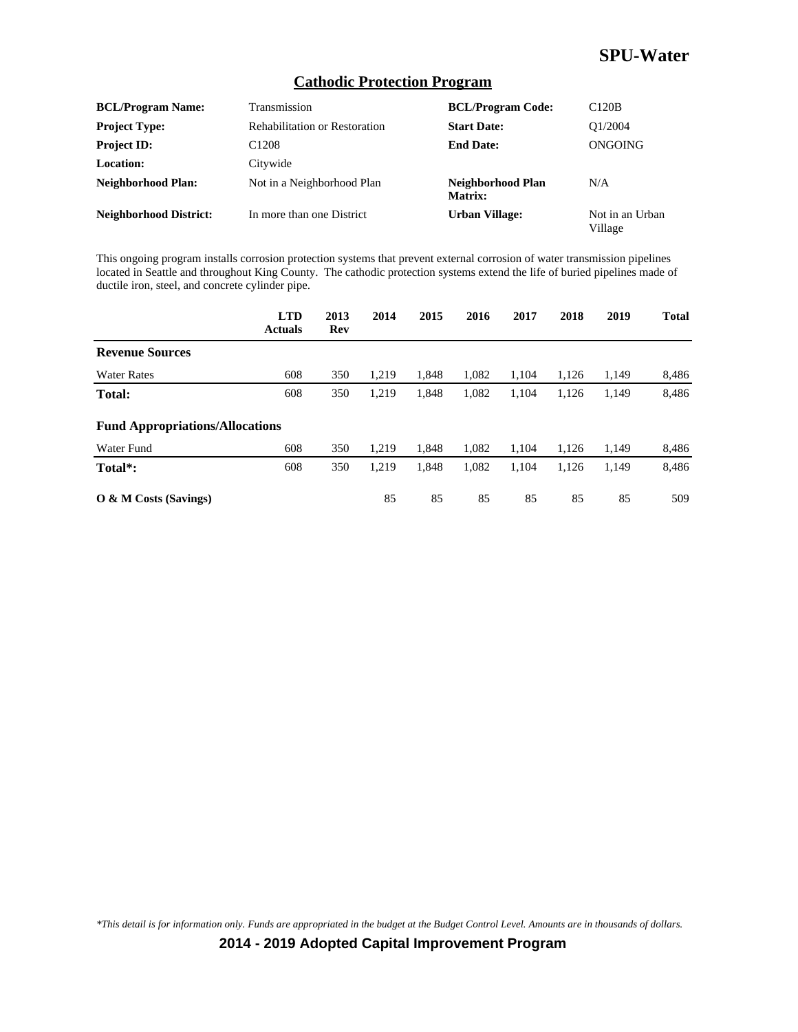## Cathodic Protection Program

| | | | |
|---|---|---|---|
| **BCL/Program Name:** | Transmission | **BCL/Program Code:** | C120B |
| **Project Type:** | Rehabilitation or Restoration | **Start Date:** | Q1/2004 |
| **Project ID:** | C1208 | **End Date:** | ONGOING |
| **Location:** | Citywide | | |
| **Neighborhood Plan:** | Not in a Neighborhood Plan | **Neighborhood Plan Matrix:** | N/A |
| **Neighborhood District:** | In more than one District | **Urban Village:** | Not in an Urban Village |

This ongoing program installs corrosion protection systems that prevent external corrosion of water transmission pipelines located in Seattle and throughout King County. The cathodic protection systems extend the life of buried pipelines made of ductile iron, steel, and concrete cylinder pipe.

| | LTD Actuals | 2013 Rev | 2014 | 2015 | 2016 | 2017 | 2018 | 2019 | Total |
|---|---|---|---|---|---|---|---|---|---|
| **Revenue Sources** | | | | | | | | | |
| Water Rates | 608 | 350 | 1,219 | 1,848 | 1,082 | 1,104 | 1,126 | 1,149 | 8,486 |
| **Total:** | 608 | 350 | 1,219 | 1,848 | 1,082 | 1,104 | 1,126 | 1,149 | 8,486 |
| **Fund Appropriations/Allocations** | | | | | | | | | |
| Water Fund | 608 | 350 | 1,219 | 1,848 | 1,082 | 1,104 | 1,126 | 1,149 | 8,486 |
| **Total*:** | 608 | 350 | 1,219 | 1,848 | 1,082 | 1,104 | 1,126 | 1,149 | 8,486 |
| **O & M Costs (Savings)** | | | 85 | 85 | 85 | 85 | 85 | 85 | 509 |

*This detail is for information only. Funds are appropriated in the budget at the Budget Control Level. Amounts are in thousands of dollars.*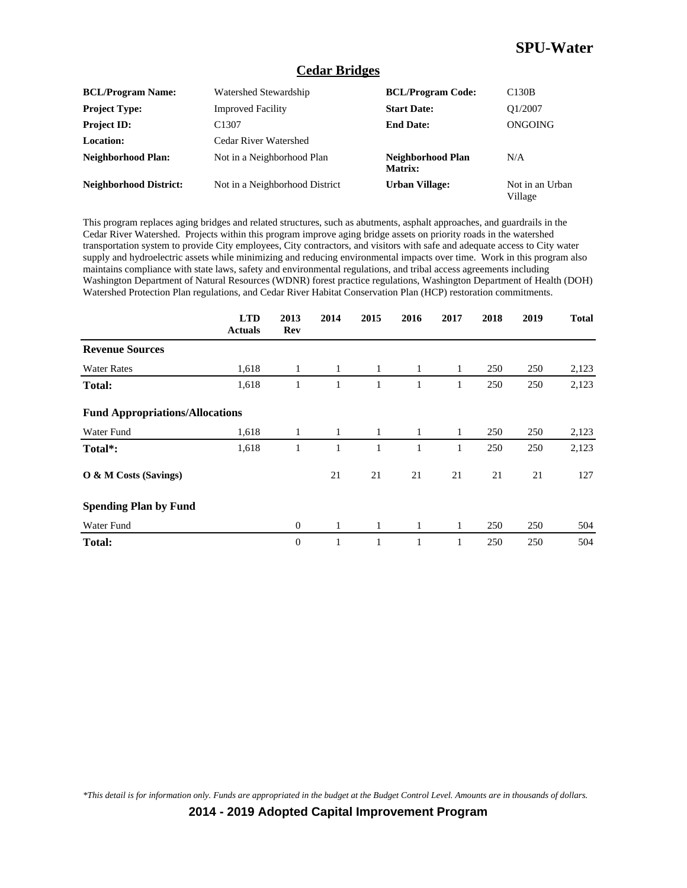# SPU-Water

## Cedar Bridges

| | | | |
|---|---|---|---|
| **BCL/Program Name:** | Watershed Stewardship | **BCL/Program Code:** | C130B |
| **Project Type:** | Improved Facility | **Start Date:** | Q1/2007 |
| **Project ID:** | C1307 | **End Date:** | ONGOING |
| **Location:** | Cedar River Watershed | | |
| **Neighborhood Plan:** | Not in a Neighborhood Plan | **Neighborhood Plan Matrix:** | N/A |
| **Neighborhood District:** | Not in a Neighborhood District | **Urban Village:** | Not in an Urban Village |

This program replaces aging bridges and related structures, such as abutments, asphalt approaches, and guardrails in the Cedar River Watershed. Projects within this program improve aging bridge assets on priority roads in the watershed transportation system to provide City employees, City contractors, and visitors with safe and adequate access to City water supply and hydroelectric assets while minimizing and reducing environmental impacts over time. Work in this program also maintains compliance with state laws, safety and environmental regulations, and tribal access agreements including Washington Department of Natural Resources (WDNR) forest practice regulations, Washington Department of Health (DOH) Watershed Protection Plan regulations, and Cedar River Habitat Conservation Plan (HCP) restoration commitments.

| | LTD Actuals | 2013 Rev | 2014 | 2015 | 2016 | 2017 | 2018 | 2019 | Total |
|---|---|---|---|---|---|---|---|---|---|
| **Revenue Sources** | | | | | | | | | |
| Water Rates | 1,618 | 1 | 1 | 1 | 1 | 1 | 250 | 250 | 2,123 |
| **Total:** | 1,618 | 1 | 1 | 1 | 1 | 1 | 250 | 250 | 2,123 |
| **Fund Appropriations/Allocations** | | | | | | | | | |
| Water Fund | 1,618 | 1 | 1 | 1 | 1 | 1 | 250 | 250 | 2,123 |
| **Total*:** | 1,618 | 1 | 1 | 1 | 1 | 1 | 250 | 250 | 2,123 |
| **O & M Costs (Savings)** | | | 21 | 21 | 21 | 21 | 21 | 21 | 127 |
| **Spending Plan by Fund** | | | | | | | | | |
| Water Fund | | 0 | 1 | 1 | 1 | 1 | 250 | 250 | 504 |
| **Total:** | | 0 | 1 | 1 | 1 | 1 | 250 | 250 | 504 |

*This detail is for information only. Funds are appropriated in the budget at the Budget Control Level. Amounts are in thousands of dollars.*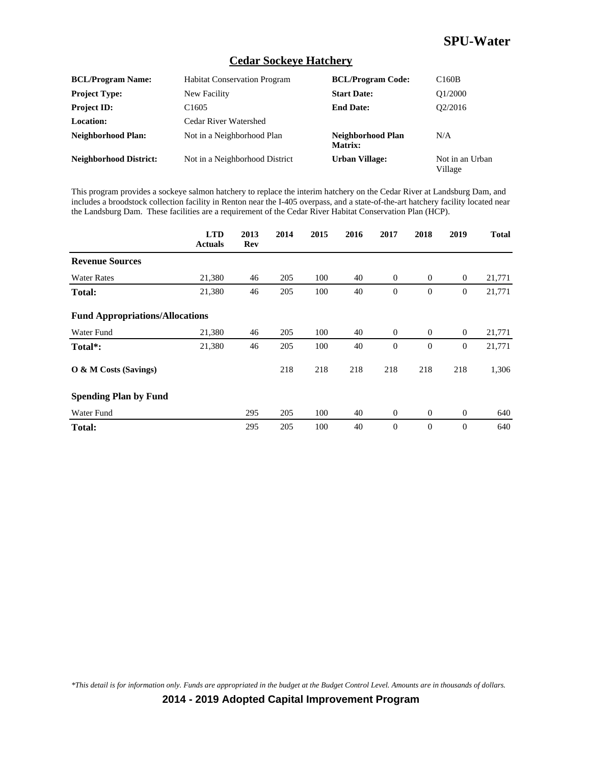# SPU-Water

## Cedar Sockeye Hatchery

| | | | |
|---|---|---|---|
| **BCL/Program Name:** | Habitat Conservation Program | **BCL/Program Code:** | C160B |
| **Project Type:** | New Facility | **Start Date:** | Q1/2000 |
| **Project ID:** | C1605 | **End Date:** | Q2/2016 |
| **Location:** | Cedar River Watershed | | |
| **Neighborhood Plan:** | Not in a Neighborhood Plan | **Neighborhood Plan Matrix:** | N/A |
| **Neighborhood District:** | Not in a Neighborhood District | **Urban Village:** | Not in an Urban Village |

This program provides a sockeye salmon hatchery to replace the interim hatchery on the Cedar River at Landsburg Dam, and includes a broodstock collection facility in Renton near the I-405 overpass, and a state-of-the-art hatchery facility located near the Landsburg Dam. These facilities are a requirement of the Cedar River Habitat Conservation Plan (HCP).

| | LTD Actuals | 2013 Rev | 2014 | 2015 | 2016 | 2017 | 2018 | 2019 | Total |
|---|---|---|---|---|---|---|---|---|---|
| **Revenue Sources** | | | | | | | | | |
| Water Rates | 21,380 | 46 | 205 | 100 | 40 | 0 | 0 | 0 | 21,771 |
| **Total:** | 21,380 | 46 | 205 | 100 | 40 | 0 | 0 | 0 | 21,771 |
| **Fund Appropriations/Allocations** | | | | | | | | | |
| Water Fund | 21,380 | 46 | 205 | 100 | 40 | 0 | 0 | 0 | 21,771 |
| **Total*:** | 21,380 | 46 | 205 | 100 | 40 | 0 | 0 | 0 | 21,771 |
| **O & M Costs (Savings)** | | | 218 | 218 | 218 | 218 | 218 | 218 | 1,306 |
| **Spending Plan by Fund** | | | | | | | | | |
| Water Fund | | 295 | 205 | 100 | 40 | 0 | 0 | 0 | 640 |
| **Total:** | | 295 | 205 | 100 | 40 | 0 | 0 | 0 | 640 |

*\*This detail is for information only. Funds are appropriated in the budget at the Budget Control Level. Amounts are in thousands of dollars.*

**2014 - 2019 Adopted Capital Improvement Program**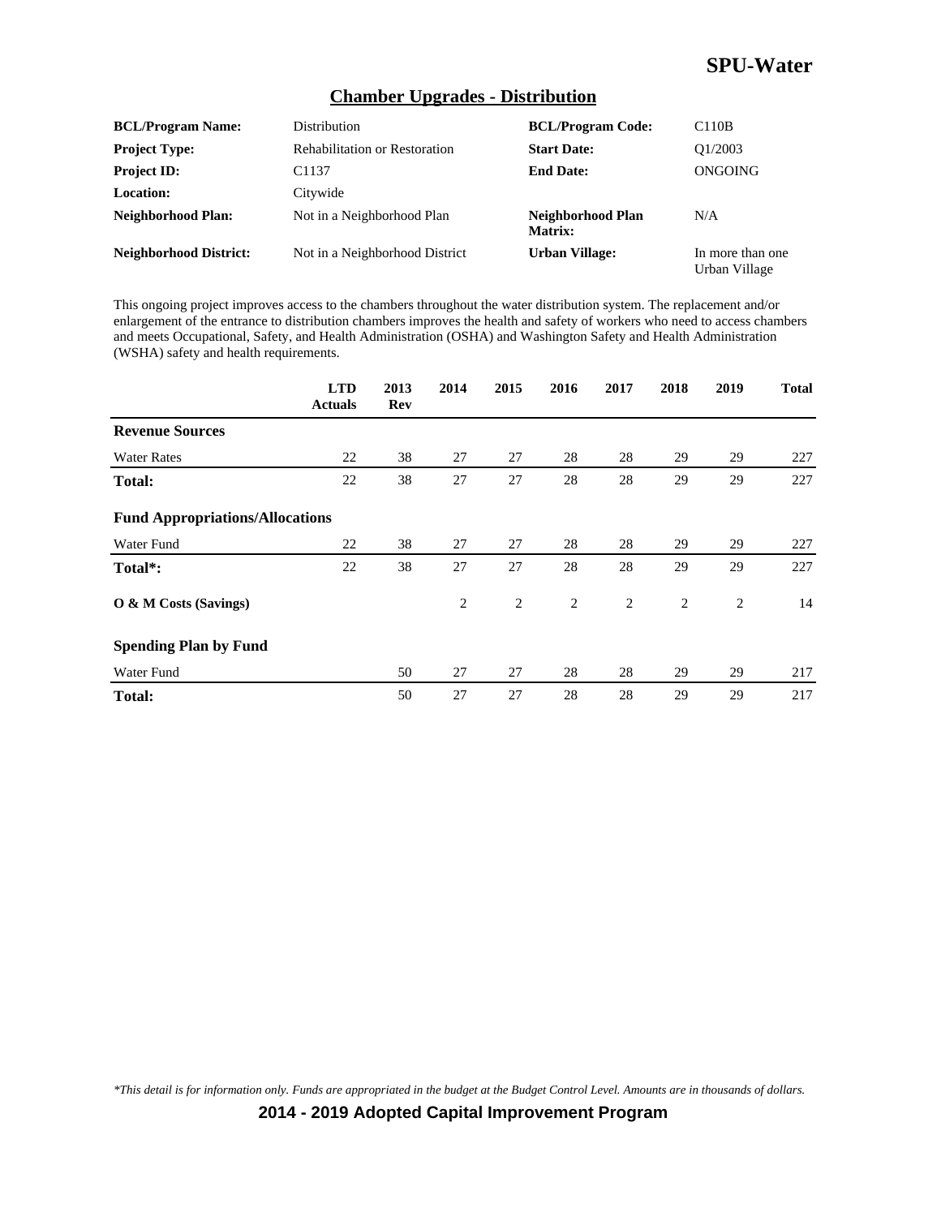# SPU-Water

## Chamber Upgrades - Distribution

| | | | |
|---|---|---|---|
| **BCL/Program Name:** | Distribution | **BCL/Program Code:** | C110B |
| **Project Type:** | Rehabilitation or Restoration | **Start Date:** | Q1/2003 |
| **Project ID:** | C1137 | **End Date:** | ONGOING |
| **Location:** | Citywide | | |
| **Neighborhood Plan:** | Not in a Neighborhood Plan | **Neighborhood Plan Matrix:** | N/A |
| **Neighborhood District:** | Not in a Neighborhood District | **Urban Village:** | In more than one Urban Village |

This ongoing project improves access to the chambers throughout the water distribution system. The replacement and/or enlargement of the entrance to distribution chambers improves the health and safety of workers who need to access chambers and meets Occupational, Safety, and Health Administration (OSHA) and Washington Safety and Health Administration (WSHA) safety and health requirements.

| | LTD Actuals | 2013 Rev | 2014 | 2015 | 2016 | 2017 | 2018 | 2019 | Total |
|---|---|---|---|---|---|---|---|---|---|
| **Revenue Sources** | | | | | | | | | |
| Water Rates | 22 | 38 | 27 | 27 | 28 | 28 | 29 | 29 | 227 |
| **Total:** | 22 | 38 | 27 | 27 | 28 | 28 | 29 | 29 | 227 |
| **Fund Appropriations/Allocations** | | | | | | | | | |
| Water Fund | 22 | 38 | 27 | 27 | 28 | 28 | 29 | 29 | 227 |
| **Total*:** | 22 | 38 | 27 | 27 | 28 | 28 | 29 | 29 | 227 |
| **O & M Costs (Savings)** | | | 2 | 2 | 2 | 2 | 2 | 2 | 14 |
| **Spending Plan by Fund** | | | | | | | | | |
| Water Fund | | 50 | 27 | 27 | 28 | 28 | 29 | 29 | 217 |
| **Total:** | | 50 | 27 | 27 | 28 | 28 | 29 | 29 | 217 |

*\*This detail is for information only. Funds are appropriated in the budget at the Budget Control Level. Amounts are in thousands of dollars.*

**2014 - 2019 Adopted Capital Improvement Program**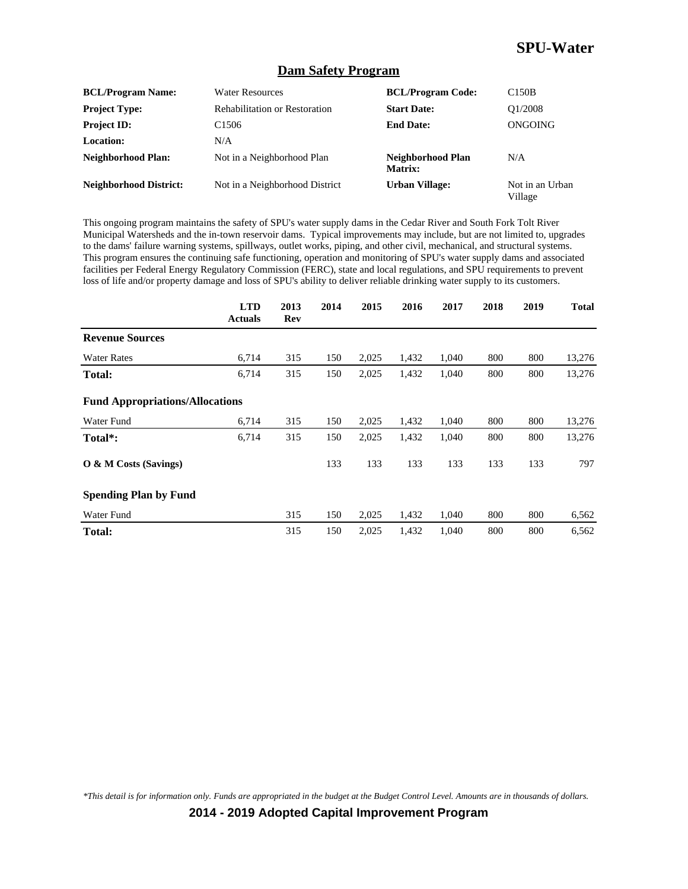# SPU-Water

## Dam Safety Program

| | | | |
|---|---|---|---|
| **BCL/Program Name:** | Water Resources | **BCL/Program Code:** | C150B |
| **Project Type:** | Rehabilitation or Restoration | **Start Date:** | Q1/2008 |
| **Project ID:** | C1506 | **End Date:** | ONGOING |
| **Location:** | N/A | | |
| **Neighborhood Plan:** | Not in a Neighborhood Plan | **Neighborhood Plan Matrix:** | N/A |
| **Neighborhood District:** | Not in a Neighborhood District | **Urban Village:** | Not in an Urban Village |

This ongoing program maintains the safety of SPU's water supply dams in the Cedar River and South Fork Tolt River Municipal Watersheds and the in-town reservoir dams. Typical improvements may include, but are not limited to, upgrades to the dams' failure warning systems, spillways, outlet works, piping, and other civil, mechanical, and structural systems. This program ensures the continuing safe functioning, operation and monitoring of SPU's water supply dams and associated facilities per Federal Energy Regulatory Commission (FERC), state and local regulations, and SPU requirements to prevent loss of life and/or property damage and loss of SPU's ability to deliver reliable drinking water supply to its customers.

| | LTD Actuals | 2013 Rev | 2014 | 2015 | 2016 | 2017 | 2018 | 2019 | Total |
|---|---|---|---|---|---|---|---|---|---|
| **Revenue Sources** | | | | | | | | | |
| Water Rates | 6,714 | 315 | 150 | 2,025 | 1,432 | 1,040 | 800 | 800 | 13,276 |
| **Total:** | 6,714 | 315 | 150 | 2,025 | 1,432 | 1,040 | 800 | 800 | 13,276 |
| **Fund Appropriations/Allocations** | | | | | | | | | |
| Water Fund | 6,714 | 315 | 150 | 2,025 | 1,432 | 1,040 | 800 | 800 | 13,276 |
| **Total*:** | 6,714 | 315 | 150 | 2,025 | 1,432 | 1,040 | 800 | 800 | 13,276 |
| **O & M Costs (Savings)** | | | 133 | 133 | 133 | 133 | 133 | 133 | 797 |
| **Spending Plan by Fund** | | | | | | | | | |
| Water Fund | | 315 | 150 | 2,025 | 1,432 | 1,040 | 800 | 800 | 6,562 |
| **Total:** | | 315 | 150 | 2,025 | 1,432 | 1,040 | 800 | 800 | 6,562 |

*\*This detail is for information only. Funds are appropriated in the budget at the Budget Control Level. Amounts are in thousands of dollars.*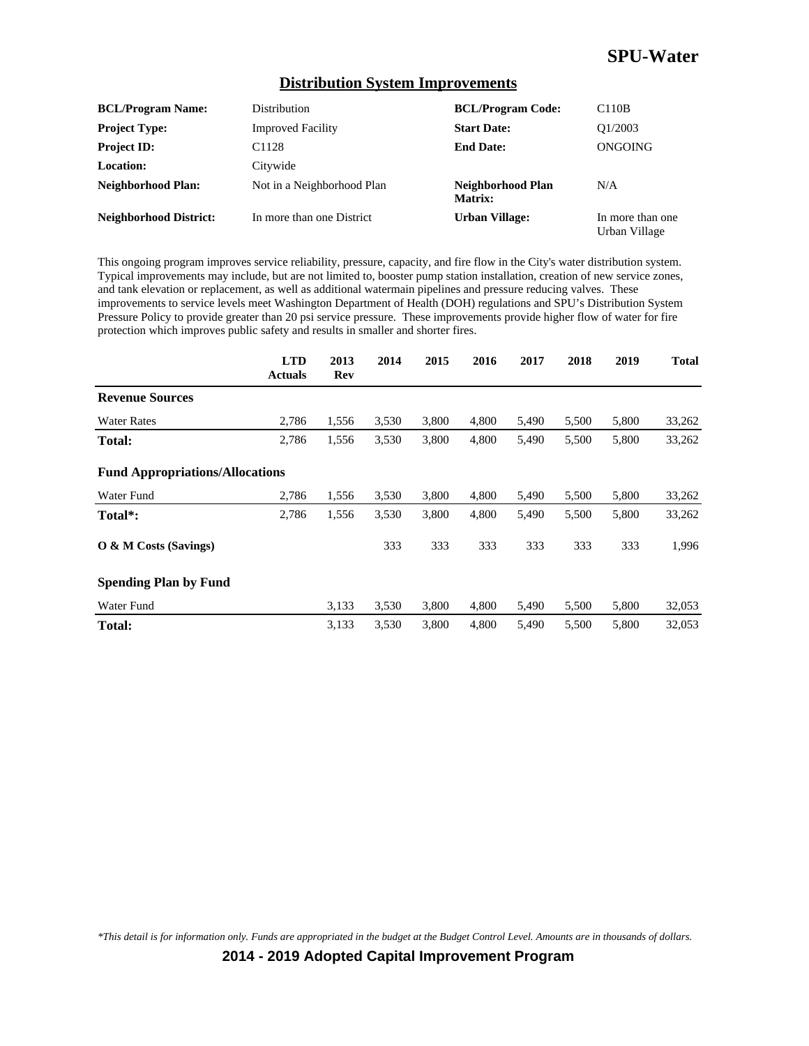## Distribution System Improvements

| | | | |
|---|---|---|---|
| **BCL/Program Name:** | Distribution | **BCL/Program Code:** | C110B |
| **Project Type:** | Improved Facility | **Start Date:** | Q1/2003 |
| **Project ID:** | C1128 | **End Date:** | ONGOING |
| **Location:** | Citywide | | |
| **Neighborhood Plan:** | Not in a Neighborhood Plan | **Neighborhood Plan Matrix:** | N/A |
| **Neighborhood District:** | In more than one District | **Urban Village:** | In more than one Urban Village |

This ongoing program improves service reliability, pressure, capacity, and fire flow in the City's water distribution system. Typical improvements may include, but are not limited to, booster pump station installation, creation of new service zones, and tank elevation or replacement, as well as additional watermain pipelines and pressure reducing valves. These improvements to service levels meet Washington Department of Health (DOH) regulations and SPU's Distribution System Pressure Policy to provide greater than 20 psi service pressure. These improvements provide higher flow of water for fire protection which improves public safety and results in smaller and shorter fires.

| | LTD Actuals | 2013 Rev | 2014 | 2015 | 2016 | 2017 | 2018 | 2019 | Total |
|---|---|---|---|---|---|---|---|---|---|
| **Revenue Sources** | | | | | | | | | |
| Water Rates | 2,786 | 1,556 | 3,530 | 3,800 | 4,800 | 5,490 | 5,500 | 5,800 | 33,262 |
| **Total:** | 2,786 | 1,556 | 3,530 | 3,800 | 4,800 | 5,490 | 5,500 | 5,800 | 33,262 |
| **Fund Appropriations/Allocations** | | | | | | | | | |
| Water Fund | 2,786 | 1,556 | 3,530 | 3,800 | 4,800 | 5,490 | 5,500 | 5,800 | 33,262 |
| **Total*:** | 2,786 | 1,556 | 3,530 | 3,800 | 4,800 | 5,490 | 5,500 | 5,800 | 33,262 |
| **O & M Costs (Savings)** | | | 333 | 333 | 333 | 333 | 333 | 333 | 1,996 |
| **Spending Plan by Fund** | | | | | | | | | |
| Water Fund | | 3,133 | 3,530 | 3,800 | 4,800 | 5,490 | 5,500 | 5,800 | 32,053 |
| **Total:** | | 3,133 | 3,530 | 3,800 | 4,800 | 5,490 | 5,500 | 5,800 | 32,053 |

*\*This detail is for information only. Funds are appropriated in the budget at the Budget Control Level. Amounts are in thousands of dollars.*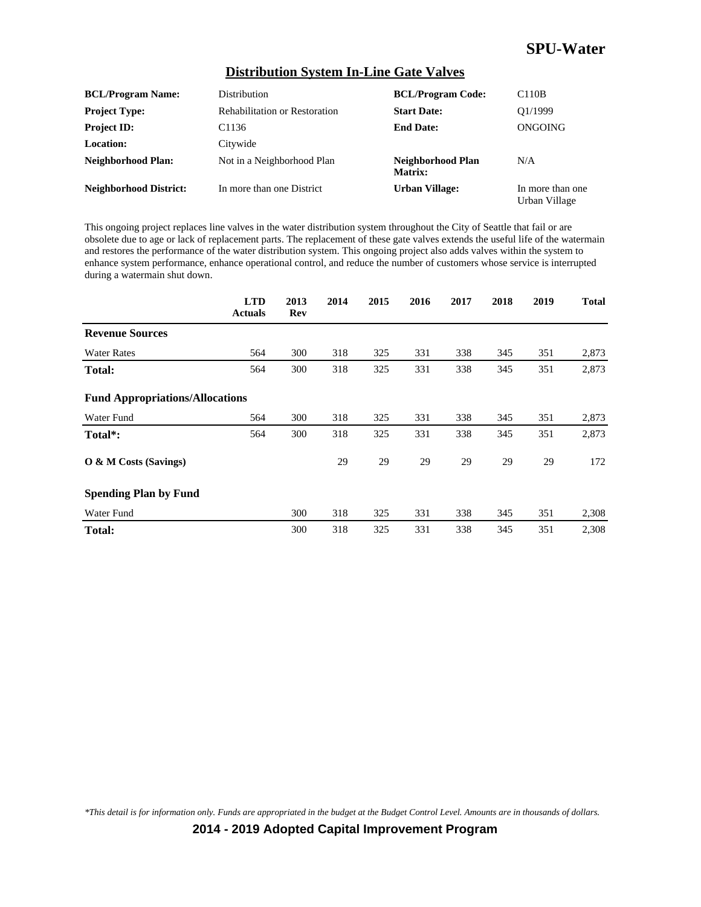## Distribution System In-Line Gate Valves

| | | | |
|---|---|---|---|
| **BCL/Program Name:** | Distribution | **BCL/Program Code:** | C110B |
| **Project Type:** | Rehabilitation or Restoration | **Start Date:** | Q1/1999 |
| **Project ID:** | C1136 | **End Date:** | ONGOING |
| **Location:** | Citywide | | |
| **Neighborhood Plan:** | Not in a Neighborhood Plan | **Neighborhood Plan Matrix:** | N/A |
| **Neighborhood District:** | In more than one District | **Urban Village:** | In more than one Urban Village |

This ongoing project replaces line valves in the water distribution system throughout the City of Seattle that fail or are obsolete due to age or lack of replacement parts. The replacement of these gate valves extends the useful life of the watermain and restores the performance of the water distribution system. This ongoing project also adds valves within the system to enhance system performance, enhance operational control, and reduce the number of customers whose service is interrupted during a watermain shut down.

| | LTD Actuals | 2013 Rev | 2014 | 2015 | 2016 | 2017 | 2018 | 2019 | Total |
|---|---|---|---|---|---|---|---|---|---|
| **Revenue Sources** | | | | | | | | | |
| Water Rates | 564 | 300 | 318 | 325 | 331 | 338 | 345 | 351 | 2,873 |
| **Total:** | 564 | 300 | 318 | 325 | 331 | 338 | 345 | 351 | 2,873 |
| **Fund Appropriations/Allocations** | | | | | | | | | |
| Water Fund | 564 | 300 | 318 | 325 | 331 | 338 | 345 | 351 | 2,873 |
| **Total*:** | 564 | 300 | 318 | 325 | 331 | 338 | 345 | 351 | 2,873 |
| **O & M Costs (Savings)** | | | 29 | 29 | 29 | 29 | 29 | 29 | 172 |
| **Spending Plan by Fund** | | | | | | | | | |
| Water Fund | | 300 | 318 | 325 | 331 | 338 | 345 | 351 | 2,308 |
| **Total:** | | 300 | 318 | 325 | 331 | 338 | 345 | 351 | 2,308 |

*This detail is for information only. Funds are appropriated in the budget at the Budget Control Level. Amounts are in thousands of dollars.*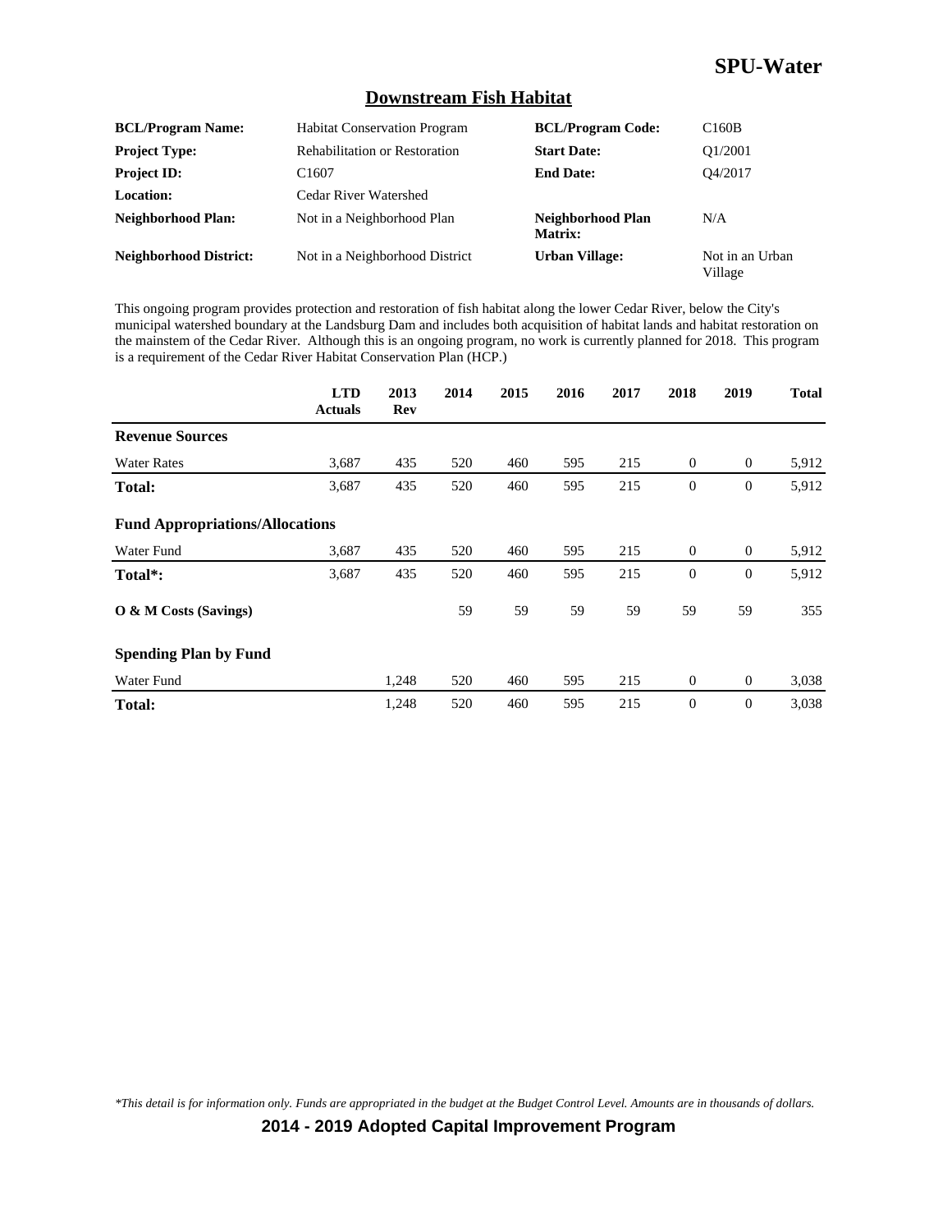## Downstream Fish Habitat

| | | | |
|---|---|---|---|
| **BCL/Program Name:** | Habitat Conservation Program | **BCL/Program Code:** | C160B |
| **Project Type:** | Rehabilitation or Restoration | **Start Date:** | Q1/2001 |
| **Project ID:** | C1607 | **End Date:** | Q4/2017 |
| **Location:** | Cedar River Watershed | | |
| **Neighborhood Plan:** | Not in a Neighborhood Plan | **Neighborhood Plan Matrix:** | N/A |
| **Neighborhood District:** | Not in a Neighborhood District | **Urban Village:** | Not in an Urban Village |

This ongoing program provides protection and restoration of fish habitat along the lower Cedar River, below the City's municipal watershed boundary at the Landsburg Dam and includes both acquisition of habitat lands and habitat restoration on the mainstem of the Cedar River. Although this is an ongoing program, no work is currently planned for 2018. This program is a requirement of the Cedar River Habitat Conservation Plan (HCP.)

| | LTD Actuals | 2013 Rev | 2014 | 2015 | 2016 | 2017 | 2018 | 2019 | Total |
|---|---|---|---|---|---|---|---|---|---|
| **Revenue Sources** | | | | | | | | | |
| Water Rates | 3,687 | 435 | 520 | 460 | 595 | 215 | 0 | 0 | 5,912 |
| **Total:** | 3,687 | 435 | 520 | 460 | 595 | 215 | 0 | 0 | 5,912 |
| **Fund Appropriations/Allocations** | | | | | | | | | |
| Water Fund | 3,687 | 435 | 520 | 460 | 595 | 215 | 0 | 0 | 5,912 |
| **Total*:** | 3,687 | 435 | 520 | 460 | 595 | 215 | 0 | 0 | 5,912 |
| **O & M Costs (Savings)** | | | 59 | 59 | 59 | 59 | 59 | 59 | 355 |
| **Spending Plan by Fund** | | | | | | | | | |
| Water Fund | | 1,248 | 520 | 460 | 595 | 215 | 0 | 0 | 3,038 |
| **Total:** | | 1,248 | 520 | 460 | 595 | 215 | 0 | 0 | 3,038 |

*\*This detail is for information only. Funds are appropriated in the budget at the Budget Control Level. Amounts are in thousands of dollars.*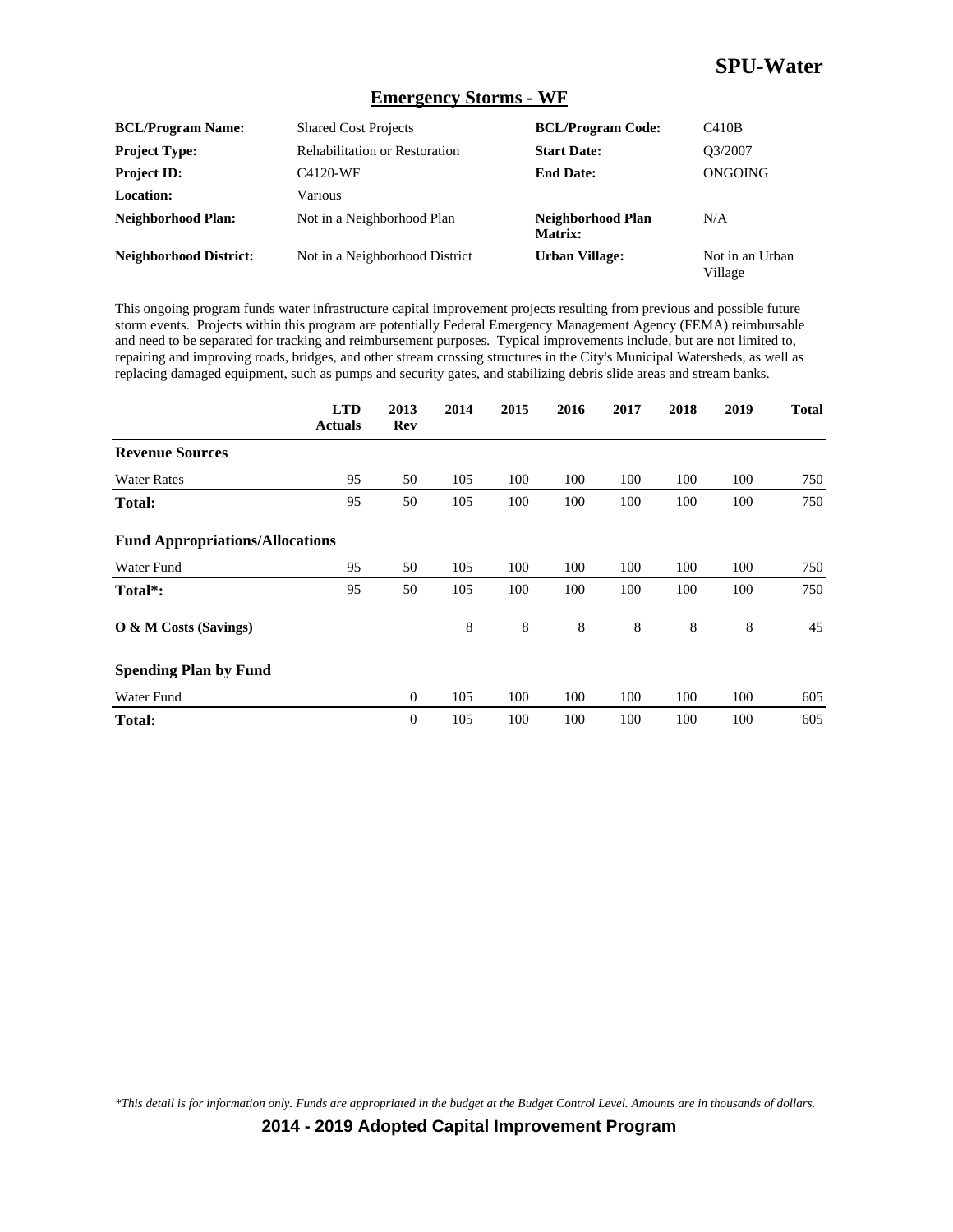# SPU-Water

## Emergency Storms - WF

| | | | |
|---|---|---|---|
| **BCL/Program Name:** | Shared Cost Projects | **BCL/Program Code:** | C410B |
| **Project Type:** | Rehabilitation or Restoration | **Start Date:** | Q3/2007 |
| **Project ID:** | C4120-WF | **End Date:** | ONGOING |
| **Location:** | Various | | |
| **Neighborhood Plan:** | Not in a Neighborhood Plan | **Neighborhood Plan Matrix:** | N/A |
| **Neighborhood District:** | Not in a Neighborhood District | **Urban Village:** | Not in an Urban Village |

This ongoing program funds water infrastructure capital improvement projects resulting from previous and possible future storm events. Projects within this program are potentially Federal Emergency Management Agency (FEMA) reimbursable and need to be separated for tracking and reimbursement purposes. Typical improvements include, but are not limited to, repairing and improving roads, bridges, and other stream crossing structures in the City's Municipal Watersheds, as well as replacing damaged equipment, such as pumps and security gates, and stabilizing debris slide areas and stream banks.

| | LTD Actuals | 2013 Rev | 2014 | 2015 | 2016 | 2017 | 2018 | 2019 | Total |
|---|---|---|---|---|---|---|---|---|---|
| **Revenue Sources** | | | | | | | | | |
| Water Rates | 95 | 50 | 105 | 100 | 100 | 100 | 100 | 100 | 750 |
| **Total:** | 95 | 50 | 105 | 100 | 100 | 100 | 100 | 100 | 750 |
| **Fund Appropriations/Allocations** | | | | | | | | | |
| Water Fund | 95 | 50 | 105 | 100 | 100 | 100 | 100 | 100 | 750 |
| **Total*:** | 95 | 50 | 105 | 100 | 100 | 100 | 100 | 100 | 750 |
| **O & M Costs (Savings)** | | | 8 | 8 | 8 | 8 | 8 | 8 | 45 |
| **Spending Plan by Fund** | | | | | | | | | |
| Water Fund | | 0 | 105 | 100 | 100 | 100 | 100 | 100 | 605 |
| **Total:** | | 0 | 105 | 100 | 100 | 100 | 100 | 100 | 605 |

*\*This detail is for information only. Funds are appropriated in the budget at the Budget Control Level. Amounts are in thousands of dollars.*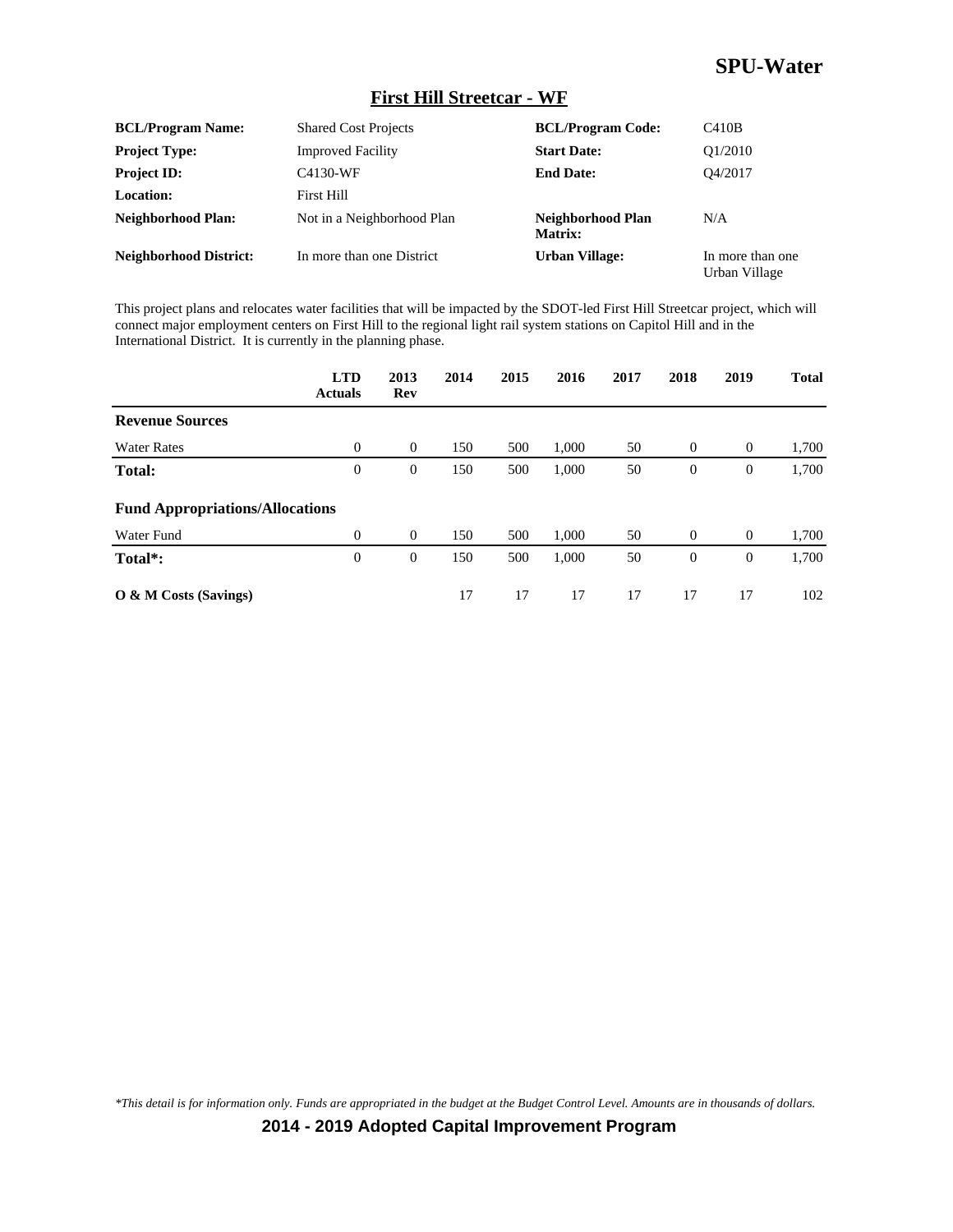# SPU-Water

## First Hill Streetcar - WF

| | | | |
|---|---|---|---|
| **BCL/Program Name:** | Shared Cost Projects | **BCL/Program Code:** | C410B |
| **Project Type:** | Improved Facility | **Start Date:** | Q1/2010 |
| **Project ID:** | C4130-WF | **End Date:** | Q4/2017 |
| **Location:** | First Hill | | |
| **Neighborhood Plan:** | Not in a Neighborhood Plan | **Neighborhood Plan Matrix:** | N/A |
| **Neighborhood District:** | In more than one District | **Urban Village:** | In more than one Urban Village |

This project plans and relocates water facilities that will be impacted by the SDOT-led First Hill Streetcar project, which will connect major employment centers on First Hill to the regional light rail system stations on Capitol Hill and in the International District. It is currently in the planning phase.

| | LTD Actuals | 2013 Rev | 2014 | 2015 | 2016 | 2017 | 2018 | 2019 | Total |
|---|---|---|---|---|---|---|---|---|---|
| **Revenue Sources** | | | | | | | | | |
| Water Rates | 0 | 0 | 150 | 500 | 1,000 | 50 | 0 | 0 | 1,700 |
| **Total:** | 0 | 0 | 150 | 500 | 1,000 | 50 | 0 | 0 | 1,700 |
| **Fund Appropriations/Allocations** | | | | | | | | | |
| Water Fund | 0 | 0 | 150 | 500 | 1,000 | 50 | 0 | 0 | 1,700 |
| **Total*:** | 0 | 0 | 150 | 500 | 1,000 | 50 | 0 | 0 | 1,700 |
| **O & M Costs (Savings)** | | | 17 | 17 | 17 | 17 | 17 | 17 | 102 |

*This detail is for information only. Funds are appropriated in the budget at the Budget Control Level. Amounts are in thousands of dollars.*

**2014 - 2019 Adopted Capital Improvement Program**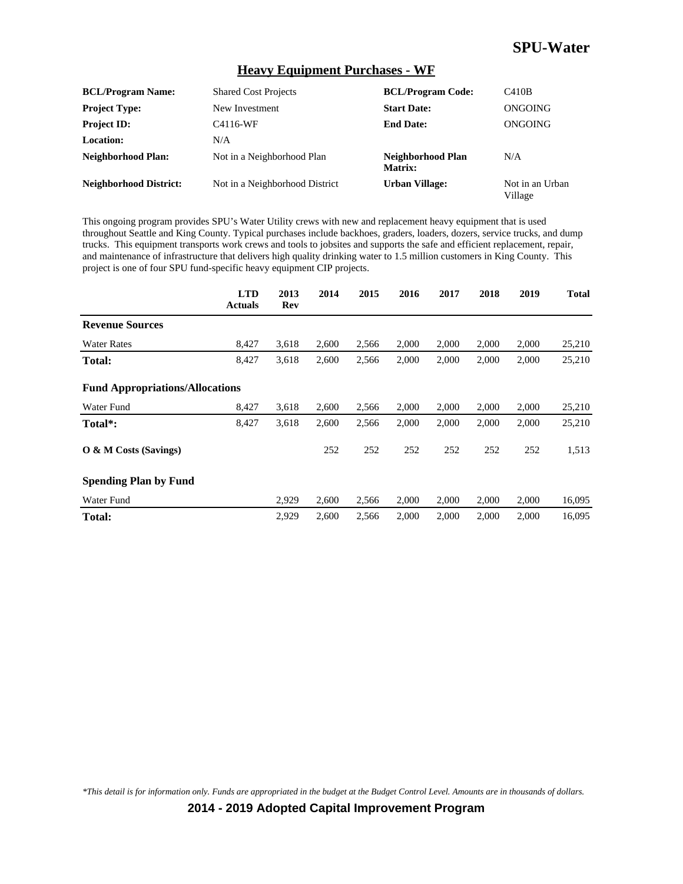# SPU-Water

## Heavy Equipment Purchases - WF

| | | | |
|---|---|---|---|
| **BCL/Program Name:** | Shared Cost Projects | **BCL/Program Code:** | C410B |
| **Project Type:** | New Investment | **Start Date:** | ONGOING |
| **Project ID:** | C4116-WF | **End Date:** | ONGOING |
| **Location:** | N/A | | |
| **Neighborhood Plan:** | Not in a Neighborhood Plan | **Neighborhood Plan Matrix:** | N/A |
| **Neighborhood District:** | Not in a Neighborhood District | **Urban Village:** | Not in an Urban Village |

This ongoing program provides SPU's Water Utility crews with new and replacement heavy equipment that is used throughout Seattle and King County. Typical purchases include backhoes, graders, loaders, dozers, service trucks, and dump trucks. This equipment transports work crews and tools to jobsites and supports the safe and efficient replacement, repair, and maintenance of infrastructure that delivers high quality drinking water to 1.5 million customers in King County. This project is one of four SPU fund-specific heavy equipment CIP projects.

| | LTD Actuals | 2013 Rev | 2014 | 2015 | 2016 | 2017 | 2018 | 2019 | Total |
|---|---|---|---|---|---|---|---|---|---|
| **Revenue Sources** | | | | | | | | | |
| Water Rates | 8,427 | 3,618 | 2,600 | 2,566 | 2,000 | 2,000 | 2,000 | 2,000 | 25,210 |
| **Total:** | 8,427 | 3,618 | 2,600 | 2,566 | 2,000 | 2,000 | 2,000 | 2,000 | 25,210 |
| **Fund Appropriations/Allocations** | | | | | | | | | |
| Water Fund | 8,427 | 3,618 | 2,600 | 2,566 | 2,000 | 2,000 | 2,000 | 2,000 | 25,210 |
| **Total*:** | 8,427 | 3,618 | 2,600 | 2,566 | 2,000 | 2,000 | 2,000 | 2,000 | 25,210 |
| **O & M Costs (Savings)** | | | 252 | 252 | 252 | 252 | 252 | 252 | 1,513 |
| **Spending Plan by Fund** | | | | | | | | | |
| Water Fund | | 2,929 | 2,600 | 2,566 | 2,000 | 2,000 | 2,000 | 2,000 | 16,095 |
| **Total:** | | 2,929 | 2,600 | 2,566 | 2,000 | 2,000 | 2,000 | 2,000 | 16,095 |

*\*This detail is for information only. Funds are appropriated in the budget at the Budget Control Level. Amounts are in thousands of dollars.*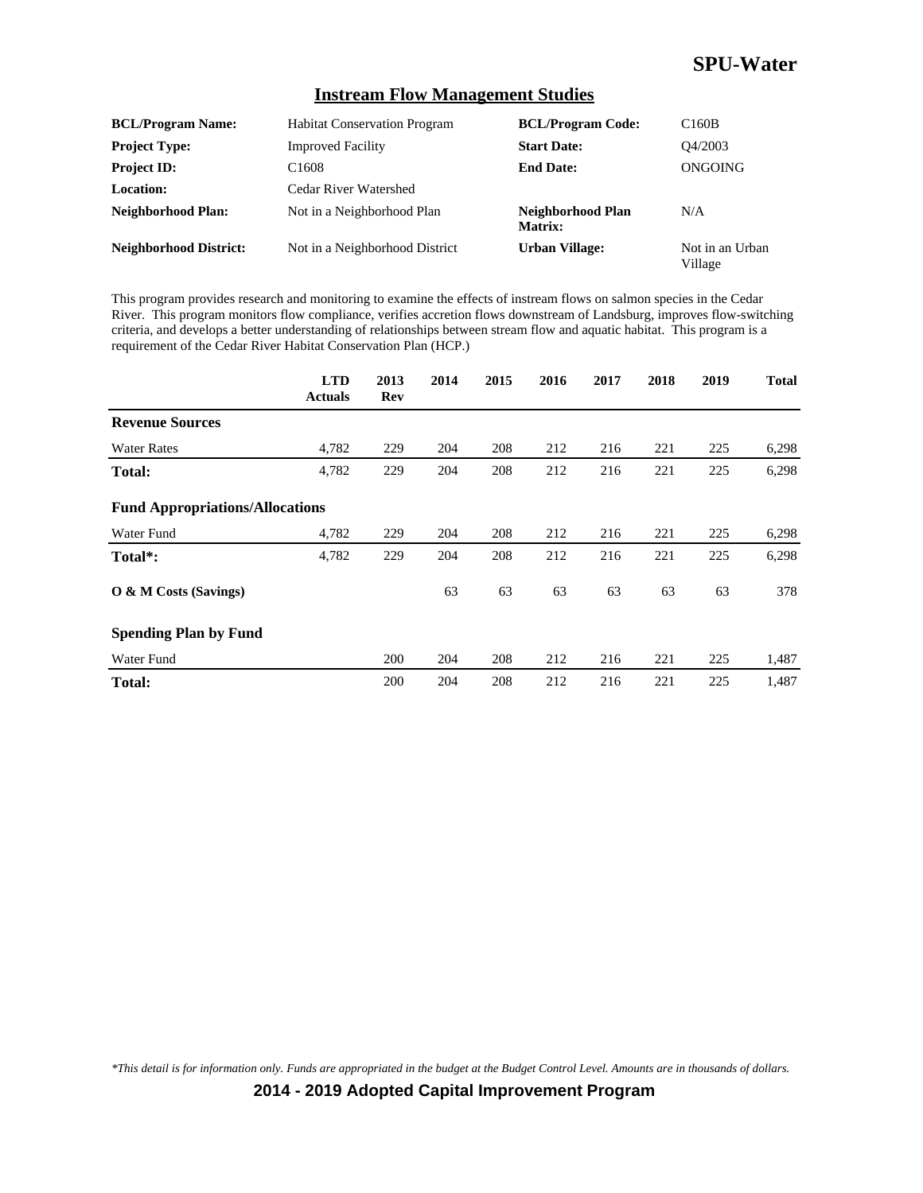## SPU-Water

### Instream Flow Management Studies

| | | | |
|---|---|---|---|
| **BCL/Program Name:** | Habitat Conservation Program | **BCL/Program Code:** | C160B |
| **Project Type:** | Improved Facility | **Start Date:** | Q4/2003 |
| **Project ID:** | C1608 | **End Date:** | ONGOING |
| **Location:** | Cedar River Watershed | | |
| **Neighborhood Plan:** | Not in a Neighborhood Plan | **Neighborhood Plan Matrix:** | N/A |
| **Neighborhood District:** | Not in a Neighborhood District | **Urban Village:** | Not in an Urban Village |

This program provides research and monitoring to examine the effects of instream flows on salmon species in the Cedar River. This program monitors flow compliance, verifies accretion flows downstream of Landsburg, improves flow-switching criteria, and develops a better understanding of relationships between stream flow and aquatic habitat. This program is a requirement of the Cedar River Habitat Conservation Plan (HCP.)

| | LTD Actuals | 2013 Rev | 2014 | 2015 | 2016 | 2017 | 2018 | 2019 | Total |
|---|---|---|---|---|---|---|---|---|---|
| **Revenue Sources** | | | | | | | | | |
| Water Rates | 4,782 | 229 | 204 | 208 | 212 | 216 | 221 | 225 | 6,298 |
| **Total:** | 4,782 | 229 | 204 | 208 | 212 | 216 | 221 | 225 | 6,298 |
| **Fund Appropriations/Allocations** | | | | | | | | | |
| Water Fund | 4,782 | 229 | 204 | 208 | 212 | 216 | 221 | 225 | 6,298 |
| **Total*:** | 4,782 | 229 | 204 | 208 | 212 | 216 | 221 | 225 | 6,298 |
| **O & M Costs (Savings)** | | | 63 | 63 | 63 | 63 | 63 | 63 | 378 |
| **Spending Plan by Fund** | | | | | | | | | |
| Water Fund | | 200 | 204 | 208 | 212 | 216 | 221 | 225 | 1,487 |
| **Total:** | | 200 | 204 | 208 | 212 | 216 | 221 | 225 | 1,487 |

*\*This detail is for information only. Funds are appropriated in the budget at the Budget Control Level. Amounts are in thousands of dollars.*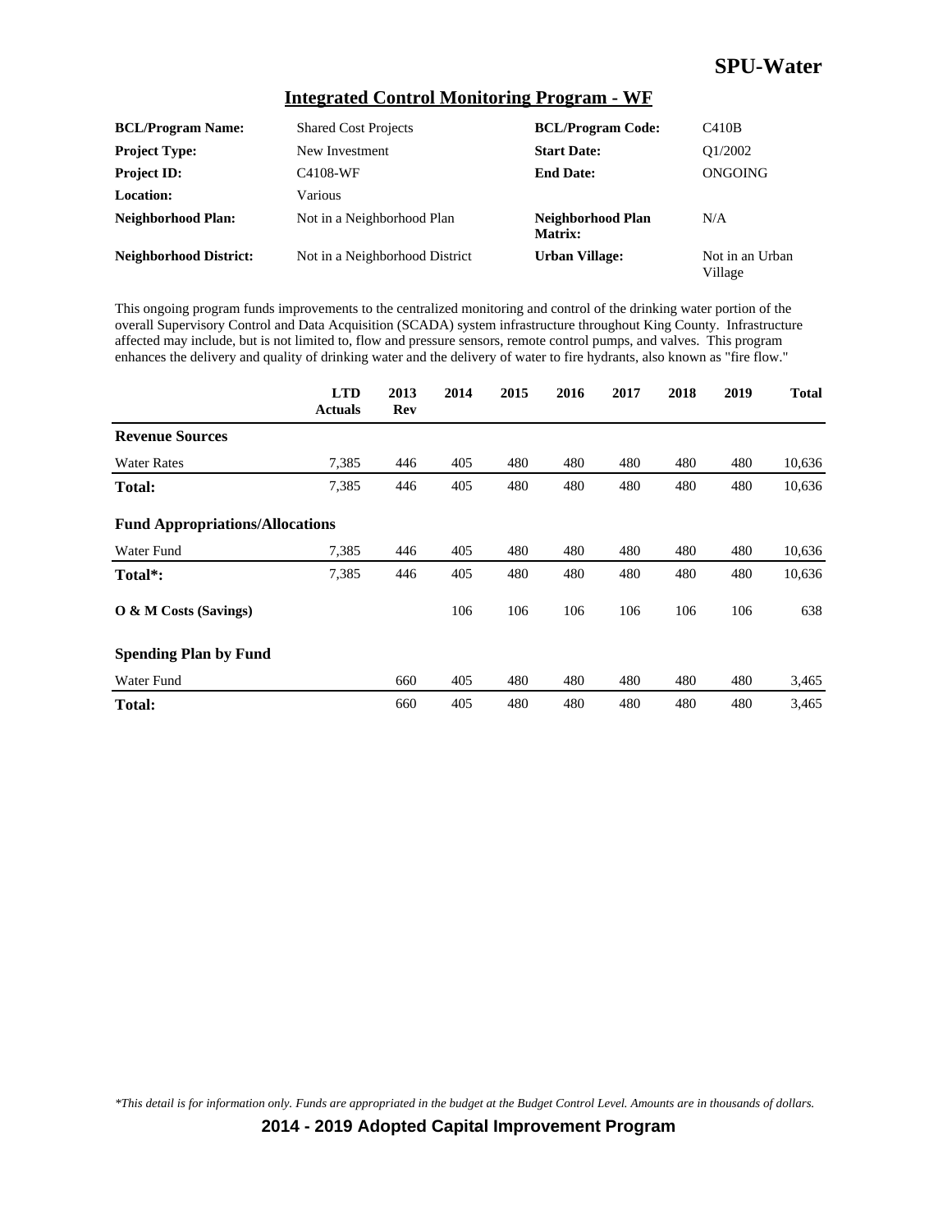## Integrated Control Monitoring Program - WF

| | | | |
|---|---|---|---|
| **BCL/Program Name:** | Shared Cost Projects | **BCL/Program Code:** | C410B |
| **Project Type:** | New Investment | **Start Date:** | Q1/2002 |
| **Project ID:** | C4108-WF | **End Date:** | ONGOING |
| **Location:** | Various | | |
| **Neighborhood Plan:** | Not in a Neighborhood Plan | **Neighborhood Plan Matrix:** | N/A |
| **Neighborhood District:** | Not in a Neighborhood District | **Urban Village:** | Not in an Urban Village |

This ongoing program funds improvements to the centralized monitoring and control of the drinking water portion of the overall Supervisory Control and Data Acquisition (SCADA) system infrastructure throughout King County. Infrastructure affected may include, but is not limited to, flow and pressure sensors, remote control pumps, and valves. This program enhances the delivery and quality of drinking water and the delivery of water to fire hydrants, also known as "fire flow."

| | LTD Actuals | 2013 Rev | 2014 | 2015 | 2016 | 2017 | 2018 | 2019 | Total |
|---|---|---|---|---|---|---|---|---|---|
| **Revenue Sources** | | | | | | | | | |
| Water Rates | 7,385 | 446 | 405 | 480 | 480 | 480 | 480 | 480 | 10,636 |
| **Total:** | 7,385 | 446 | 405 | 480 | 480 | 480 | 480 | 480 | 10,636 |
| **Fund Appropriations/Allocations** | | | | | | | | | |
| Water Fund | 7,385 | 446 | 405 | 480 | 480 | 480 | 480 | 480 | 10,636 |
| **Total*:** | 7,385 | 446 | 405 | 480 | 480 | 480 | 480 | 480 | 10,636 |
| **O & M Costs (Savings)** | | | 106 | 106 | 106 | 106 | 106 | 106 | 638 |
| **Spending Plan by Fund** | | | | | | | | | |
| Water Fund | | 660 | 405 | 480 | 480 | 480 | 480 | 480 | 3,465 |
| **Total:** | | 660 | 405 | 480 | 480 | 480 | 480 | 480 | 3,465 |

*\*This detail is for information only. Funds are appropriated in the budget at the Budget Control Level. Amounts are in thousands of dollars.*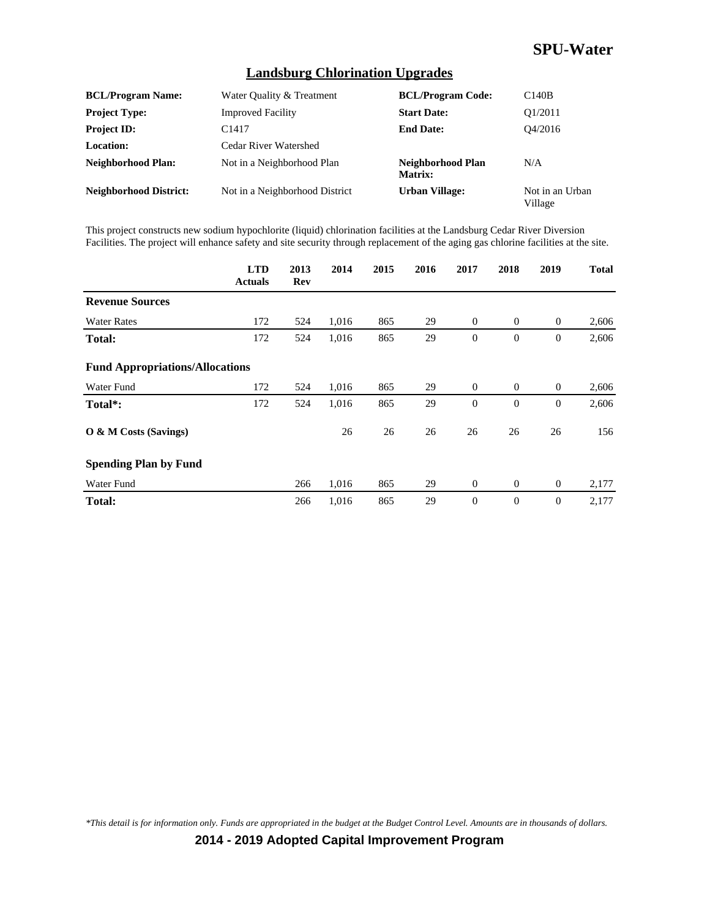## Landsburg Chlorination Upgrades

| | | | |
|---|---|---|---|
| **BCL/Program Name:** | Water Quality & Treatment | **BCL/Program Code:** | C140B |
| **Project Type:** | Improved Facility | **Start Date:** | Q1/2011 |
| **Project ID:** | C1417 | **End Date:** | Q4/2016 |
| **Location:** | Cedar River Watershed | | |
| **Neighborhood Plan:** | Not in a Neighborhood Plan | **Neighborhood Plan Matrix:** | N/A |
| **Neighborhood District:** | Not in a Neighborhood District | **Urban Village:** | Not in an Urban Village |

This project constructs new sodium hypochlorite (liquid) chlorination facilities at the Landsburg Cedar River Diversion Facilities. The project will enhance safety and site security through replacement of the aging gas chlorine facilities at the site.

| | LTD Actuals | 2013 Rev | 2014 | 2015 | 2016 | 2017 | 2018 | 2019 | Total |
|---|---|---|---|---|---|---|---|---|---|
| **Revenue Sources** | | | | | | | | | |
| Water Rates | 172 | 524 | 1,016 | 865 | 29 | 0 | 0 | 0 | 2,606 |
| **Total:** | 172 | 524 | 1,016 | 865 | 29 | 0 | 0 | 0 | 2,606 |
| **Fund Appropriations/Allocations** | | | | | | | | | |
| Water Fund | 172 | 524 | 1,016 | 865 | 29 | 0 | 0 | 0 | 2,606 |
| **Total*:** | 172 | 524 | 1,016 | 865 | 29 | 0 | 0 | 0 | 2,606 |
| **O & M Costs (Savings)** | | | 26 | 26 | 26 | 26 | 26 | 26 | 156 |
| **Spending Plan by Fund** | | | | | | | | | |
| Water Fund | | 266 | 1,016 | 865 | 29 | 0 | 0 | 0 | 2,177 |
| **Total:** | | 266 | 1,016 | 865 | 29 | 0 | 0 | 0 | 2,177 |

*\*This detail is for information only. Funds are appropriated in the budget at the Budget Control Level. Amounts are in thousands of dollars.*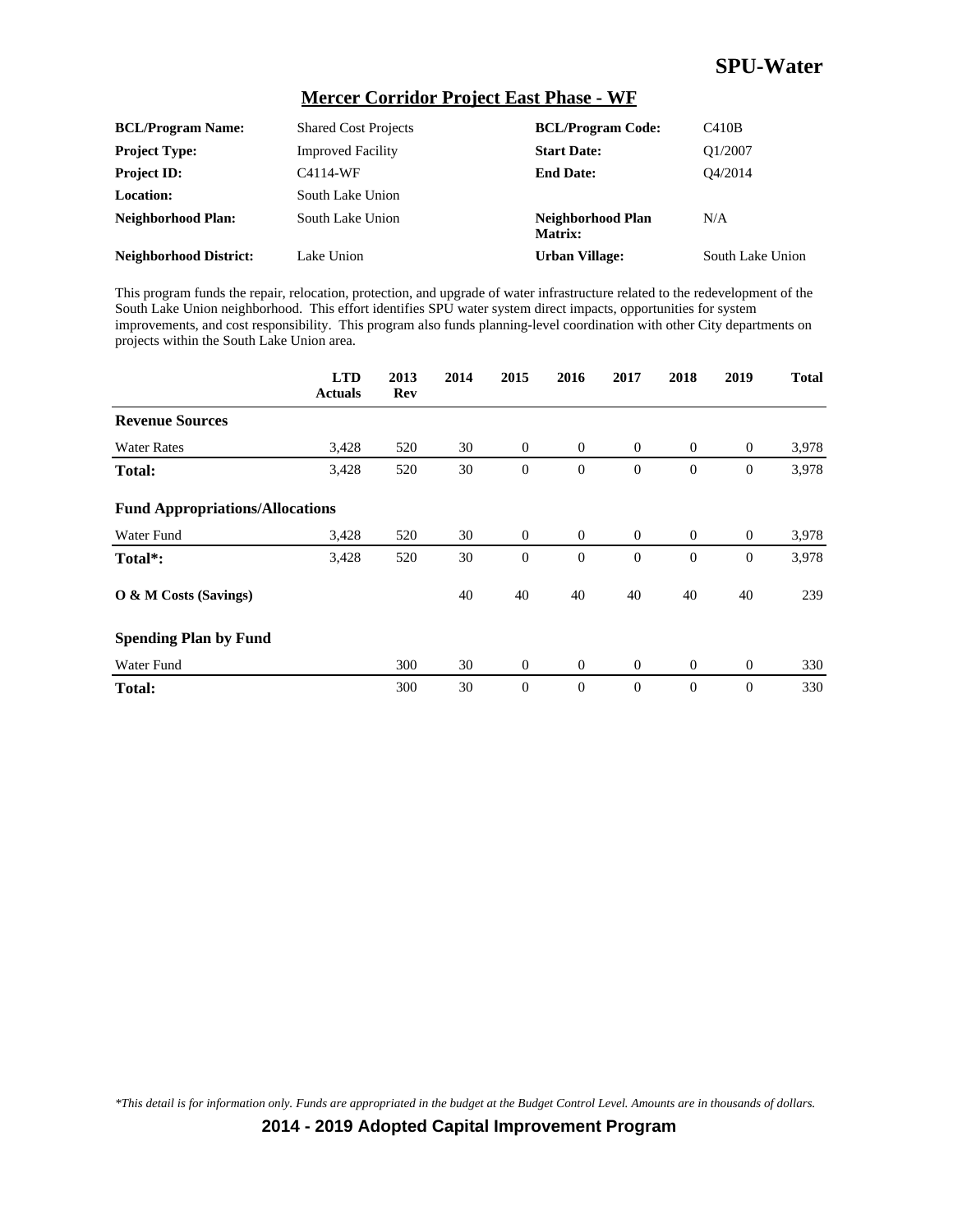## Mercer Corridor Project East Phase - WF

| | | | |
|---|---|---|---|
| **BCL/Program Name:** | Shared Cost Projects | **BCL/Program Code:** | C410B |
| **Project Type:** | Improved Facility | **Start Date:** | Q1/2007 |
| **Project ID:** | C4114-WF | **End Date:** | Q4/2014 |
| **Location:** | South Lake Union | | |
| **Neighborhood Plan:** | South Lake Union | **Neighborhood Plan Matrix:** | N/A |
| **Neighborhood District:** | Lake Union | **Urban Village:** | South Lake Union |

This program funds the repair, relocation, protection, and upgrade of water infrastructure related to the redevelopment of the South Lake Union neighborhood. This effort identifies SPU water system direct impacts, opportunities for system improvements, and cost responsibility. This program also funds planning-level coordination with other City departments on projects within the South Lake Union area.

| | LTD Actuals | 2013 Rev | 2014 | 2015 | 2016 | 2017 | 2018 | 2019 | Total |
|---|---|---|---|---|---|---|---|---|---|
| **Revenue Sources** | | | | | | | | | |
| Water Rates | 3,428 | 520 | 30 | 0 | 0 | 0 | 0 | 0 | 3,978 |
| **Total:** | 3,428 | 520 | 30 | 0 | 0 | 0 | 0 | 0 | 3,978 |
| **Fund Appropriations/Allocations** | | | | | | | | | |
| Water Fund | 3,428 | 520 | 30 | 0 | 0 | 0 | 0 | 0 | 3,978 |
| **Total*:** | 3,428 | 520 | 30 | 0 | 0 | 0 | 0 | 0 | 3,978 |
| **O & M Costs (Savings)** | | | 40 | 40 | 40 | 40 | 40 | 40 | 239 |
| **Spending Plan by Fund** | | | | | | | | | |
| Water Fund | | 300 | 30 | 0 | 0 | 0 | 0 | 0 | 330 |
| **Total:** | | 300 | 30 | 0 | 0 | 0 | 0 | 0 | 330 |

*This detail is for information only. Funds are appropriated in the budget at the Budget Control Level. Amounts are in thousands of dollars.*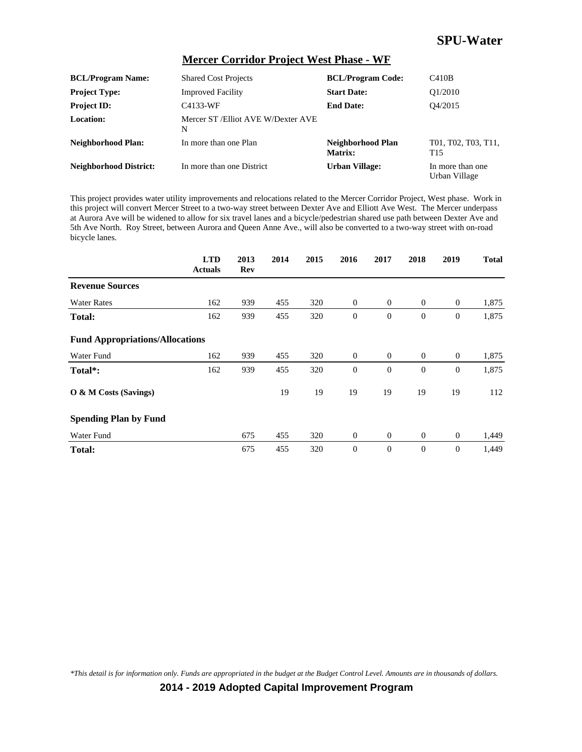## Mercer Corridor Project West Phase - WF

| | | | |
|---|---|---|---|
| **BCL/Program Name:** | Shared Cost Projects | **BCL/Program Code:** | C410B |
| **Project Type:** | Improved Facility | **Start Date:** | Q1/2010 |
| **Project ID:** | C4133-WF | **End Date:** | Q4/2015 |
| **Location:** | Mercer ST /Elliot AVE W/Dexter AVE N | | |
| **Neighborhood Plan:** | In more than one Plan | **Neighborhood Plan Matrix:** | T01, T02, T03, T11, T15 |
| **Neighborhood District:** | In more than one District | **Urban Village:** | In more than one Urban Village |

This project provides water utility improvements and relocations related to the Mercer Corridor Project, West phase. Work in this project will convert Mercer Street to a two-way street between Dexter Ave and Elliott Ave West. The Mercer underpass at Aurora Ave will be widened to allow for six travel lanes and a bicycle/pedestrian shared use path between Dexter Ave and 5th Ave North. Roy Street, between Aurora and Queen Anne Ave., will also be converted to a two-way street with on-road bicycle lanes.

| | LTD Actuals | 2013 Rev | 2014 | 2015 | 2016 | 2017 | 2018 | 2019 | Total |
|---|---|---|---|---|---|---|---|---|---|
| **Revenue Sources** | | | | | | | | | |
| Water Rates | 162 | 939 | 455 | 320 | 0 | 0 | 0 | 0 | 1,875 |
| **Total:** | 162 | 939 | 455 | 320 | 0 | 0 | 0 | 0 | 1,875 |
| **Fund Appropriations/Allocations** | | | | | | | | | |
| Water Fund | 162 | 939 | 455 | 320 | 0 | 0 | 0 | 0 | 1,875 |
| **Total*:** | 162 | 939 | 455 | 320 | 0 | 0 | 0 | 0 | 1,875 |
| **O & M Costs (Savings)** | | | 19 | 19 | 19 | 19 | 19 | 19 | 112 |
| **Spending Plan by Fund** | | | | | | | | | |
| Water Fund | | 675 | 455 | 320 | 0 | 0 | 0 | 0 | 1,449 |
| **Total:** | | 675 | 455 | 320 | 0 | 0 | 0 | 0 | 1,449 |

*This detail is for information only. Funds are appropriated in the budget at the Budget Control Level. Amounts are in thousands of dollars.*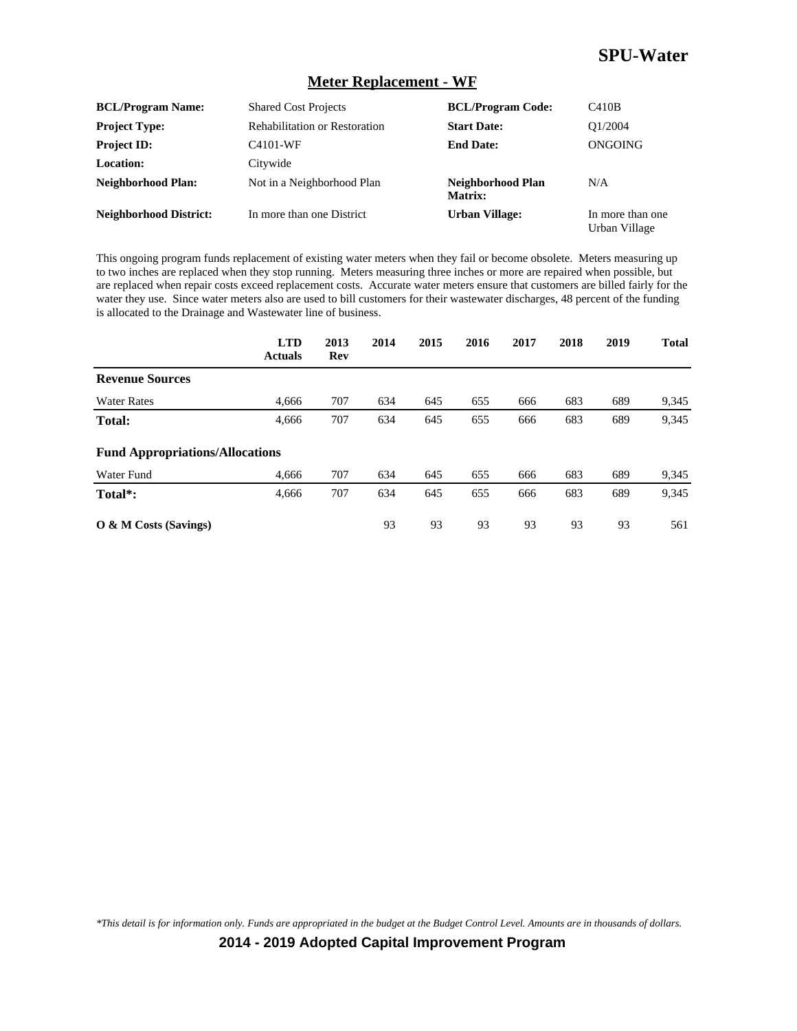# SPU-Water

## Meter Replacement - WF

| | | | |
|---|---|---|---|
| **BCL/Program Name:** | Shared Cost Projects | **BCL/Program Code:** | C410B |
| **Project Type:** | Rehabilitation or Restoration | **Start Date:** | Q1/2004 |
| **Project ID:** | C4101-WF | **End Date:** | ONGOING |
| **Location:** | Citywide | | |
| **Neighborhood Plan:** | Not in a Neighborhood Plan | **Neighborhood Plan Matrix:** | N/A |
| **Neighborhood District:** | In more than one District | **Urban Village:** | In more than one Urban Village |

This ongoing program funds replacement of existing water meters when they fail or become obsolete. Meters measuring up to two inches are replaced when they stop running. Meters measuring three inches or more are repaired when possible, but are replaced when repair costs exceed replacement costs. Accurate water meters ensure that customers are billed fairly for the water they use. Since water meters also are used to bill customers for their wastewater discharges, 48 percent of the funding is allocated to the Drainage and Wastewater line of business.

| | LTD Actuals | 2013 Rev | 2014 | 2015 | 2016 | 2017 | 2018 | 2019 | Total |
|---|---|---|---|---|---|---|---|---|---|
| **Revenue Sources** | | | | | | | | | |
| Water Rates | 4,666 | 707 | 634 | 645 | 655 | 666 | 683 | 689 | 9,345 |
| **Total:** | 4,666 | 707 | 634 | 645 | 655 | 666 | 683 | 689 | 9,345 |
| **Fund Appropriations/Allocations** | | | | | | | | | |
| Water Fund | 4,666 | 707 | 634 | 645 | 655 | 666 | 683 | 689 | 9,345 |
| **Total*:** | 4,666 | 707 | 634 | 645 | 655 | 666 | 683 | 689 | 9,345 |
| **O & M Costs (Savings)** | | | 93 | 93 | 93 | 93 | 93 | 93 | 561 |

*\*This detail is for information only. Funds are appropriated in the budget at the Budget Control Level. Amounts are in thousands of dollars.*

**2014 - 2019 Adopted Capital Improvement Program**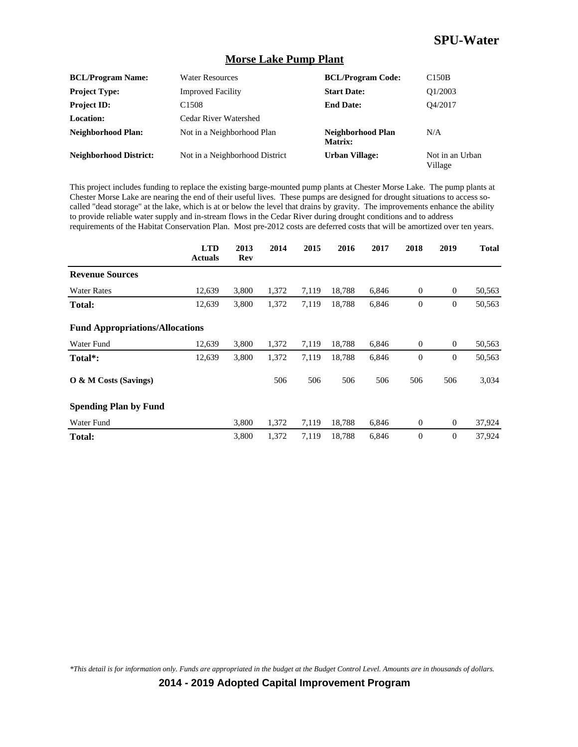## Morse Lake Pump Plant

| | | | |
|---|---|---|---|
| **BCL/Program Name:** | Water Resources | **BCL/Program Code:** | C150B |
| **Project Type:** | Improved Facility | **Start Date:** | Q1/2003 |
| **Project ID:** | C1508 | **End Date:** | Q4/2017 |
| **Location:** | Cedar River Watershed | | |
| **Neighborhood Plan:** | Not in a Neighborhood Plan | **Neighborhood Plan Matrix:** | N/A |
| **Neighborhood District:** | Not in a Neighborhood District | **Urban Village:** | Not in an Urban Village |

This project includes funding to replace the existing barge-mounted pump plants at Chester Morse Lake. The pump plants at Chester Morse Lake are nearing the end of their useful lives. These pumps are designed for drought situations to access so-called "dead storage" at the lake, which is at or below the level that drains by gravity. The improvements enhance the ability to provide reliable water supply and in-stream flows in the Cedar River during drought conditions and to address requirements of the Habitat Conservation Plan. Most pre-2012 costs are deferred costs that will be amortized over ten years.

| | LTD Actuals | 2013 Rev | 2014 | 2015 | 2016 | 2017 | 2018 | 2019 | Total |
|---|---|---|---|---|---|---|---|---|---|
| **Revenue Sources** | | | | | | | | | |
| Water Rates | 12,639 | 3,800 | 1,372 | 7,119 | 18,788 | 6,846 | 0 | 0 | 50,563 |
| **Total:** | 12,639 | 3,800 | 1,372 | 7,119 | 18,788 | 6,846 | 0 | 0 | 50,563 |
| **Fund Appropriations/Allocations** | | | | | | | | | |
| Water Fund | 12,639 | 3,800 | 1,372 | 7,119 | 18,788 | 6,846 | 0 | 0 | 50,563 |
| **Total*:** | 12,639 | 3,800 | 1,372 | 7,119 | 18,788 | 6,846 | 0 | 0 | 50,563 |
| **O & M Costs (Savings)** | | | 506 | 506 | 506 | 506 | 506 | 506 | 3,034 |
| **Spending Plan by Fund** | | | | | | | | | |
| Water Fund | | 3,800 | 1,372 | 7,119 | 18,788 | 6,846 | 0 | 0 | 37,924 |
| **Total:** | | 3,800 | 1,372 | 7,119 | 18,788 | 6,846 | 0 | 0 | 37,924 |

*\*This detail is for information only. Funds are appropriated in the budget at the Budget Control Level. Amounts are in thousands of dollars.*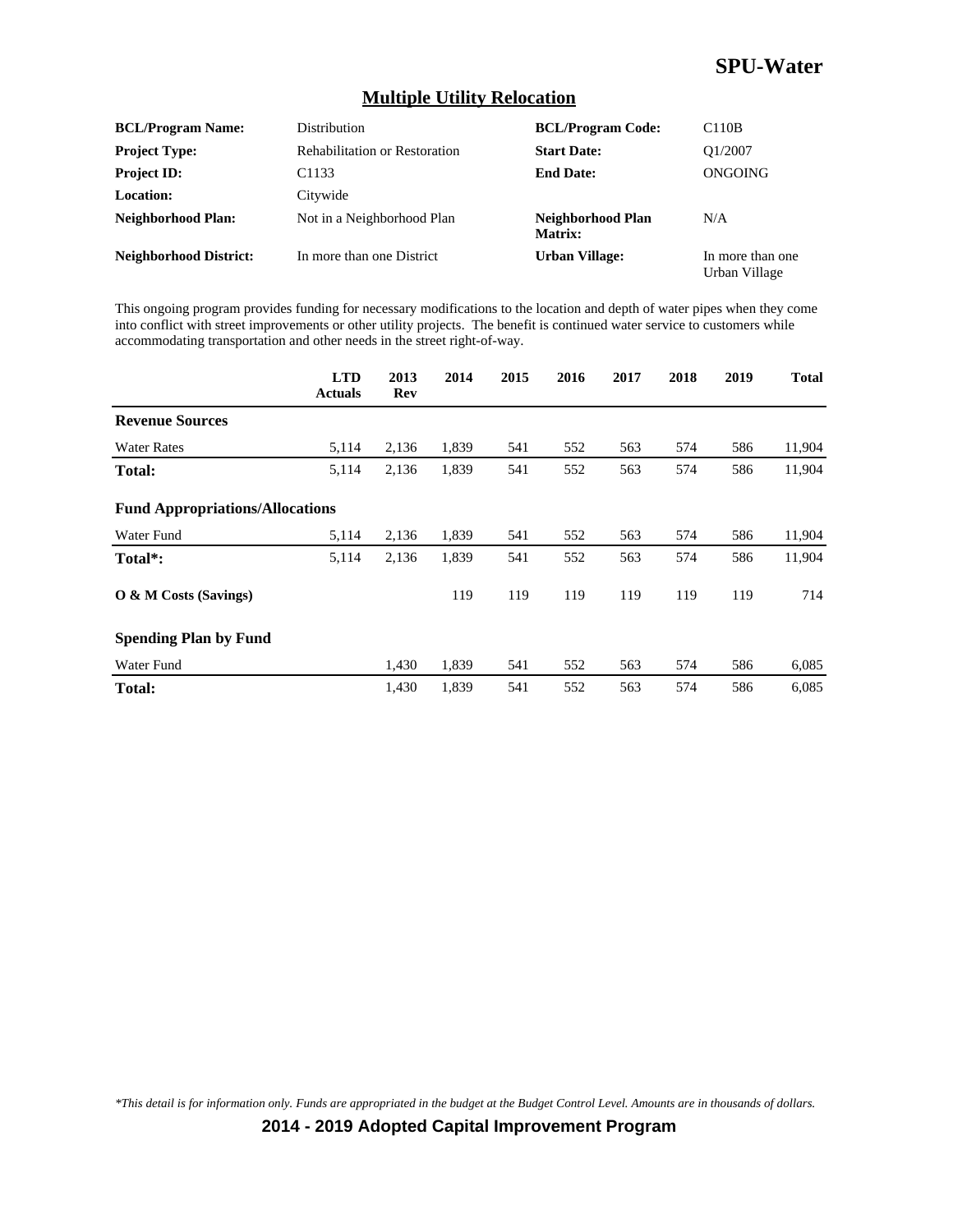# SPU-Water

## Multiple Utility Relocation

| | | | |
|---|---|---|---|
| **BCL/Program Name:** | Distribution | **BCL/Program Code:** | C110B |
| **Project Type:** | Rehabilitation or Restoration | **Start Date:** | Q1/2007 |
| **Project ID:** | C1133 | **End Date:** | ONGOING |
| **Location:** | Citywide | | |
| **Neighborhood Plan:** | Not in a Neighborhood Plan | **Neighborhood Plan Matrix:** | N/A |
| **Neighborhood District:** | In more than one District | **Urban Village:** | In more than one Urban Village |

This ongoing program provides funding for necessary modifications to the location and depth of water pipes when they come into conflict with street improvements or other utility projects. The benefit is continued water service to customers while accommodating transportation and other needs in the street right-of-way.

| | LTD Actuals | 2013 Rev | 2014 | 2015 | 2016 | 2017 | 2018 | 2019 | Total |
|---|---|---|---|---|---|---|---|---|---|
| **Revenue Sources** | | | | | | | | | |
| Water Rates | 5,114 | 2,136 | 1,839 | 541 | 552 | 563 | 574 | 586 | 11,904 |
| **Total:** | 5,114 | 2,136 | 1,839 | 541 | 552 | 563 | 574 | 586 | 11,904 |
| **Fund Appropriations/Allocations** | | | | | | | | | |
| Water Fund | 5,114 | 2,136 | 1,839 | 541 | 552 | 563 | 574 | 586 | 11,904 |
| **Total*:** | 5,114 | 2,136 | 1,839 | 541 | 552 | 563 | 574 | 586 | 11,904 |
| **O & M Costs (Savings)** | | | 119 | 119 | 119 | 119 | 119 | 119 | 714 |
| **Spending Plan by Fund** | | | | | | | | | |
| Water Fund | | 1,430 | 1,839 | 541 | 552 | 563 | 574 | 586 | 6,085 |
| **Total:** | | 1,430 | 1,839 | 541 | 552 | 563 | 574 | 586 | 6,085 |

*\*This detail is for information only. Funds are appropriated in the budget at the Budget Control Level. Amounts are in thousands of dollars.*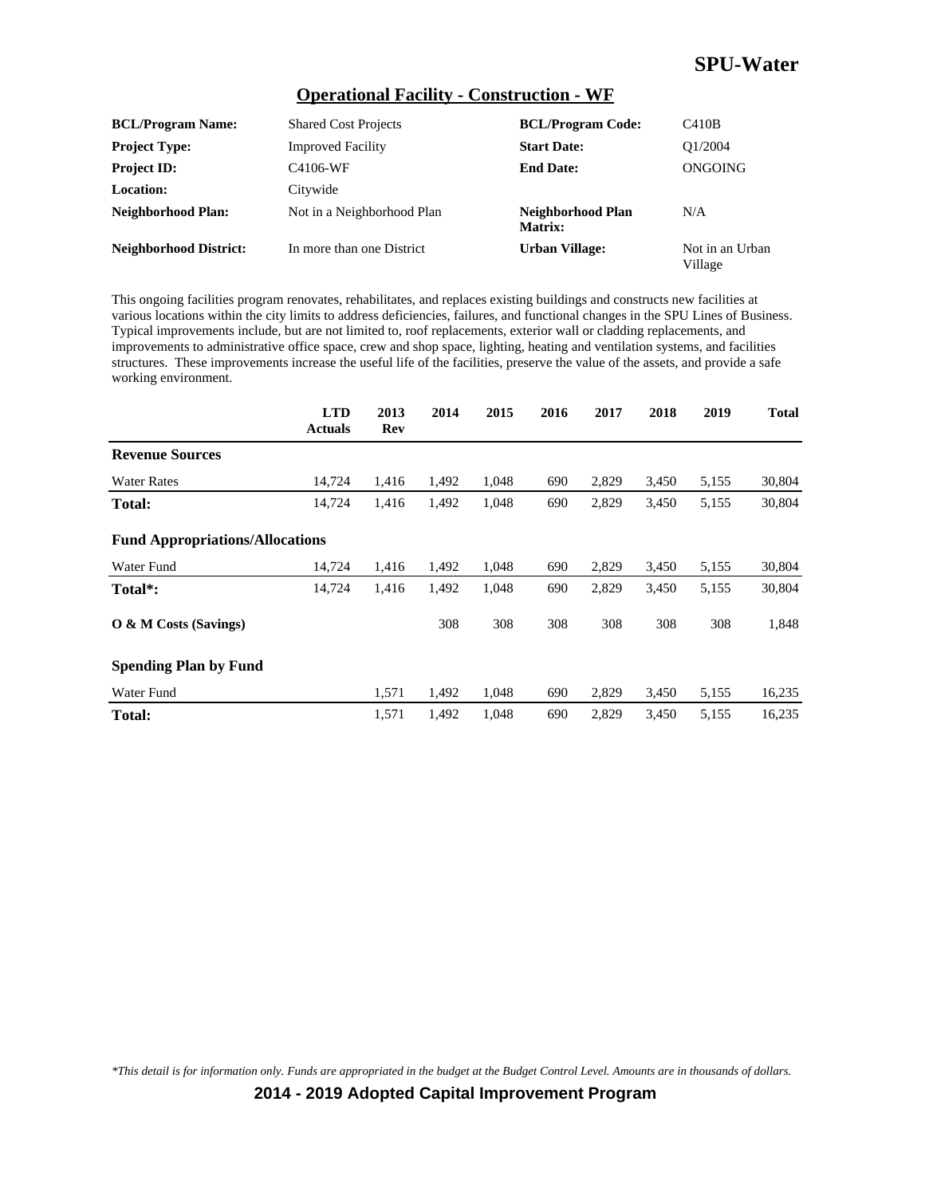# SPU-Water

## Operational Facility - Construction - WF

| | | | |
|---|---|---|---|
| **BCL/Program Name:** | Shared Cost Projects | **BCL/Program Code:** | C410B |
| **Project Type:** | Improved Facility | **Start Date:** | Q1/2004 |
| **Project ID:** | C4106-WF | **End Date:** | ONGOING |
| **Location:** | Citywide | | |
| **Neighborhood Plan:** | Not in a Neighborhood Plan | **Neighborhood Plan Matrix:** | N/A |
| **Neighborhood District:** | In more than one District | **Urban Village:** | Not in an Urban Village |

This ongoing facilities program renovates, rehabilitates, and replaces existing buildings and constructs new facilities at various locations within the city limits to address deficiencies, failures, and functional changes in the SPU Lines of Business. Typical improvements include, but are not limited to, roof replacements, exterior wall or cladding replacements, and improvements to administrative office space, crew and shop space, lighting, heating and ventilation systems, and facilities structures. These improvements increase the useful life of the facilities, preserve the value of the assets, and provide a safe working environment.

| | LTD Actuals | 2013 Rev | 2014 | 2015 | 2016 | 2017 | 2018 | 2019 | Total |
|---|---|---|---|---|---|---|---|---|---|
| **Revenue Sources** | | | | | | | | | |
| Water Rates | 14,724 | 1,416 | 1,492 | 1,048 | 690 | 2,829 | 3,450 | 5,155 | 30,804 |
| **Total:** | 14,724 | 1,416 | 1,492 | 1,048 | 690 | 2,829 | 3,450 | 5,155 | 30,804 |
| **Fund Appropriations/Allocations** | | | | | | | | | |
| Water Fund | 14,724 | 1,416 | 1,492 | 1,048 | 690 | 2,829 | 3,450 | 5,155 | 30,804 |
| **Total*:** | 14,724 | 1,416 | 1,492 | 1,048 | 690 | 2,829 | 3,450 | 5,155 | 30,804 |
| **O & M Costs (Savings)** | | | 308 | 308 | 308 | 308 | 308 | 308 | 1,848 |
| **Spending Plan by Fund** | | | | | | | | | |
| Water Fund | | 1,571 | 1,492 | 1,048 | 690 | 2,829 | 3,450 | 5,155 | 16,235 |
| **Total:** | | 1,571 | 1,492 | 1,048 | 690 | 2,829 | 3,450 | 5,155 | 16,235 |

*\*This detail is for information only. Funds are appropriated in the budget at the Budget Control Level. Amounts are in thousands of dollars.*

**2014 - 2019 Adopted Capital Improvement Program**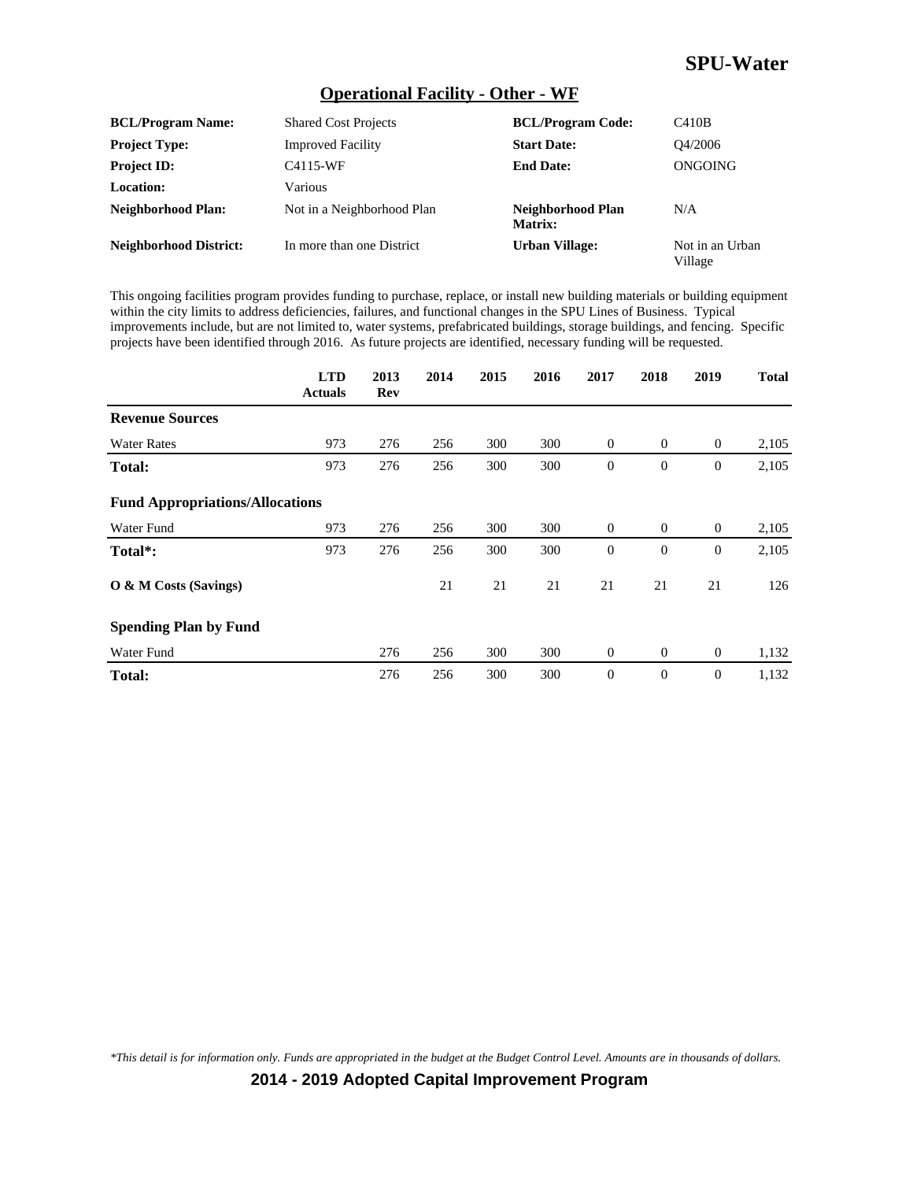## Operational Facility - Other - WF

| | | | |
|---|---|---|---|
| **BCL/Program Name:** | Shared Cost Projects | **BCL/Program Code:** | C410B |
| **Project Type:** | Improved Facility | **Start Date:** | Q4/2006 |
| **Project ID:** | C4115-WF | **End Date:** | ONGOING |
| **Location:** | Various | | |
| **Neighborhood Plan:** | Not in a Neighborhood Plan | **Neighborhood Plan Matrix:** | N/A |
| **Neighborhood District:** | In more than one District | **Urban Village:** | Not in an Urban Village |

This ongoing facilities program provides funding to purchase, replace, or install new building materials or building equipment within the city limits to address deficiencies, failures, and functional changes in the SPU Lines of Business. Typical improvements include, but are not limited to, water systems, prefabricated buildings, storage buildings, and fencing. Specific projects have been identified through 2016. As future projects are identified, necessary funding will be requested.

| | LTD Actuals | 2013 Rev | 2014 | 2015 | 2016 | 2017 | 2018 | 2019 | Total |
|---|---|---|---|---|---|---|---|---|---|
| **Revenue Sources** | | | | | | | | | |
| Water Rates | 973 | 276 | 256 | 300 | 300 | 0 | 0 | 0 | 2,105 |
| **Total:** | 973 | 276 | 256 | 300 | 300 | 0 | 0 | 0 | 2,105 |
| **Fund Appropriations/Allocations** | | | | | | | | | |
| Water Fund | 973 | 276 | 256 | 300 | 300 | 0 | 0 | 0 | 2,105 |
| **Total*:** | 973 | 276 | 256 | 300 | 300 | 0 | 0 | 0 | 2,105 |
| **O & M Costs (Savings)** | | | 21 | 21 | 21 | 21 | 21 | 21 | 126 |
| **Spending Plan by Fund** | | | | | | | | | |
| Water Fund | | 276 | 256 | 300 | 300 | 0 | 0 | 0 | 1,132 |
| **Total:** | | 276 | 256 | 300 | 300 | 0 | 0 | 0 | 1,132 |

*This detail is for information only. Funds are appropriated in the budget at the Budget Control Level. Amounts are in thousands of dollars.*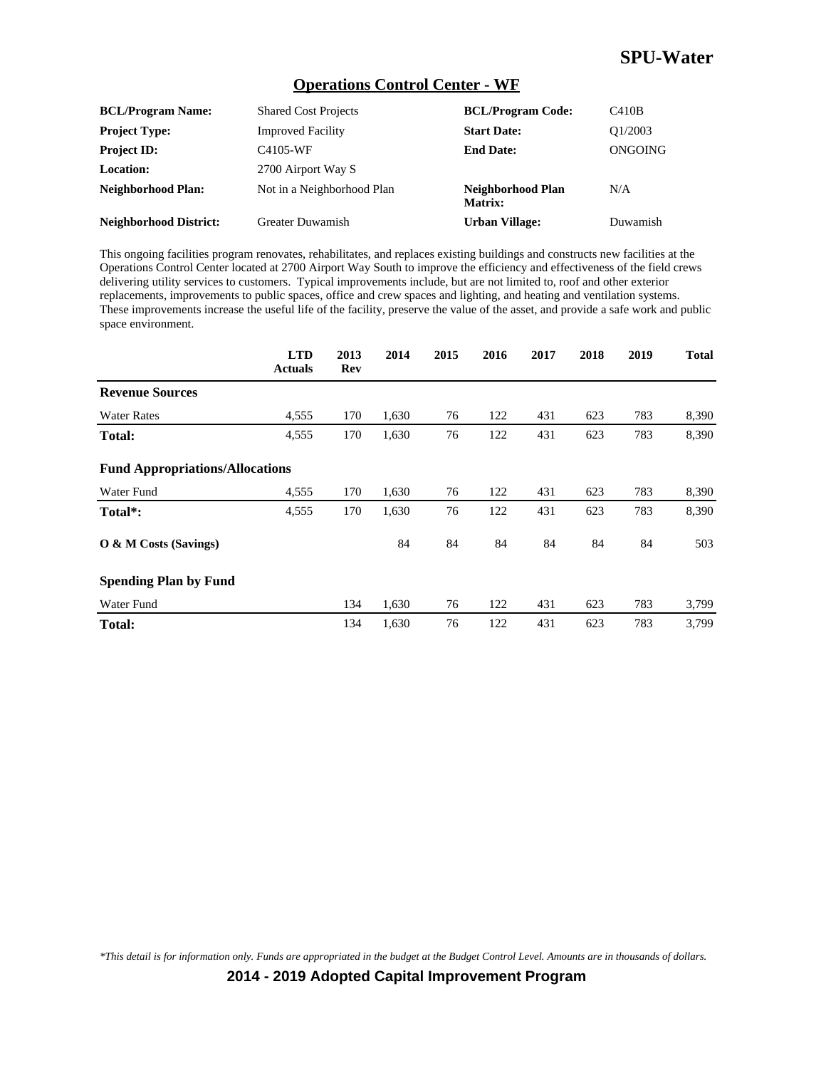# SPU-Water

## Operations Control Center - WF

| | | | |
|---|---|---|---|
| **BCL/Program Name:** | Shared Cost Projects | **BCL/Program Code:** | C410B |
| **Project Type:** | Improved Facility | **Start Date:** | Q1/2003 |
| **Project ID:** | C4105-WF | **End Date:** | ONGOING |
| **Location:** | 2700 Airport Way S | | |
| **Neighborhood Plan:** | Not in a Neighborhood Plan | **Neighborhood Plan Matrix:** | N/A |
| **Neighborhood District:** | Greater Duwamish | **Urban Village:** | Duwamish |

This ongoing facilities program renovates, rehabilitates, and replaces existing buildings and constructs new facilities at the Operations Control Center located at 2700 Airport Way South to improve the efficiency and effectiveness of the field crews delivering utility services to customers. Typical improvements include, but are not limited to, roof and other exterior replacements, improvements to public spaces, office and crew spaces and lighting, and heating and ventilation systems. These improvements increase the useful life of the facility, preserve the value of the asset, and provide a safe work and public space environment.

| | LTD Actuals | 2013 Rev | 2014 | 2015 | 2016 | 2017 | 2018 | 2019 | Total |
|---|---|---|---|---|---|---|---|---|---|
| **Revenue Sources** | | | | | | | | | |
| Water Rates | 4,555 | 170 | 1,630 | 76 | 122 | 431 | 623 | 783 | 8,390 |
| **Total:** | 4,555 | 170 | 1,630 | 76 | 122 | 431 | 623 | 783 | 8,390 |
| **Fund Appropriations/Allocations** | | | | | | | | | |
| Water Fund | 4,555 | 170 | 1,630 | 76 | 122 | 431 | 623 | 783 | 8,390 |
| **Total*:** | 4,555 | 170 | 1,630 | 76 | 122 | 431 | 623 | 783 | 8,390 |
| **O & M Costs (Savings)** | | | 84 | 84 | 84 | 84 | 84 | 84 | 503 |
| **Spending Plan by Fund** | | | | | | | | | |
| Water Fund | | 134 | 1,630 | 76 | 122 | 431 | 623 | 783 | 3,799 |
| **Total:** | | 134 | 1,630 | 76 | 122 | 431 | 623 | 783 | 3,799 |

*\*This detail is for information only. Funds are appropriated in the budget at the Budget Control Level. Amounts are in thousands of dollars.*

**2014 - 2019 Adopted Capital Improvement Program**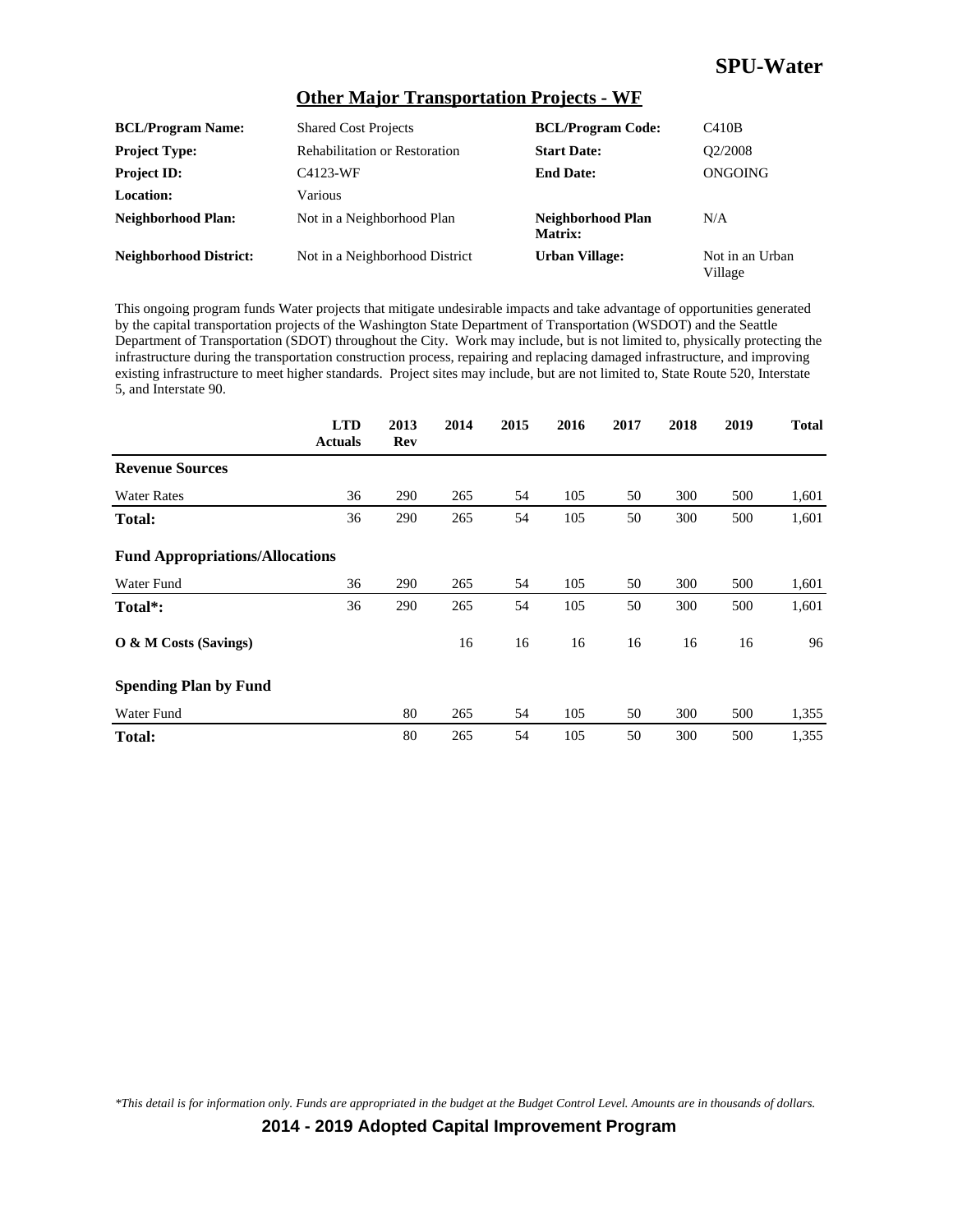# SPU-Water

## Other Major Transportation Projects - WF

| | | | |
|---|---|---|---|
| **BCL/Program Name:** | Shared Cost Projects | **BCL/Program Code:** | C410B |
| **Project Type:** | Rehabilitation or Restoration | **Start Date:** | Q2/2008 |
| **Project ID:** | C4123-WF | **End Date:** | ONGOING |
| **Location:** | Various | | |
| **Neighborhood Plan:** | Not in a Neighborhood Plan | **Neighborhood Plan Matrix:** | N/A |
| **Neighborhood District:** | Not in a Neighborhood District | **Urban Village:** | Not in an Urban Village |

This ongoing program funds Water projects that mitigate undesirable impacts and take advantage of opportunities generated by the capital transportation projects of the Washington State Department of Transportation (WSDOT) and the Seattle Department of Transportation (SDOT) throughout the City. Work may include, but is not limited to, physically protecting the infrastructure during the transportation construction process, repairing and replacing damaged infrastructure, and improving existing infrastructure to meet higher standards. Project sites may include, but are not limited to, State Route 520, Interstate 5, and Interstate 90.

| | LTD Actuals | 2013 Rev | 2014 | 2015 | 2016 | 2017 | 2018 | 2019 | Total |
|---|---|---|---|---|---|---|---|---|---|
| **Revenue Sources** | | | | | | | | | |
| Water Rates | 36 | 290 | 265 | 54 | 105 | 50 | 300 | 500 | 1,601 |
| **Total:** | 36 | 290 | 265 | 54 | 105 | 50 | 300 | 500 | 1,601 |
| **Fund Appropriations/Allocations** | | | | | | | | | |
| Water Fund | 36 | 290 | 265 | 54 | 105 | 50 | 300 | 500 | 1,601 |
| **Total*:** | 36 | 290 | 265 | 54 | 105 | 50 | 300 | 500 | 1,601 |
| **O & M Costs (Savings)** | | | 16 | 16 | 16 | 16 | 16 | 16 | 96 |
| **Spending Plan by Fund** | | | | | | | | | |
| Water Fund | | 80 | 265 | 54 | 105 | 50 | 300 | 500 | 1,355 |
| **Total:** | | 80 | 265 | 54 | 105 | 50 | 300 | 500 | 1,355 |

*This detail is for information only. Funds are appropriated in the budget at the Budget Control Level. Amounts are in thousands of dollars.*

**2014 - 2019 Adopted Capital Improvement Program**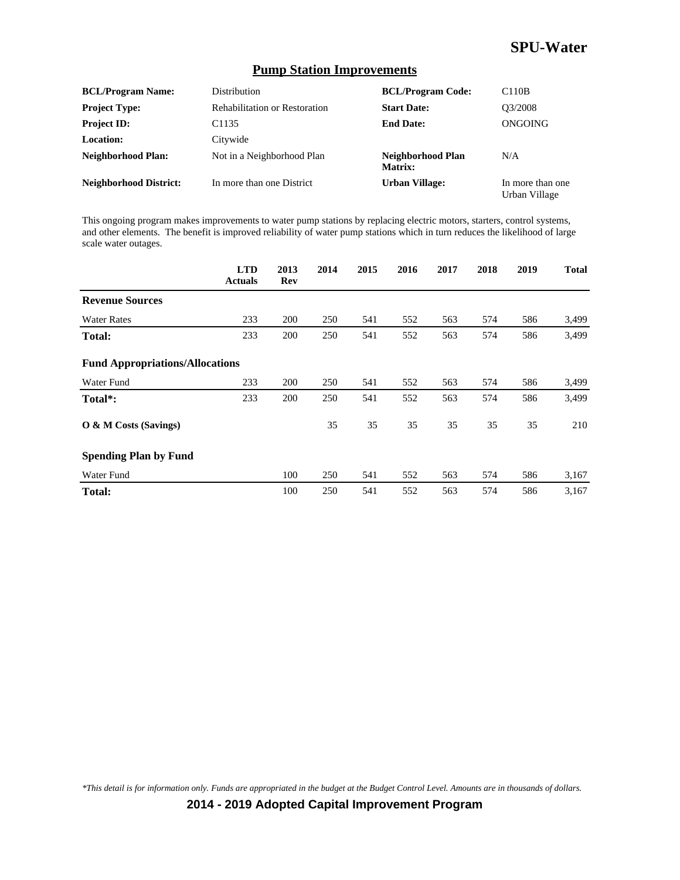# SPU-Water

## Pump Station Improvements

| | | | |
|---|---|---|---|
| **BCL/Program Name:** | Distribution | **BCL/Program Code:** | C110B |
| **Project Type:** | Rehabilitation or Restoration | **Start Date:** | Q3/2008 |
| **Project ID:** | C1135 | **End Date:** | ONGOING |
| **Location:** | Citywide | | |
| **Neighborhood Plan:** | Not in a Neighborhood Plan | **Neighborhood Plan Matrix:** | N/A |
| **Neighborhood District:** | In more than one District | **Urban Village:** | In more than one Urban Village |

This ongoing program makes improvements to water pump stations by replacing electric motors, starters, control systems, and other elements. The benefit is improved reliability of water pump stations which in turn reduces the likelihood of large scale water outages.

| | LTD Actuals | 2013 Rev | 2014 | 2015 | 2016 | 2017 | 2018 | 2019 | Total |
|---|---|---|---|---|---|---|---|---|---|
| **Revenue Sources** | | | | | | | | | |
| Water Rates | 233 | 200 | 250 | 541 | 552 | 563 | 574 | 586 | 3,499 |
| **Total:** | 233 | 200 | 250 | 541 | 552 | 563 | 574 | 586 | 3,499 |
| **Fund Appropriations/Allocations** | | | | | | | | | |
| Water Fund | 233 | 200 | 250 | 541 | 552 | 563 | 574 | 586 | 3,499 |
| **Total*:** | 233 | 200 | 250 | 541 | 552 | 563 | 574 | 586 | 3,499 |
| **O & M Costs (Savings)** | | | 35 | 35 | 35 | 35 | 35 | 35 | 210 |
| **Spending Plan by Fund** | | | | | | | | | |
| Water Fund | | 100 | 250 | 541 | 552 | 563 | 574 | 586 | 3,167 |
| **Total:** | | 100 | 250 | 541 | 552 | 563 | 574 | 586 | 3,167 |

*\*This detail is for information only. Funds are appropriated in the budget at the Budget Control Level. Amounts are in thousands of dollars.*

**2014 - 2019 Adopted Capital Improvement Program**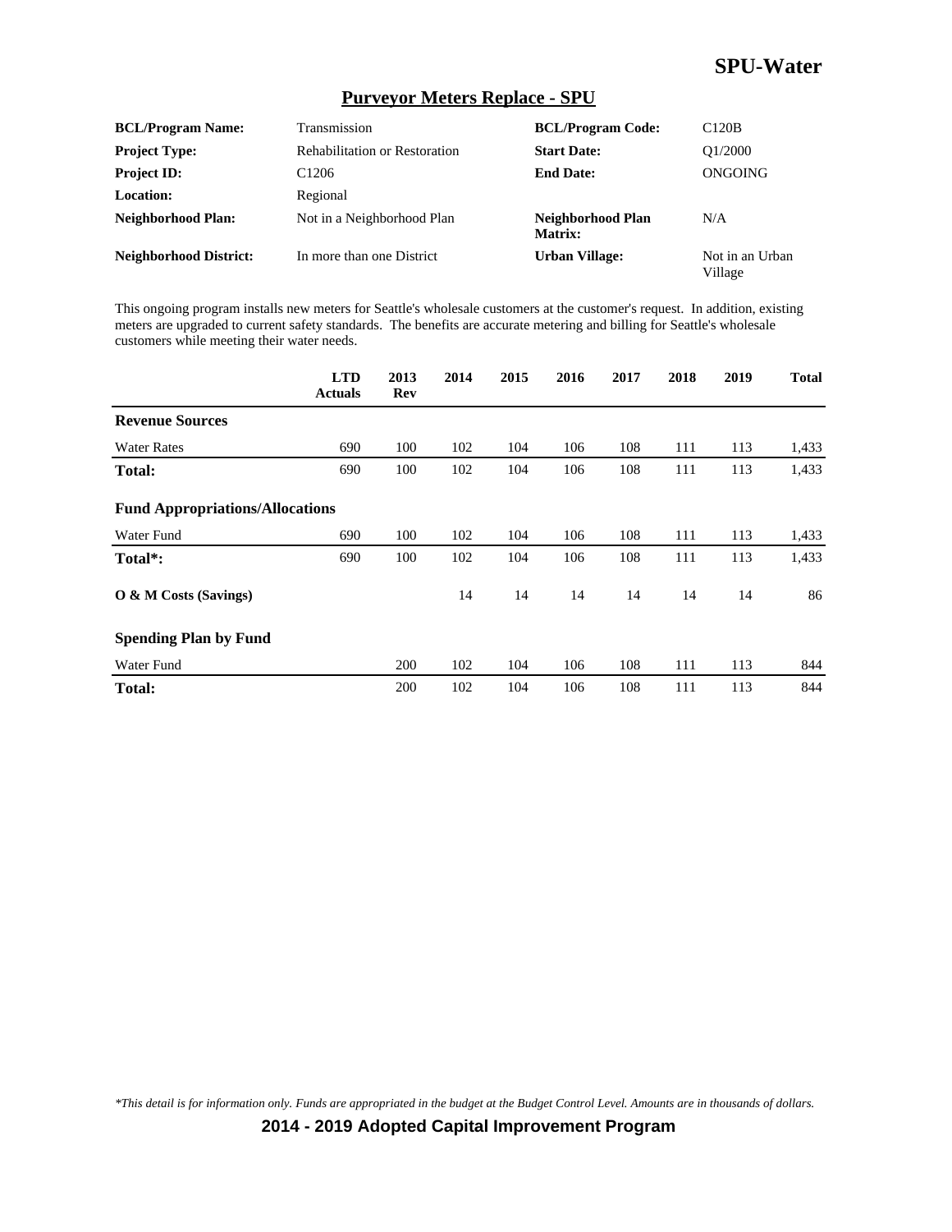# SPU-Water

## Purveyor Meters Replace - SPU

| | | | |
|---|---|---|---|
| **BCL/Program Name:** | Transmission | **BCL/Program Code:** | C120B |
| **Project Type:** | Rehabilitation or Restoration | **Start Date:** | Q1/2000 |
| **Project ID:** | C1206 | **End Date:** | ONGOING |
| **Location:** | Regional | | |
| **Neighborhood Plan:** | Not in a Neighborhood Plan | **Neighborhood Plan Matrix:** | N/A |
| **Neighborhood District:** | In more than one District | **Urban Village:** | Not in an Urban Village |

This ongoing program installs new meters for Seattle's wholesale customers at the customer's request. In addition, existing meters are upgraded to current safety standards. The benefits are accurate metering and billing for Seattle's wholesale customers while meeting their water needs.

| | LTD Actuals | 2013 Rev | 2014 | 2015 | 2016 | 2017 | 2018 | 2019 | Total |
|---|---|---|---|---|---|---|---|---|---|
| **Revenue Sources** | | | | | | | | | |
| Water Rates | 690 | 100 | 102 | 104 | 106 | 108 | 111 | 113 | 1,433 |
| **Total:** | 690 | 100 | 102 | 104 | 106 | 108 | 111 | 113 | 1,433 |
| **Fund Appropriations/Allocations** | | | | | | | | | |
| Water Fund | 690 | 100 | 102 | 104 | 106 | 108 | 111 | 113 | 1,433 |
| **Total*:** | 690 | 100 | 102 | 104 | 106 | 108 | 111 | 113 | 1,433 |
| **O & M Costs (Savings)** | | | 14 | 14 | 14 | 14 | 14 | 14 | 86 |
| **Spending Plan by Fund** | | | | | | | | | |
| Water Fund | | 200 | 102 | 104 | 106 | 108 | 111 | 113 | 844 |
| **Total:** | | 200 | 102 | 104 | 106 | 108 | 111 | 113 | 844 |

*\*This detail is for information only. Funds are appropriated in the budget at the Budget Control Level. Amounts are in thousands of dollars.*

**2014 - 2019 Adopted Capital Improvement Program**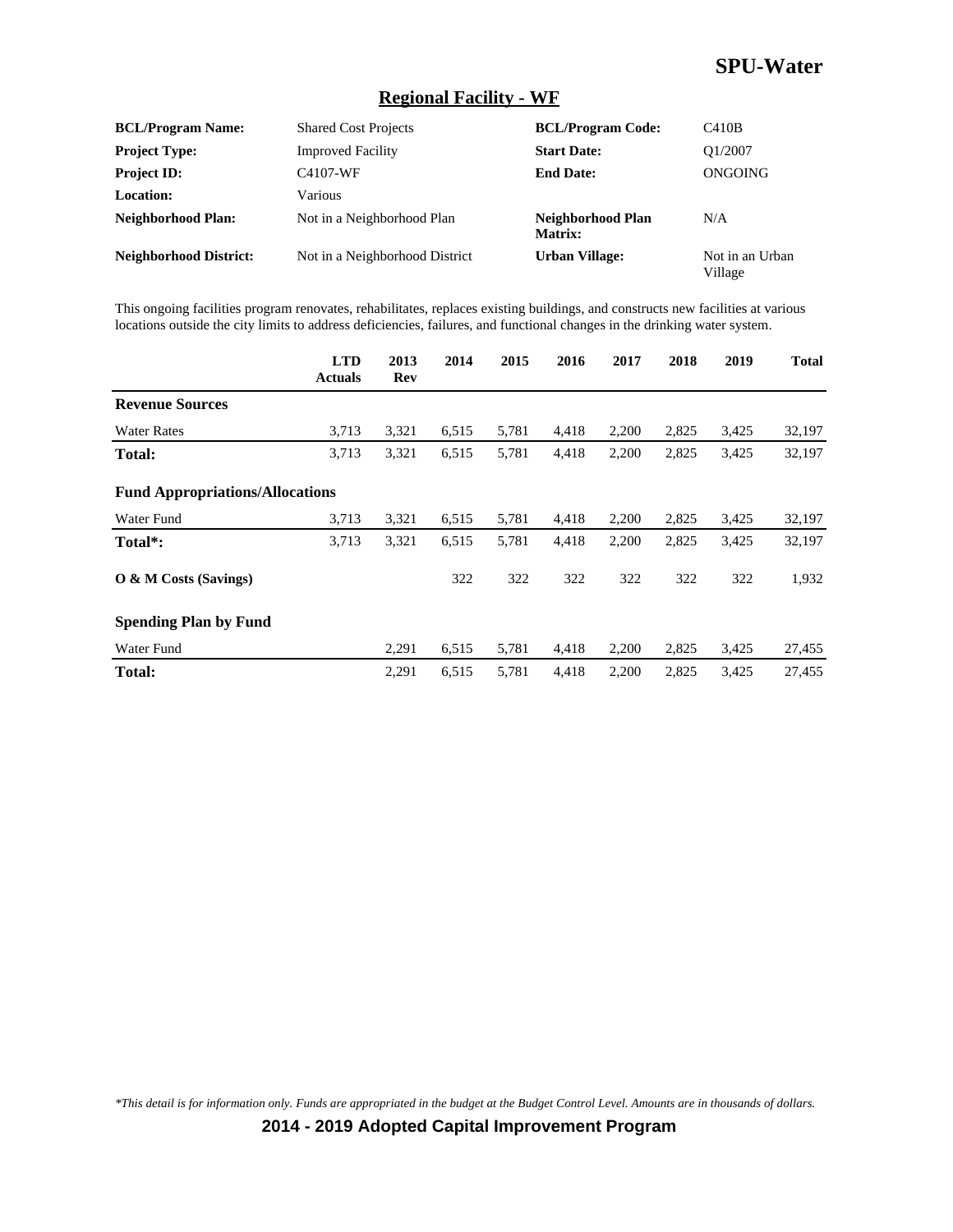# SPU-Water

## Regional Facility - WF

| | | | |
|---|---|---|---|
| **BCL/Program Name:** | Shared Cost Projects | **BCL/Program Code:** | C410B |
| **Project Type:** | Improved Facility | **Start Date:** | Q1/2007 |
| **Project ID:** | C4107-WF | **End Date:** | ONGOING |
| **Location:** | Various | | |
| **Neighborhood Plan:** | Not in a Neighborhood Plan | **Neighborhood Plan Matrix:** | N/A |
| **Neighborhood District:** | Not in a Neighborhood District | **Urban Village:** | Not in an Urban Village |

This ongoing facilities program renovates, rehabilitates, replaces existing buildings, and constructs new facilities at various locations outside the city limits to address deficiencies, failures, and functional changes in the drinking water system.

| | LTD Actuals | 2013 Rev | 2014 | 2015 | 2016 | 2017 | 2018 | 2019 | Total |
|---|---|---|---|---|---|---|---|---|---|
| **Revenue Sources** | | | | | | | | | |
| Water Rates | 3,713 | 3,321 | 6,515 | 5,781 | 4,418 | 2,200 | 2,825 | 3,425 | 32,197 |
| **Total:** | 3,713 | 3,321 | 6,515 | 5,781 | 4,418 | 2,200 | 2,825 | 3,425 | 32,197 |
| **Fund Appropriations/Allocations** | | | | | | | | | |
| Water Fund | 3,713 | 3,321 | 6,515 | 5,781 | 4,418 | 2,200 | 2,825 | 3,425 | 32,197 |
| **Total*:** | 3,713 | 3,321 | 6,515 | 5,781 | 4,418 | 2,200 | 2,825 | 3,425 | 32,197 |
| **O & M Costs (Savings)** | | | 322 | 322 | 322 | 322 | 322 | 322 | 1,932 |
| **Spending Plan by Fund** | | | | | | | | | |
| Water Fund | | 2,291 | 6,515 | 5,781 | 4,418 | 2,200 | 2,825 | 3,425 | 27,455 |
| **Total:** | | 2,291 | 6,515 | 5,781 | 4,418 | 2,200 | 2,825 | 3,425 | 27,455 |

*This detail is for information only. Funds are appropriated in the budget at the Budget Control Level. Amounts are in thousands of dollars.*

**2014 - 2019 Adopted Capital Improvement Program**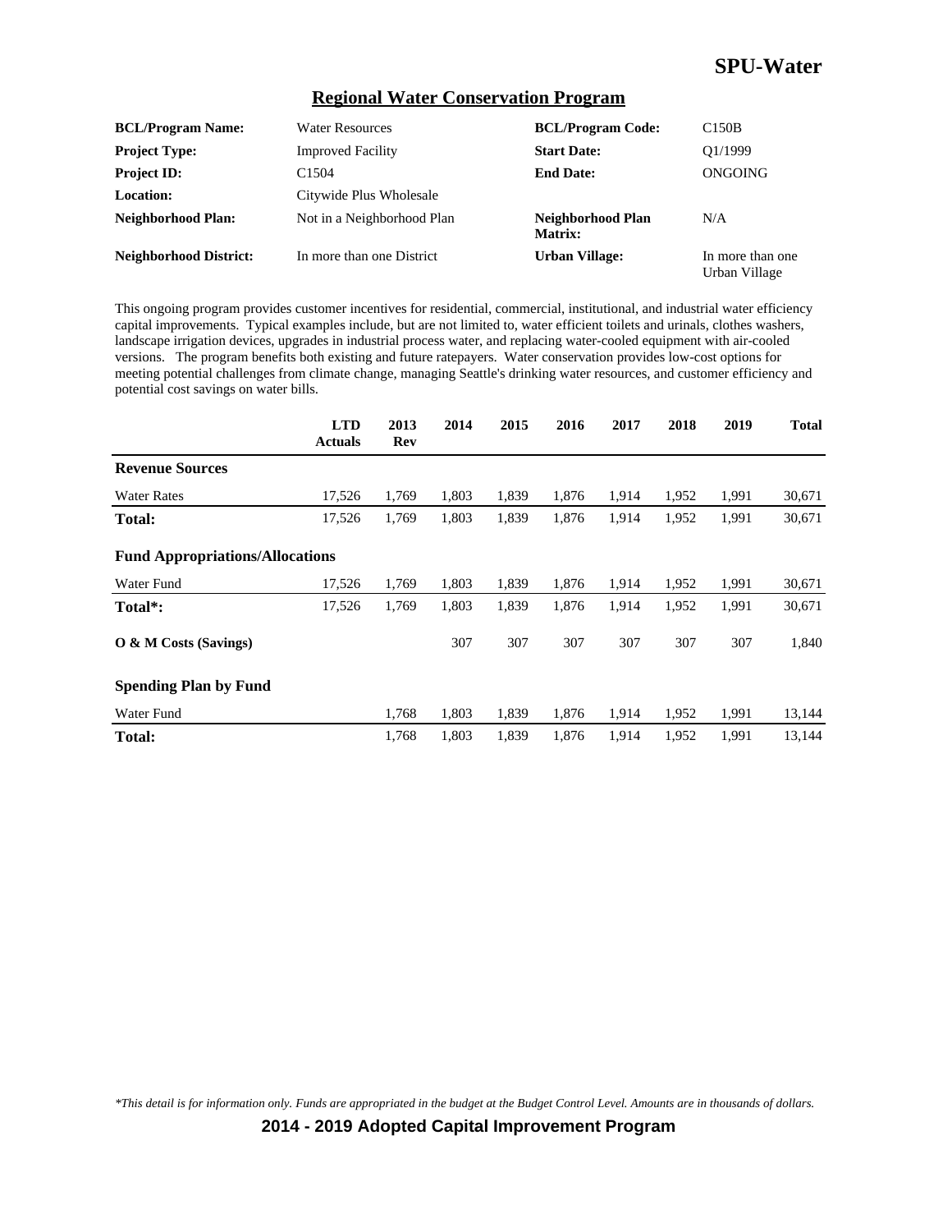# SPU-Water

## Regional Water Conservation Program

| | | | |
|---|---|---|---|
| **BCL/Program Name:** | Water Resources | **BCL/Program Code:** | C150B |
| **Project Type:** | Improved Facility | **Start Date:** | Q1/1999 |
| **Project ID:** | C1504 | **End Date:** | ONGOING |
| **Location:** | Citywide Plus Wholesale | | |
| **Neighborhood Plan:** | Not in a Neighborhood Plan | **Neighborhood Plan Matrix:** | N/A |
| **Neighborhood District:** | In more than one District | **Urban Village:** | In more than one Urban Village |

This ongoing program provides customer incentives for residential, commercial, institutional, and industrial water efficiency capital improvements. Typical examples include, but are not limited to, water efficient toilets and urinals, clothes washers, landscape irrigation devices, upgrades in industrial process water, and replacing water-cooled equipment with air-cooled versions. The program benefits both existing and future ratepayers. Water conservation provides low-cost options for meeting potential challenges from climate change, managing Seattle's drinking water resources, and customer efficiency and potential cost savings on water bills.

| | LTD Actuals | 2013 Rev | 2014 | 2015 | 2016 | 2017 | 2018 | 2019 | Total |
|---|---|---|---|---|---|---|---|---|---|
| **Revenue Sources** | | | | | | | | | |
| Water Rates | 17,526 | 1,769 | 1,803 | 1,839 | 1,876 | 1,914 | 1,952 | 1,991 | 30,671 |
| **Total:** | 17,526 | 1,769 | 1,803 | 1,839 | 1,876 | 1,914 | 1,952 | 1,991 | 30,671 |
| **Fund Appropriations/Allocations** | | | | | | | | | |
| Water Fund | 17,526 | 1,769 | 1,803 | 1,839 | 1,876 | 1,914 | 1,952 | 1,991 | 30,671 |
| **Total*:** | 17,526 | 1,769 | 1,803 | 1,839 | 1,876 | 1,914 | 1,952 | 1,991 | 30,671 |
| **O & M Costs (Savings)** | | | 307 | 307 | 307 | 307 | 307 | 307 | 1,840 |
| **Spending Plan by Fund** | | | | | | | | | |
| Water Fund | | 1,768 | 1,803 | 1,839 | 1,876 | 1,914 | 1,952 | 1,991 | 13,144 |
| **Total:** | | 1,768 | 1,803 | 1,839 | 1,876 | 1,914 | 1,952 | 1,991 | 13,144 |

*\*This detail is for information only. Funds are appropriated in the budget at the Budget Control Level. Amounts are in thousands of dollars.*

**2014 - 2019 Adopted Capital Improvement Program**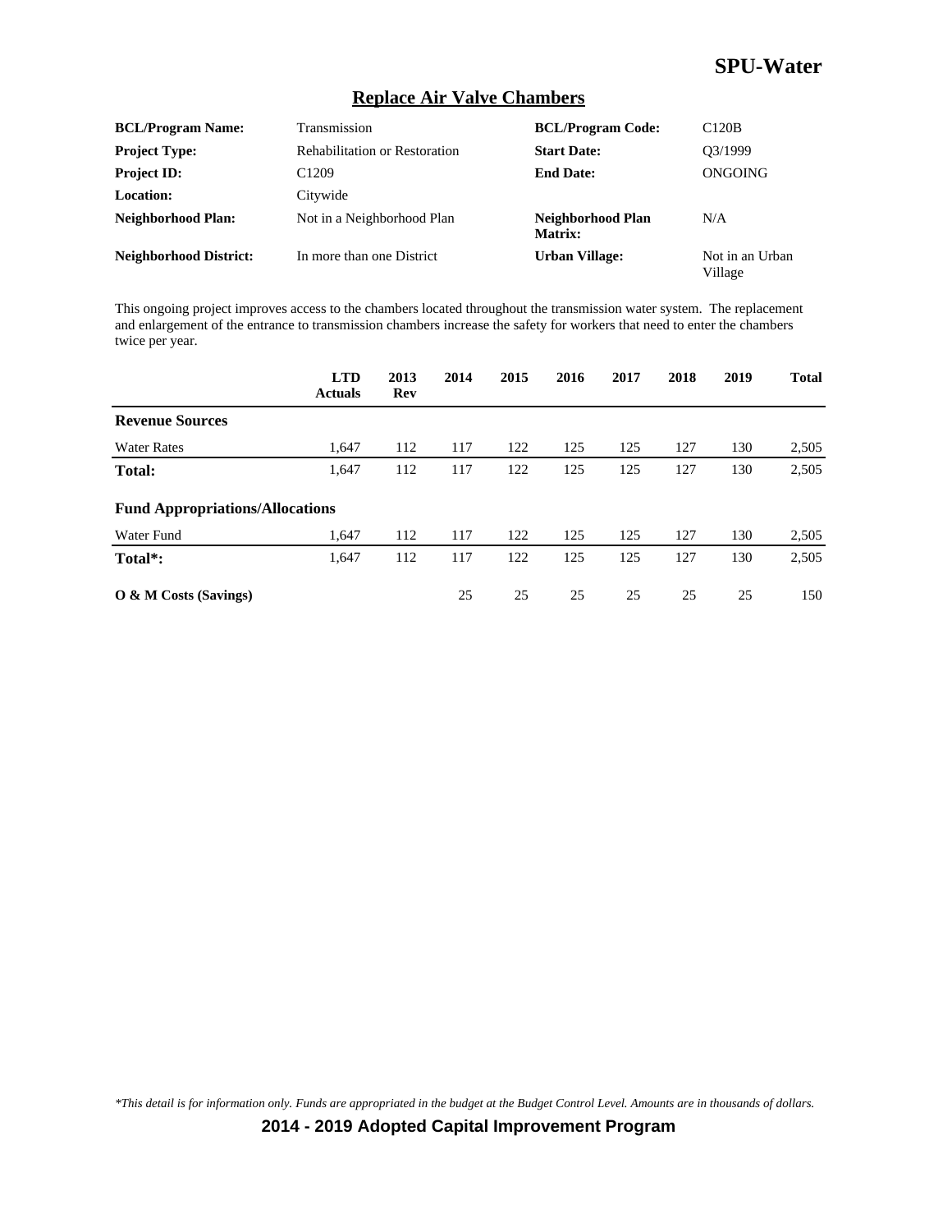# SPU-Water

## Replace Air Valve Chambers

| | | | |
|---|---|---|---|
| **BCL/Program Name:** | Transmission | **BCL/Program Code:** | C120B |
| **Project Type:** | Rehabilitation or Restoration | **Start Date:** | Q3/1999 |
| **Project ID:** | C1209 | **End Date:** | ONGOING |
| **Location:** | Citywide | | |
| **Neighborhood Plan:** | Not in a Neighborhood Plan | **Neighborhood Plan Matrix:** | N/A |
| **Neighborhood District:** | In more than one District | **Urban Village:** | Not in an Urban Village |

This ongoing project improves access to the chambers located throughout the transmission water system. The replacement and enlargement of the entrance to transmission chambers increase the safety for workers that need to enter the chambers twice per year.

| | LTD Actuals | 2013 Rev | 2014 | 2015 | 2016 | 2017 | 2018 | 2019 | Total |
|---|---|---|---|---|---|---|---|---|---|
| **Revenue Sources** | | | | | | | | | |
| Water Rates | 1,647 | 112 | 117 | 122 | 125 | 125 | 127 | 130 | 2,505 |
| **Total:** | 1,647 | 112 | 117 | 122 | 125 | 125 | 127 | 130 | 2,505 |
| **Fund Appropriations/Allocations** | | | | | | | | | |
| Water Fund | 1,647 | 112 | 117 | 122 | 125 | 125 | 127 | 130 | 2,505 |
| **Total*:** | 1,647 | 112 | 117 | 122 | 125 | 125 | 127 | 130 | 2,505 |
| **O & M Costs (Savings)** | | | 25 | 25 | 25 | 25 | 25 | 25 | 150 |

*This detail is for information only. Funds are appropriated in the budget at the Budget Control Level. Amounts are in thousands of dollars.*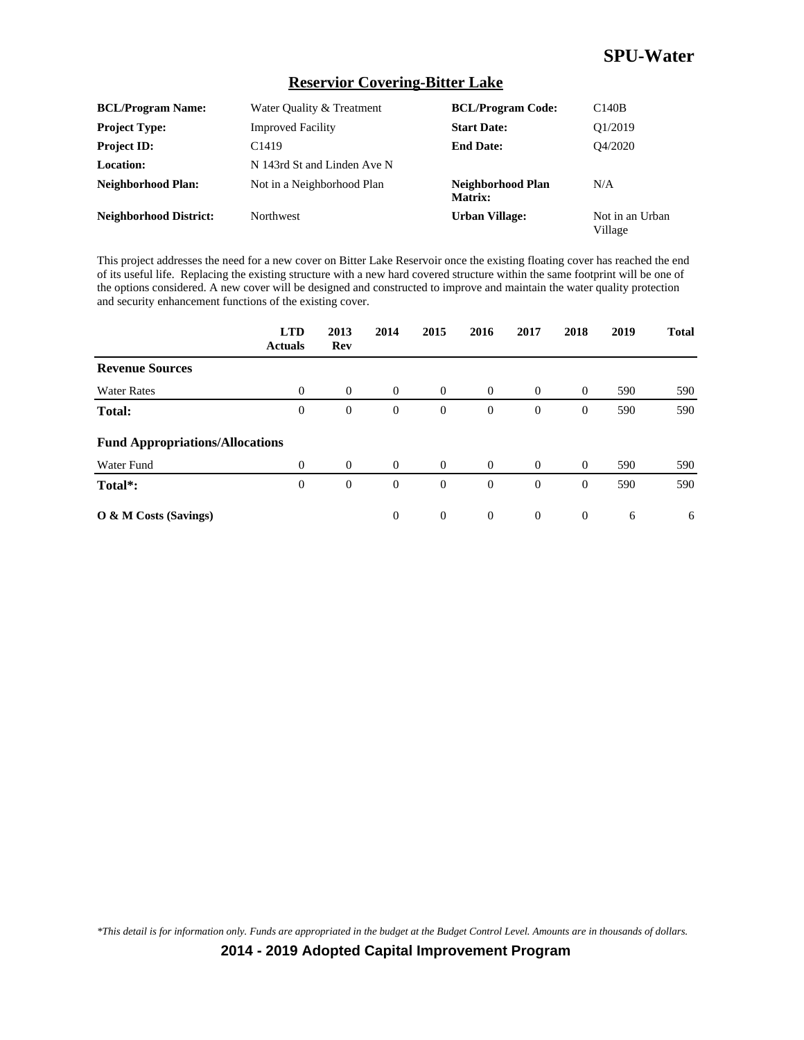# SPU-Water

## Reservior Covering-Bitter Lake

| | | | |
|---|---|---|---|
| **BCL/Program Name:** | Water Quality & Treatment | **BCL/Program Code:** | C140B |
| **Project Type:** | Improved Facility | **Start Date:** | Q1/2019 |
| **Project ID:** | C1419 | **End Date:** | Q4/2020 |
| **Location:** | N 143rd St and Linden Ave N | | |
| **Neighborhood Plan:** | Not in a Neighborhood Plan | **Neighborhood Plan Matrix:** | N/A |
| **Neighborhood District:** | Northwest | **Urban Village:** | Not in an Urban Village |

This project addresses the need for a new cover on Bitter Lake Reservoir once the existing floating cover has reached the end of its useful life. Replacing the existing structure with a new hard covered structure within the same footprint will be one of the options considered. A new cover will be designed and constructed to improve and maintain the water quality protection and security enhancement functions of the existing cover.

| | LTD Actuals | 2013 Rev | 2014 | 2015 | 2016 | 2017 | 2018 | 2019 | Total |
|---|---|---|---|---|---|---|---|---|---|
| **Revenue Sources** | | | | | | | | | |
| Water Rates | 0 | 0 | 0 | 0 | 0 | 0 | 0 | 590 | 590 |
| **Total:** | 0 | 0 | 0 | 0 | 0 | 0 | 0 | 590 | 590 |
| **Fund Appropriations/Allocations** | | | | | | | | | |
| Water Fund | 0 | 0 | 0 | 0 | 0 | 0 | 0 | 590 | 590 |
| **Total*:** | 0 | 0 | 0 | 0 | 0 | 0 | 0 | 590 | 590 |
| **O & M Costs (Savings)** | | | 0 | 0 | 0 | 0 | 0 | 6 | 6 |

*\*This detail is for information only. Funds are appropriated in the budget at the Budget Control Level. Amounts are in thousands of dollars.*

**2014 - 2019 Adopted Capital Improvement Program**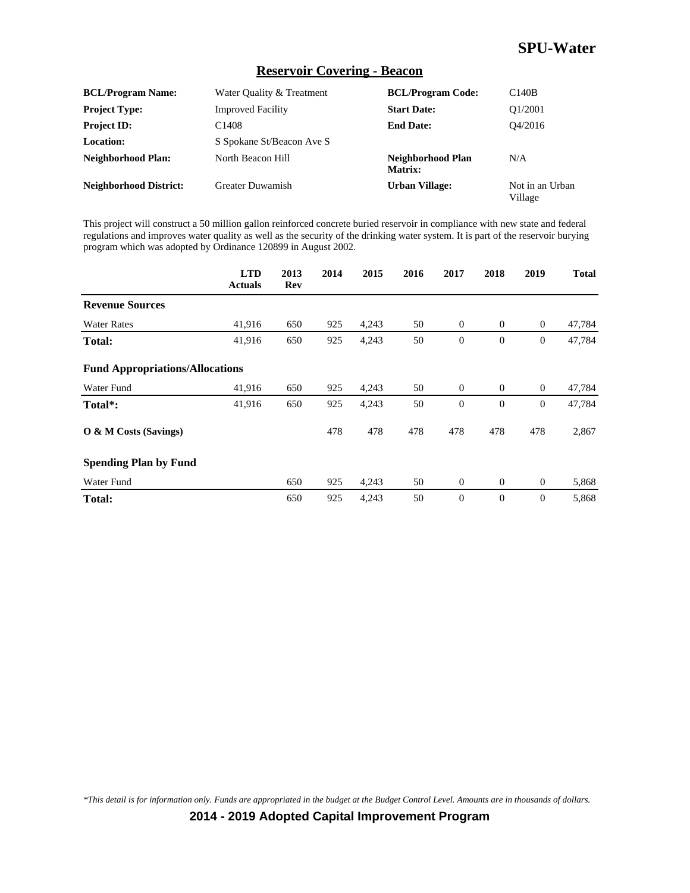## Reservoir Covering - Beacon

| | | | |
|---|---|---|---|
| **BCL/Program Name:** | Water Quality & Treatment | **BCL/Program Code:** | C140B |
| **Project Type:** | Improved Facility | **Start Date:** | Q1/2001 |
| **Project ID:** | C1408 | **End Date:** | Q4/2016 |
| **Location:** | S Spokane St/Beacon Ave S | | |
| **Neighborhood Plan:** | North Beacon Hill | **Neighborhood Plan Matrix:** | N/A |
| **Neighborhood District:** | Greater Duwamish | **Urban Village:** | Not in an Urban Village |

This project will construct a 50 million gallon reinforced concrete buried reservoir in compliance with new state and federal regulations and improves water quality as well as the security of the drinking water system. It is part of the reservoir burying program which was adopted by Ordinance 120899 in August 2002.

| | LTD Actuals | 2013 Rev | 2014 | 2015 | 2016 | 2017 | 2018 | 2019 | Total |
|---|---|---|---|---|---|---|---|---|---|
| **Revenue Sources** | | | | | | | | | |
| Water Rates | 41,916 | 650 | 925 | 4,243 | 50 | 0 | 0 | 0 | 47,784 |
| **Total:** | 41,916 | 650 | 925 | 4,243 | 50 | 0 | 0 | 0 | 47,784 |
| **Fund Appropriations/Allocations** | | | | | | | | | |
| Water Fund | 41,916 | 650 | 925 | 4,243 | 50 | 0 | 0 | 0 | 47,784 |
| **Total*:** | 41,916 | 650 | 925 | 4,243 | 50 | 0 | 0 | 0 | 47,784 |
| **O & M Costs (Savings)** | | | 478 | 478 | 478 | 478 | 478 | 478 | 2,867 |
| **Spending Plan by Fund** | | | | | | | | | |
| Water Fund | | 650 | 925 | 4,243 | 50 | 0 | 0 | 0 | 5,868 |
| **Total:** | | 650 | 925 | 4,243 | 50 | 0 | 0 | 0 | 5,868 |

*\*This detail is for information only. Funds are appropriated in the budget at the Budget Control Level. Amounts are in thousands of dollars.*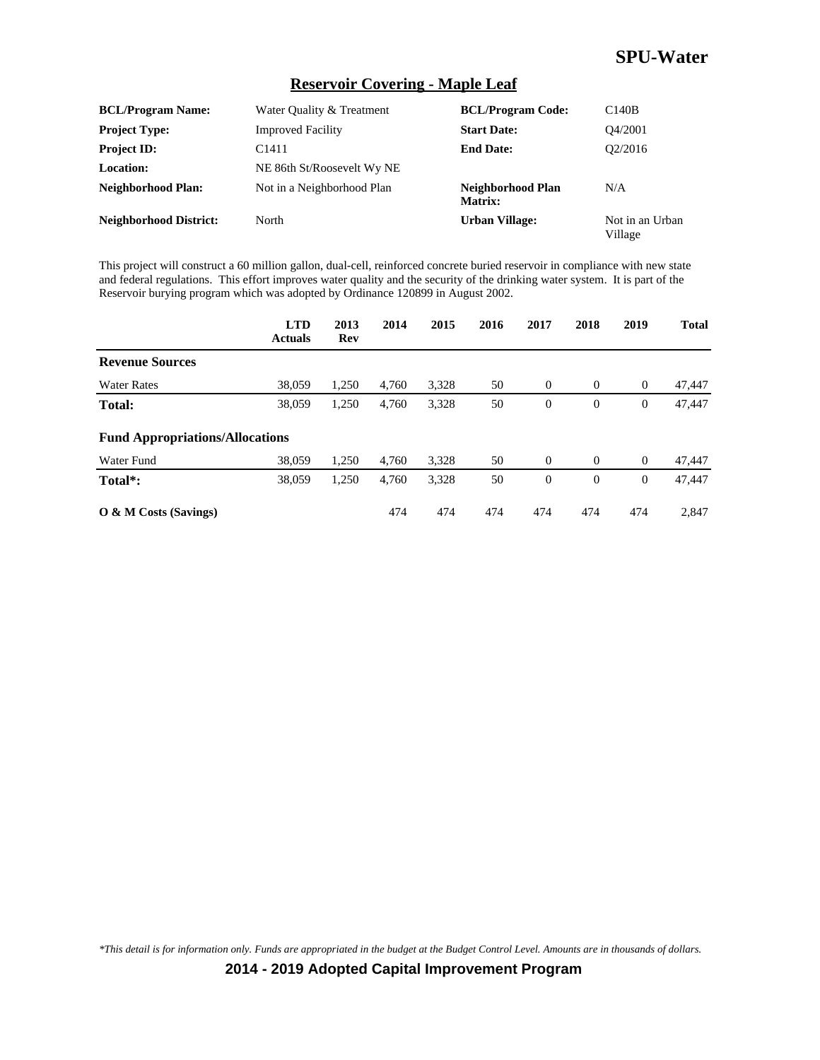# SPU-Water

## Reservoir Covering - Maple Leaf

| | | | |
|---|---|---|---|
| **BCL/Program Name:** | Water Quality & Treatment | **BCL/Program Code:** | C140B |
| **Project Type:** | Improved Facility | **Start Date:** | Q4/2001 |
| **Project ID:** | C1411 | **End Date:** | Q2/2016 |
| **Location:** | NE 86th St/Roosevelt Wy NE | | |
| **Neighborhood Plan:** | Not in a Neighborhood Plan | **Neighborhood Plan Matrix:** | N/A |
| **Neighborhood District:** | North | **Urban Village:** | Not in an Urban Village |

This project will construct a 60 million gallon, dual-cell, reinforced concrete buried reservoir in compliance with new state and federal regulations. This effort improves water quality and the security of the drinking water system. It is part of the Reservoir burying program which was adopted by Ordinance 120899 in August 2002.

| | LTD Actuals | 2013 Rev | 2014 | 2015 | 2016 | 2017 | 2018 | 2019 | Total |
|---|---|---|---|---|---|---|---|---|---|
| **Revenue Sources** | | | | | | | | | |
| Water Rates | 38,059 | 1,250 | 4,760 | 3,328 | 50 | 0 | 0 | 0 | 47,447 |
| **Total:** | 38,059 | 1,250 | 4,760 | 3,328 | 50 | 0 | 0 | 0 | 47,447 |
| **Fund Appropriations/Allocations** | | | | | | | | | |
| Water Fund | 38,059 | 1,250 | 4,760 | 3,328 | 50 | 0 | 0 | 0 | 47,447 |
| **Total*:** | 38,059 | 1,250 | 4,760 | 3,328 | 50 | 0 | 0 | 0 | 47,447 |
| **O & M Costs (Savings)** | | | 474 | 474 | 474 | 474 | 474 | 474 | 2,847 |

*\*This detail is for information only. Funds are appropriated in the budget at the Budget Control Level. Amounts are in thousands of dollars.*

**2014 - 2019 Adopted Capital Improvement Program**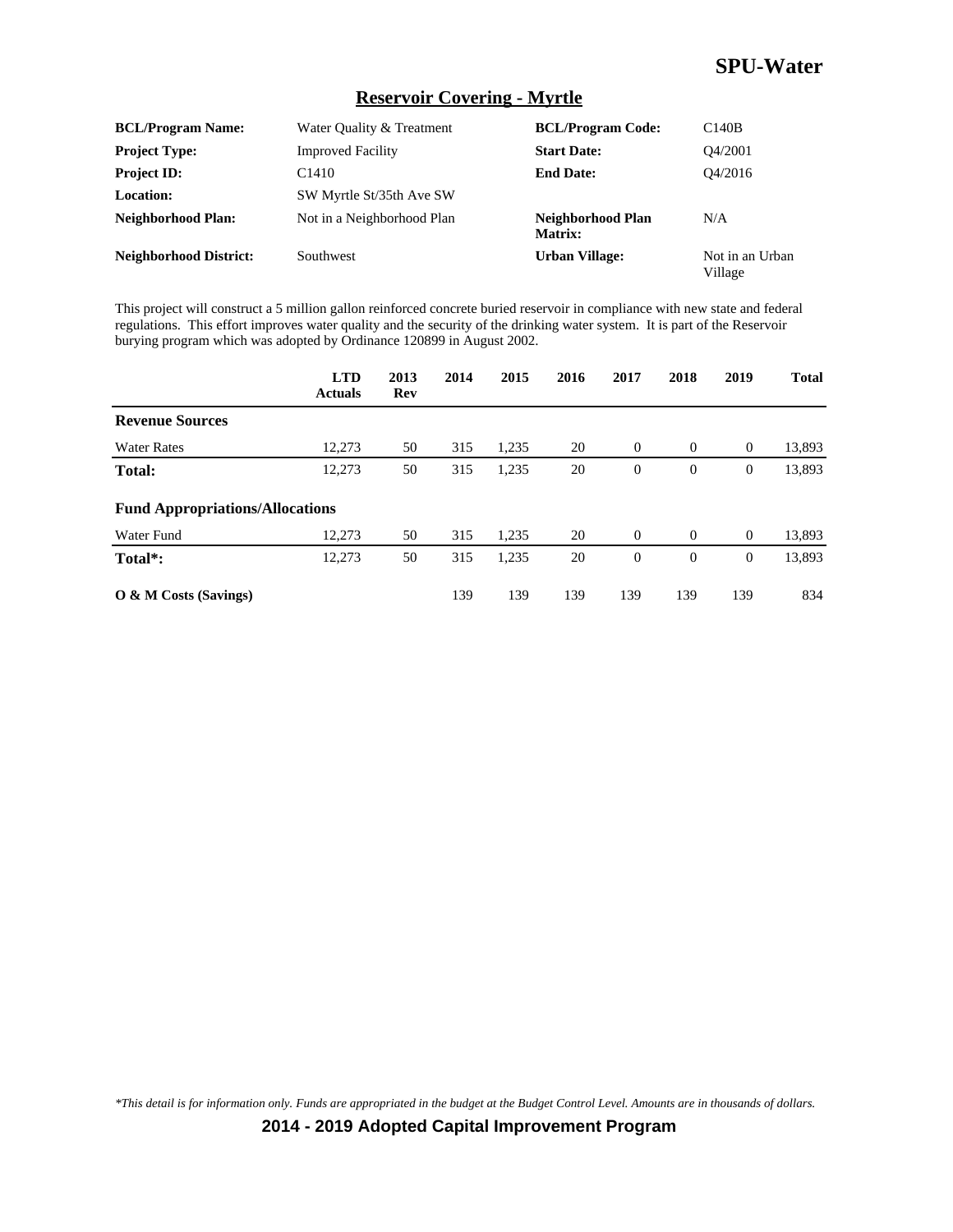# Reservoir Covering - Myrtle

| | | | |
|---|---|---|---|
| **BCL/Program Name:** | Water Quality & Treatment | **BCL/Program Code:** | C140B |
| **Project Type:** | Improved Facility | **Start Date:** | Q4/2001 |
| **Project ID:** | C1410 | **End Date:** | Q4/2016 |
| **Location:** | SW Myrtle St/35th Ave SW | | |
| **Neighborhood Plan:** | Not in a Neighborhood Plan | **Neighborhood Plan Matrix:** | N/A |
| **Neighborhood District:** | Southwest | **Urban Village:** | Not in an Urban Village |

This project will construct a 5 million gallon reinforced concrete buried reservoir in compliance with new state and federal regulations. This effort improves water quality and the security of the drinking water system. It is part of the Reservoir burying program which was adopted by Ordinance 120899 in August 2002.

| | LTD Actuals | 2013 Rev | 2014 | 2015 | 2016 | 2017 | 2018 | 2019 | Total |
|---|---|---|---|---|---|---|---|---|---|
| **Revenue Sources** | | | | | | | | | |
| Water Rates | 12,273 | 50 | 315 | 1,235 | 20 | 0 | 0 | 0 | 13,893 |
| **Total:** | 12,273 | 50 | 315 | 1,235 | 20 | 0 | 0 | 0 | 13,893 |
| **Fund Appropriations/Allocations** | | | | | | | | | |
| Water Fund | 12,273 | 50 | 315 | 1,235 | 20 | 0 | 0 | 0 | 13,893 |
| **Total*:** | 12,273 | 50 | 315 | 1,235 | 20 | 0 | 0 | 0 | 13,893 |
| **O & M Costs (Savings)** | | | 139 | 139 | 139 | 139 | 139 | 139 | 834 |

*\*This detail is for information only. Funds are appropriated in the budget at the Budget Control Level. Amounts are in thousands of dollars.*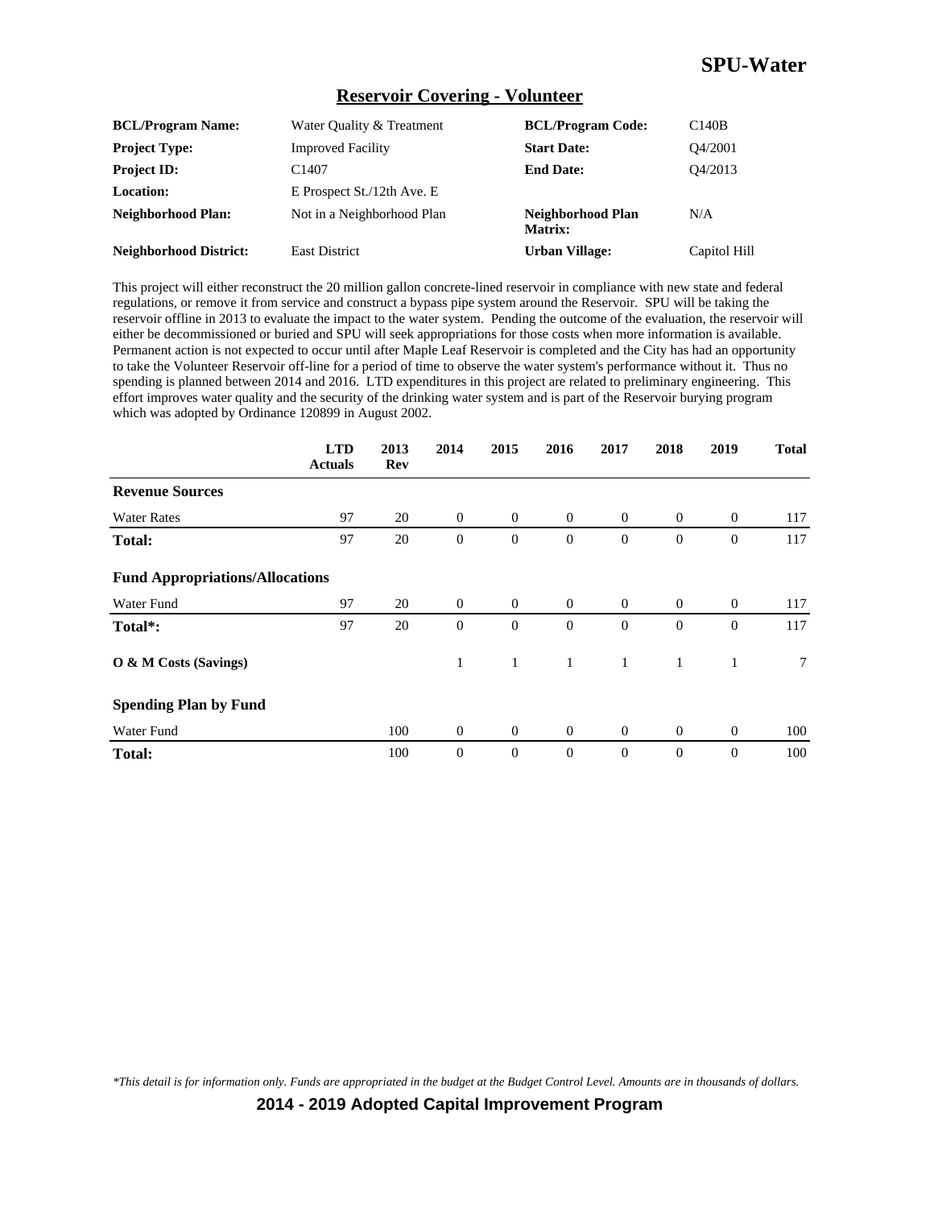## Reservoir Covering - Volunteer

| | | | |
|---|---|---|---|
| **BCL/Program Name:** | Water Quality & Treatment | **BCL/Program Code:** | C140B |
| **Project Type:** | Improved Facility | **Start Date:** | Q4/2001 |
| **Project ID:** | C1407 | **End Date:** | Q4/2013 |
| **Location:** | E Prospect St./12th Ave. E | | |
| **Neighborhood Plan:** | Not in a Neighborhood Plan | **Neighborhood Plan Matrix:** | N/A |
| **Neighborhood District:** | East District | **Urban Village:** | Capitol Hill |

This project will either reconstruct the 20 million gallon concrete-lined reservoir in compliance with new state and federal regulations, or remove it from service and construct a bypass pipe system around the Reservoir. SPU will be taking the reservoir offline in 2013 to evaluate the impact to the water system. Pending the outcome of the evaluation, the reservoir will either be decommissioned or buried and SPU will seek appropriations for those costs when more information is available. Permanent action is not expected to occur until after Maple Leaf Reservoir is completed and the City has had an opportunity to take the Volunteer Reservoir off-line for a period of time to observe the water system's performance without it. Thus no spending is planned between 2014 and 2016. LTD expenditures in this project are related to preliminary engineering. This effort improves water quality and the security of the drinking water system and is part of the Reservoir burying program which was adopted by Ordinance 120899 in August 2002.

| | LTD Actuals | 2013 Rev | 2014 | 2015 | 2016 | 2017 | 2018 | 2019 | Total |
|---|---|---|---|---|---|---|---|---|---|
| **Revenue Sources** | | | | | | | | | |
| Water Rates | 97 | 20 | 0 | 0 | 0 | 0 | 0 | 0 | 117 |
| **Total:** | 97 | 20 | 0 | 0 | 0 | 0 | 0 | 0 | 117 |
| **Fund Appropriations/Allocations** | | | | | | | | | |
| Water Fund | 97 | 20 | 0 | 0 | 0 | 0 | 0 | 0 | 117 |
| **Total*:** | 97 | 20 | 0 | 0 | 0 | 0 | 0 | 0 | 117 |
| **O & M Costs (Savings)** | | | 1 | 1 | 1 | 1 | 1 | 1 | 7 |
| **Spending Plan by Fund** | | | | | | | | | |
| Water Fund | | 100 | 0 | 0 | 0 | 0 | 0 | 0 | 100 |
| **Total:** | | 100 | 0 | 0 | 0 | 0 | 0 | 0 | 100 |

*This detail is for information only. Funds are appropriated in the budget at the Budget Control Level. Amounts are in thousands of dollars.*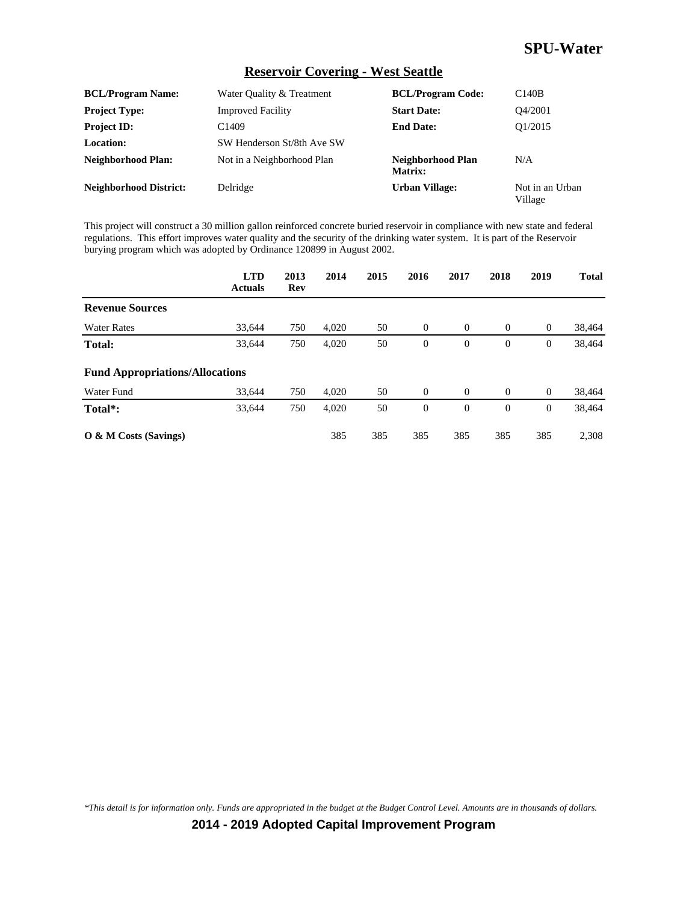# SPU-Water

## Reservoir Covering - West Seattle

| | | | |
|---|---|---|---|
| **BCL/Program Name:** | Water Quality & Treatment | **BCL/Program Code:** | C140B |
| **Project Type:** | Improved Facility | **Start Date:** | Q4/2001 |
| **Project ID:** | C1409 | **End Date:** | Q1/2015 |
| **Location:** | SW Henderson St/8th Ave SW | | |
| **Neighborhood Plan:** | Not in a Neighborhood Plan | **Neighborhood Plan Matrix:** | N/A |
| **Neighborhood District:** | Delridge | **Urban Village:** | Not in an Urban Village |

This project will construct a 30 million gallon reinforced concrete buried reservoir in compliance with new state and federal regulations. This effort improves water quality and the security of the drinking water system. It is part of the Reservoir burying program which was adopted by Ordinance 120899 in August 2002.

| | LTD Actuals | 2013 Rev | 2014 | 2015 | 2016 | 2017 | 2018 | 2019 | Total |
|---|---|---|---|---|---|---|---|---|---|
| **Revenue Sources** | | | | | | | | | |
| Water Rates | 33,644 | 750 | 4,020 | 50 | 0 | 0 | 0 | 0 | 38,464 |
| **Total:** | 33,644 | 750 | 4,020 | 50 | 0 | 0 | 0 | 0 | 38,464 |
| **Fund Appropriations/Allocations** | | | | | | | | | |
| Water Fund | 33,644 | 750 | 4,020 | 50 | 0 | 0 | 0 | 0 | 38,464 |
| **Total*:** | 33,644 | 750 | 4,020 | 50 | 0 | 0 | 0 | 0 | 38,464 |
| **O & M Costs (Savings)** | | | 385 | 385 | 385 | 385 | 385 | 385 | 2,308 |

*\*This detail is for information only. Funds are appropriated in the budget at the Budget Control Level. Amounts are in thousands of dollars.*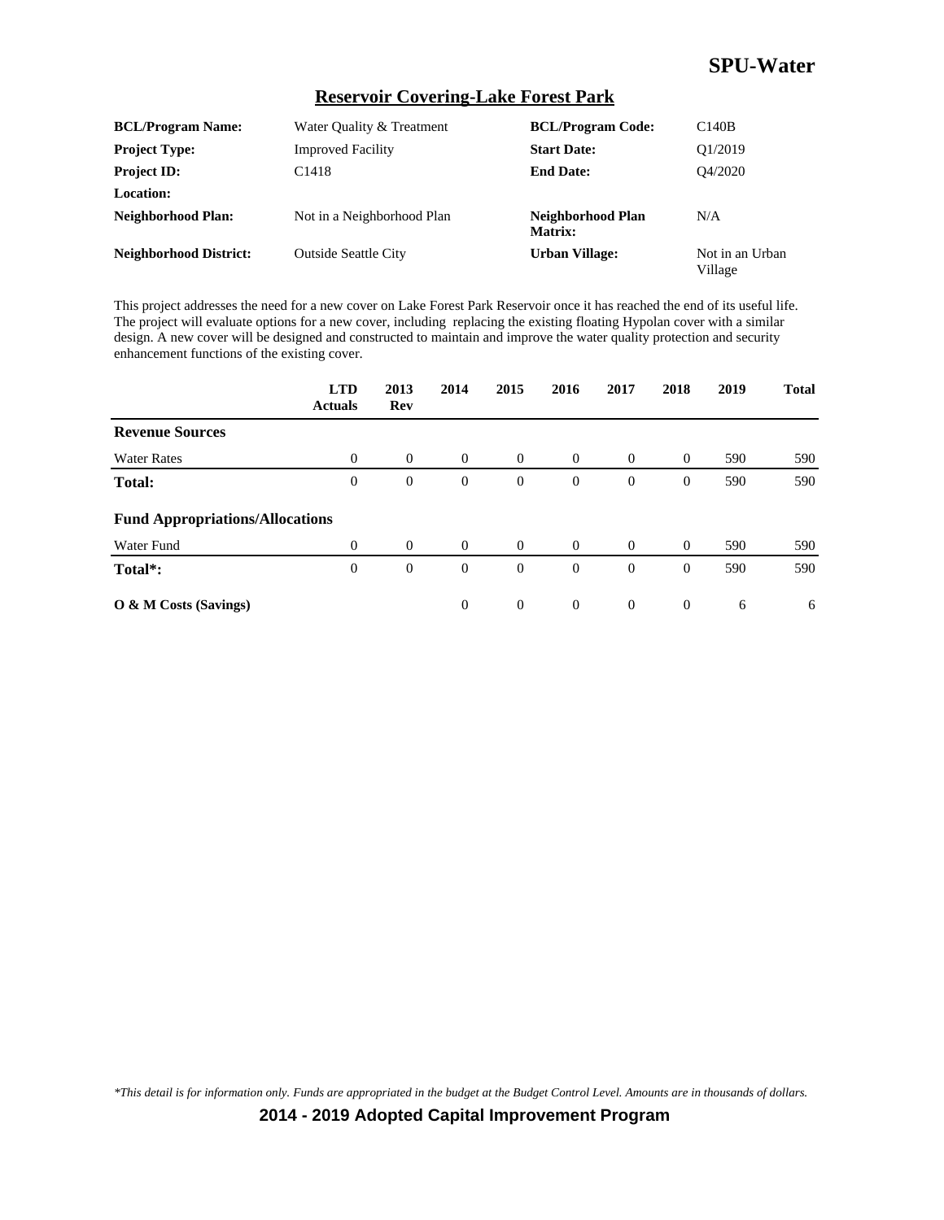# SPU-Water

## Reservoir Covering-Lake Forest Park

| | | | |
|---|---|---|---|
| **BCL/Program Name:** | Water Quality & Treatment | **BCL/Program Code:** | C140B |
| **Project Type:** | Improved Facility | **Start Date:** | Q1/2019 |
| **Project ID:** | C1418 | **End Date:** | Q4/2020 |
| **Location:** | | | |
| **Neighborhood Plan:** | Not in a Neighborhood Plan | **Neighborhood Plan Matrix:** | N/A |
| **Neighborhood District:** | Outside Seattle City | **Urban Village:** | Not in an Urban Village |

This project addresses the need for a new cover on Lake Forest Park Reservoir once it has reached the end of its useful life. The project will evaluate options for a new cover, including replacing the existing floating Hypolan cover with a similar design. A new cover will be designed and constructed to maintain and improve the water quality protection and security enhancement functions of the existing cover.

| | LTD Actuals | 2013 Rev | 2014 | 2015 | 2016 | 2017 | 2018 | 2019 | Total |
|---|---|---|---|---|---|---|---|---|---|
| **Revenue Sources** | | | | | | | | | |
| Water Rates | 0 | 0 | 0 | 0 | 0 | 0 | 0 | 590 | 590 |
| **Total:** | 0 | 0 | 0 | 0 | 0 | 0 | 0 | 590 | 590 |
| **Fund Appropriations/Allocations** | | | | | | | | | |
| Water Fund | 0 | 0 | 0 | 0 | 0 | 0 | 0 | 590 | 590 |
| **Total*:** | 0 | 0 | 0 | 0 | 0 | 0 | 0 | 590 | 590 |
| **O & M Costs (Savings)** | | | 0 | 0 | 0 | 0 | 0 | 6 | 6 |

*\*This detail is for information only. Funds are appropriated in the budget at the Budget Control Level. Amounts are in thousands of dollars.*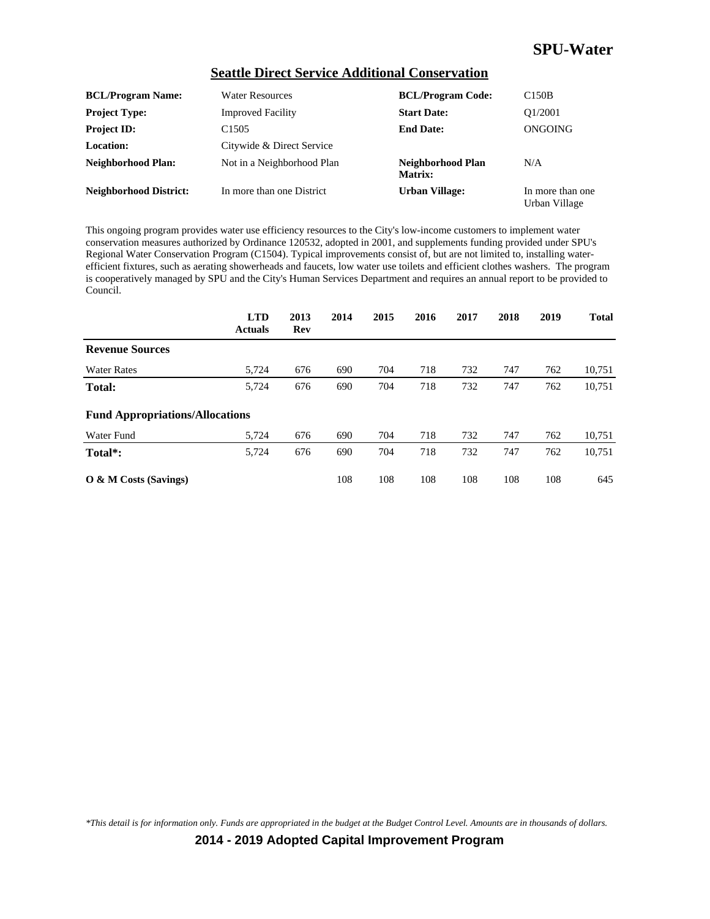## Seattle Direct Service Additional Conservation

| | | | |
|---|---|---|---|
| **BCL/Program Name:** | Water Resources | **BCL/Program Code:** | C150B |
| **Project Type:** | Improved Facility | **Start Date:** | Q1/2001 |
| **Project ID:** | C1505 | **End Date:** | ONGOING |
| **Location:** | Citywide & Direct Service | | |
| **Neighborhood Plan:** | Not in a Neighborhood Plan | **Neighborhood Plan Matrix:** | N/A |
| **Neighborhood District:** | In more than one District | **Urban Village:** | In more than one Urban Village |

This ongoing program provides water use efficiency resources to the City's low-income customers to implement water conservation measures authorized by Ordinance 120532, adopted in 2001, and supplements funding provided under SPU's Regional Water Conservation Program (C1504). Typical improvements consist of, but are not limited to, installing water-efficient fixtures, such as aerating showerheads and faucets, low water use toilets and efficient clothes washers. The program is cooperatively managed by SPU and the City's Human Services Department and requires an annual report to be provided to Council.

| | LTD Actuals | 2013 Rev | 2014 | 2015 | 2016 | 2017 | 2018 | 2019 | Total |
|---|---|---|---|---|---|---|---|---|---|
| **Revenue Sources** | | | | | | | | | |
| Water Rates | 5,724 | 676 | 690 | 704 | 718 | 732 | 747 | 762 | 10,751 |
| **Total:** | 5,724 | 676 | 690 | 704 | 718 | 732 | 747 | 762 | 10,751 |
| **Fund Appropriations/Allocations** | | | | | | | | | |
| Water Fund | 5,724 | 676 | 690 | 704 | 718 | 732 | 747 | 762 | 10,751 |
| **Total*:** | 5,724 | 676 | 690 | 704 | 718 | 732 | 747 | 762 | 10,751 |
| **O & M Costs (Savings)** | | | 108 | 108 | 108 | 108 | 108 | 108 | 645 |

*\*This detail is for information only. Funds are appropriated in the budget at the Budget Control Level. Amounts are in thousands of dollars.*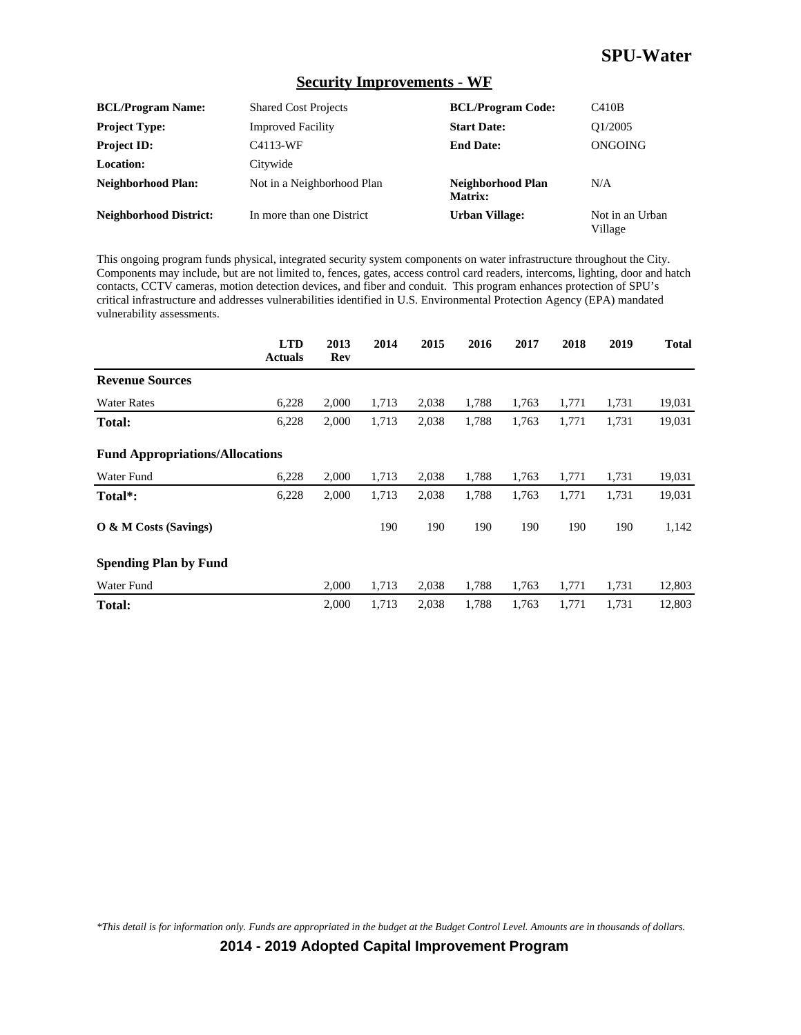## Security Improvements - WF

| **BCL/Program Name:** | Shared Cost Projects | **BCL/Program Code:** | C410B |
|---|---|---|---|
| **Project Type:** | Improved Facility | **Start Date:** | Q1/2005 |
| **Project ID:** | C4113-WF | **End Date:** | ONGOING |
| **Location:** | Citywide | | |
| **Neighborhood Plan:** | Not in a Neighborhood Plan | **Neighborhood Plan Matrix:** | N/A |
| **Neighborhood District:** | In more than one District | **Urban Village:** | Not in an Urban Village |

This ongoing program funds physical, integrated security system components on water infrastructure throughout the City. Components may include, but are not limited to, fences, gates, access control card readers, intercoms, lighting, door and hatch contacts, CCTV cameras, motion detection devices, and fiber and conduit. This program enhances protection of SPU's critical infrastructure and addresses vulnerabilities identified in U.S. Environmental Protection Agency (EPA) mandated vulnerability assessments.

| | LTD Actuals | 2013 Rev | 2014 | 2015 | 2016 | 2017 | 2018 | 2019 | Total |
|---|---|---|---|---|---|---|---|---|---|
| **Revenue Sources** | | | | | | | | | |
| Water Rates | 6,228 | 2,000 | 1,713 | 2,038 | 1,788 | 1,763 | 1,771 | 1,731 | 19,031 |
| **Total:** | 6,228 | 2,000 | 1,713 | 2,038 | 1,788 | 1,763 | 1,771 | 1,731 | 19,031 |
| **Fund Appropriations/Allocations** | | | | | | | | | |
| Water Fund | 6,228 | 2,000 | 1,713 | 2,038 | 1,788 | 1,763 | 1,771 | 1,731 | 19,031 |
| **Total*:** | 6,228 | 2,000 | 1,713 | 2,038 | 1,788 | 1,763 | 1,771 | 1,731 | 19,031 |
| **O & M Costs (Savings)** | | | 190 | 190 | 190 | 190 | 190 | 190 | 1,142 |
| **Spending Plan by Fund** | | | | | | | | | |
| Water Fund | | 2,000 | 1,713 | 2,038 | 1,788 | 1,763 | 1,771 | 1,731 | 12,803 |
| **Total:** | | 2,000 | 1,713 | 2,038 | 1,788 | 1,763 | 1,771 | 1,731 | 12,803 |

*\*This detail is for information only. Funds are appropriated in the budget at the Budget Control Level. Amounts are in thousands of dollars.*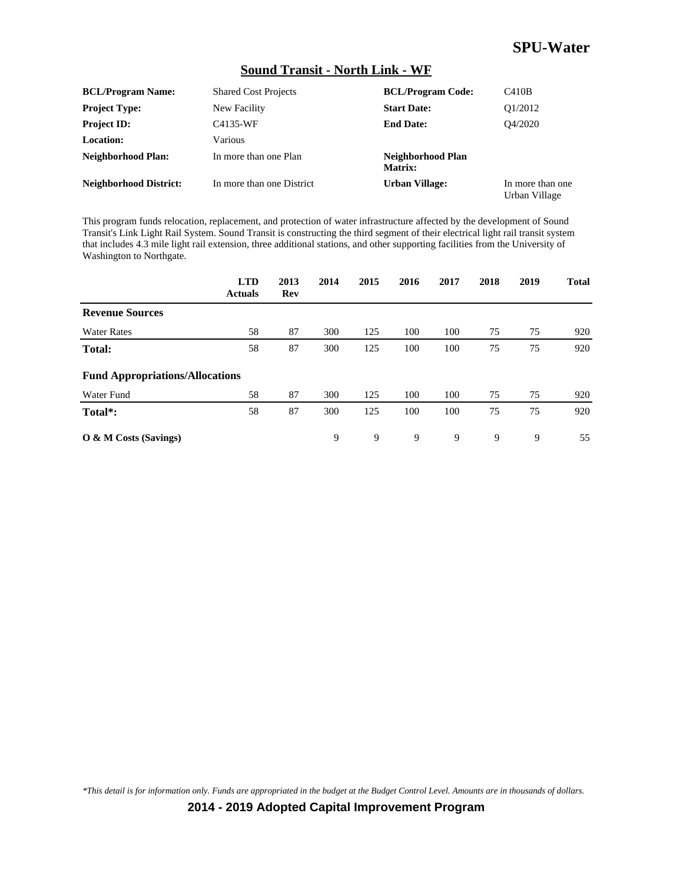# SPU-Water

## Sound Transit - North Link - WF

| | | | |
|---|---|---|---|
| **BCL/Program Name:** | Shared Cost Projects | **BCL/Program Code:** | C410B |
| **Project Type:** | New Facility | **Start Date:** | Q1/2012 |
| **Project ID:** | C4135-WF | **End Date:** | Q4/2020 |
| **Location:** | Various | | |
| **Neighborhood Plan:** | In more than one Plan | **Neighborhood Plan Matrix:** | |
| **Neighborhood District:** | In more than one District | **Urban Village:** | In more than one Urban Village |

This program funds relocation, replacement, and protection of water infrastructure affected by the development of Sound Transit's Link Light Rail System. Sound Transit is constructing the third segment of their electrical light rail transit system that includes 4.3 mile light rail extension, three additional stations, and other supporting facilities from the University of Washington to Northgate.

| | LTD Actuals | 2013 Rev | 2014 | 2015 | 2016 | 2017 | 2018 | 2019 | Total |
|---|---|---|---|---|---|---|---|---|---|
| **Revenue Sources** | | | | | | | | | |
| Water Rates | 58 | 87 | 300 | 125 | 100 | 100 | 75 | 75 | 920 |
| **Total:** | 58 | 87 | 300 | 125 | 100 | 100 | 75 | 75 | 920 |
| **Fund Appropriations/Allocations** | | | | | | | | | |
| Water Fund | 58 | 87 | 300 | 125 | 100 | 100 | 75 | 75 | 920 |
| **Total*:** | 58 | 87 | 300 | 125 | 100 | 100 | 75 | 75 | 920 |
| **O & M Costs (Savings)** | | | 9 | 9 | 9 | 9 | 9 | 9 | 55 |

*This detail is for information only. Funds are appropriated in the budget at the Budget Control Level. Amounts are in thousands of dollars.*

**2014 - 2019 Adopted Capital Improvement Program**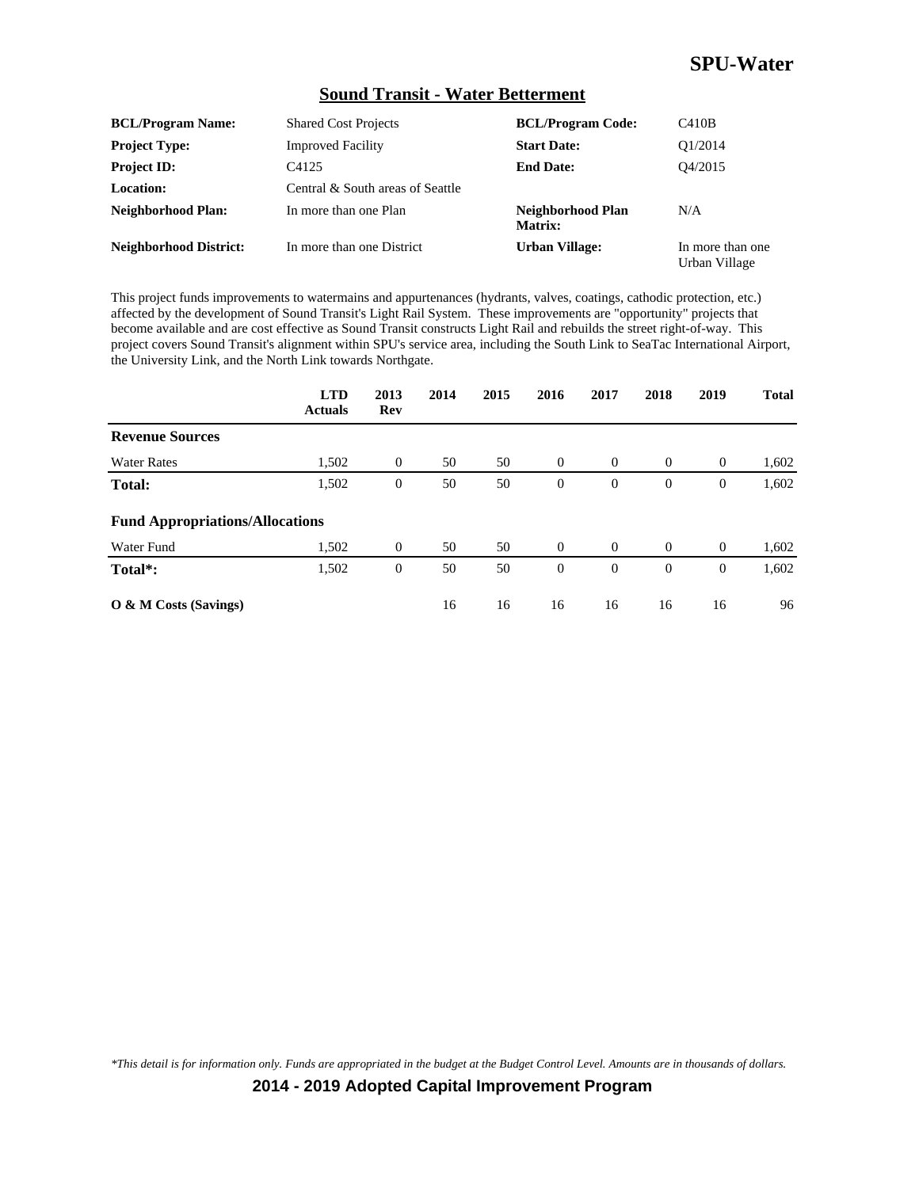# SPU-Water

## Sound Transit - Water Betterment

| | | | |
|---|---|---|---|
| **BCL/Program Name:** | Shared Cost Projects | **BCL/Program Code:** | C410B |
| **Project Type:** | Improved Facility | **Start Date:** | Q1/2014 |
| **Project ID:** | C4125 | **End Date:** | Q4/2015 |
| **Location:** | Central & South areas of Seattle | | |
| **Neighborhood Plan:** | In more than one Plan | **Neighborhood Plan Matrix:** | N/A |
| **Neighborhood District:** | In more than one District | **Urban Village:** | In more than one Urban Village |

This project funds improvements to watermains and appurtenances (hydrants, valves, coatings, cathodic protection, etc.) affected by the development of Sound Transit's Light Rail System. These improvements are "opportunity" projects that become available and are cost effective as Sound Transit constructs Light Rail and rebuilds the street right-of-way. This project covers Sound Transit's alignment within SPU's service area, including the South Link to SeaTac International Airport, the University Link, and the North Link towards Northgate.

| | LTD Actuals | 2013 Rev | 2014 | 2015 | 2016 | 2017 | 2018 | 2019 | Total |
|---|---|---|---|---|---|---|---|---|---|
| **Revenue Sources** | | | | | | | | | |
| Water Rates | 1,502 | 0 | 50 | 50 | 0 | 0 | 0 | 0 | 1,602 |
| **Total:** | 1,502 | 0 | 50 | 50 | 0 | 0 | 0 | 0 | 1,602 |
| **Fund Appropriations/Allocations** | | | | | | | | | |
| Water Fund | 1,502 | 0 | 50 | 50 | 0 | 0 | 0 | 0 | 1,602 |
| **Total*:** | 1,502 | 0 | 50 | 50 | 0 | 0 | 0 | 0 | 1,602 |
| **O & M Costs (Savings)** | | | 16 | 16 | 16 | 16 | 16 | 16 | 96 |

*\*This detail is for information only. Funds are appropriated in the budget at the Budget Control Level. Amounts are in thousands of dollars.*

**2014 - 2019 Adopted Capital Improvement Program**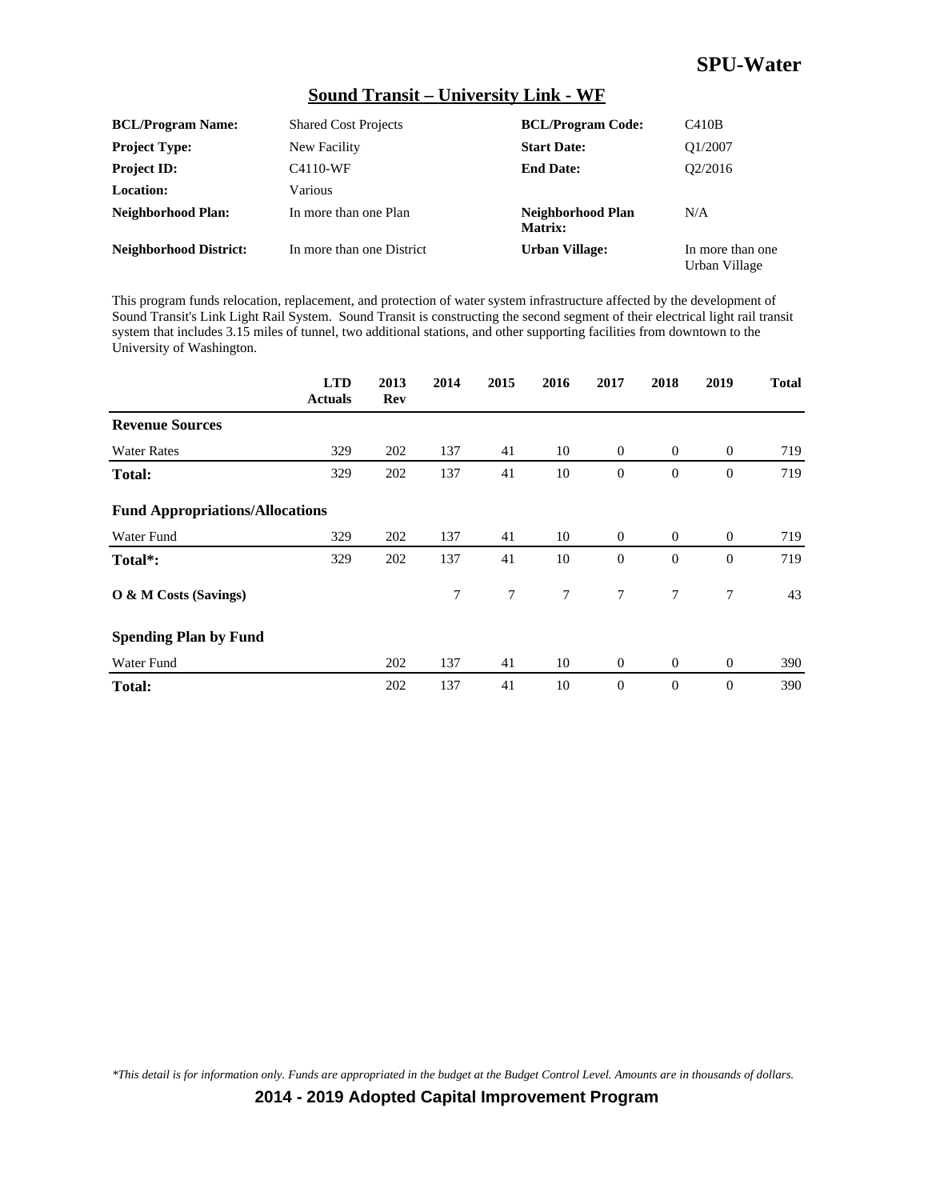## Sound Transit – University Link - WF

| | | | |
|---|---|---|---|
| **BCL/Program Name:** | Shared Cost Projects | **BCL/Program Code:** | C410B |
| **Project Type:** | New Facility | **Start Date:** | Q1/2007 |
| **Project ID:** | C4110-WF | **End Date:** | Q2/2016 |
| **Location:** | Various | | |
| **Neighborhood Plan:** | In more than one Plan | **Neighborhood Plan Matrix:** | N/A |
| **Neighborhood District:** | In more than one District | **Urban Village:** | In more than one Urban Village |

This program funds relocation, replacement, and protection of water system infrastructure affected by the development of Sound Transit's Link Light Rail System. Sound Transit is constructing the second segment of their electrical light rail transit system that includes 3.15 miles of tunnel, two additional stations, and other supporting facilities from downtown to the University of Washington.

| | LTD Actuals | 2013 Rev | 2014 | 2015 | 2016 | 2017 | 2018 | 2019 | Total |
|---|---|---|---|---|---|---|---|---|---|
| **Revenue Sources** | | | | | | | | | |
| Water Rates | 329 | 202 | 137 | 41 | 10 | 0 | 0 | 0 | 719 |
| **Total:** | 329 | 202 | 137 | 41 | 10 | 0 | 0 | 0 | 719 |
| **Fund Appropriations/Allocations** | | | | | | | | | |
| Water Fund | 329 | 202 | 137 | 41 | 10 | 0 | 0 | 0 | 719 |
| **Total*:** | 329 | 202 | 137 | 41 | 10 | 0 | 0 | 0 | 719 |
| **O & M Costs (Savings)** | | | 7 | 7 | 7 | 7 | 7 | 7 | 43 |
| **Spending Plan by Fund** | | | | | | | | | |
| Water Fund | | 202 | 137 | 41 | 10 | 0 | 0 | 0 | 390 |
| **Total:** | | 202 | 137 | 41 | 10 | 0 | 0 | 0 | 390 |

*This detail is for information only. Funds are appropriated in the budget at the Budget Control Level. Amounts are in thousands of dollars.*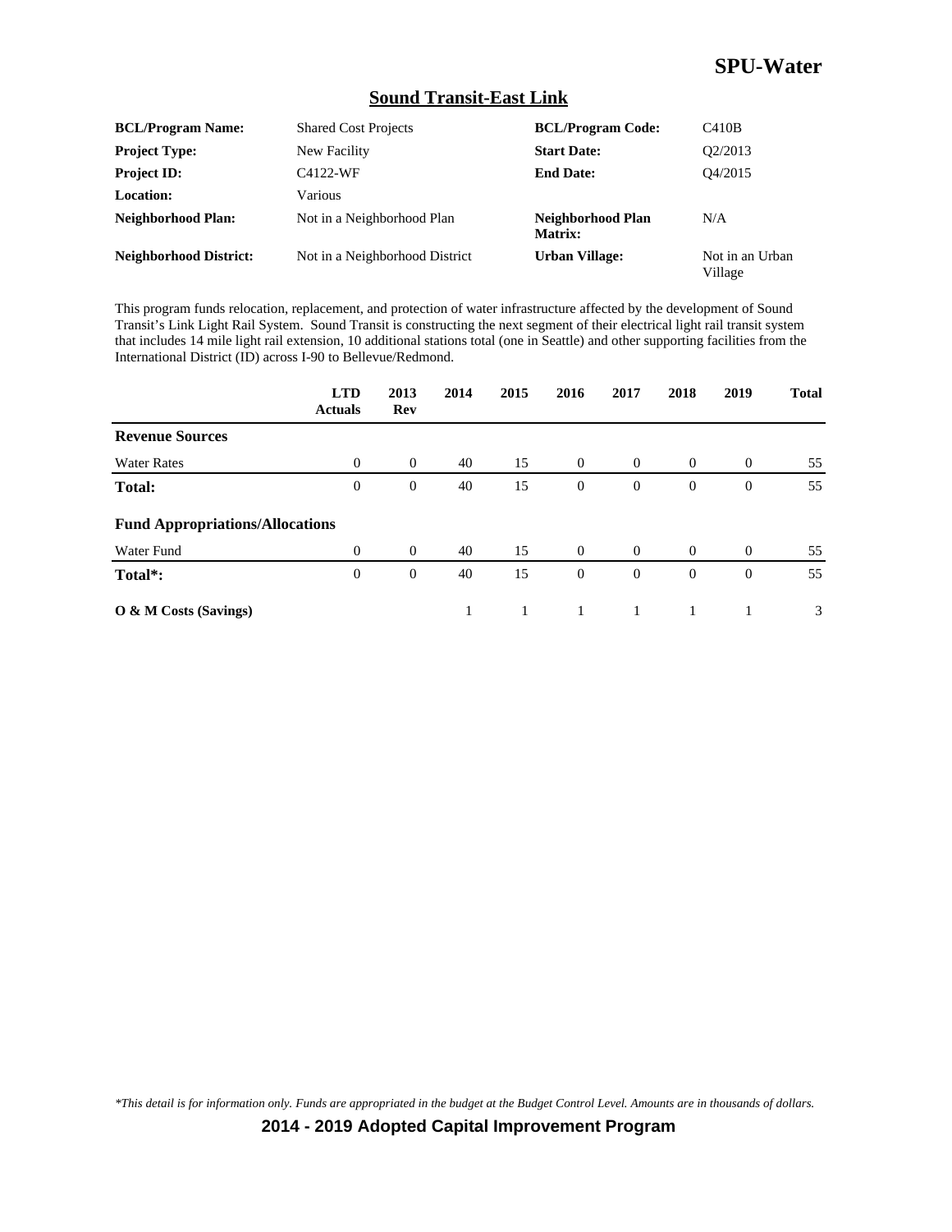## Sound Transit-East Link

| | | | |
|---|---|---|---|
| **BCL/Program Name:** | Shared Cost Projects | **BCL/Program Code:** | C410B |
| **Project Type:** | New Facility | **Start Date:** | Q2/2013 |
| **Project ID:** | C4122-WF | **End Date:** | Q4/2015 |
| **Location:** | Various | | |
| **Neighborhood Plan:** | Not in a Neighborhood Plan | **Neighborhood Plan Matrix:** | N/A |
| **Neighborhood District:** | Not in a Neighborhood District | **Urban Village:** | Not in an Urban Village |

This program funds relocation, replacement, and protection of water infrastructure affected by the development of Sound Transit's Link Light Rail System. Sound Transit is constructing the next segment of their electrical light rail transit system that includes 14 mile light rail extension, 10 additional stations total (one in Seattle) and other supporting facilities from the International District (ID) across I-90 to Bellevue/Redmond.

| | LTD Actuals | 2013 Rev | 2014 | 2015 | 2016 | 2017 | 2018 | 2019 | Total |
|---|---|---|---|---|---|---|---|---|---|
| **Revenue Sources** | | | | | | | | | |
| Water Rates | 0 | 0 | 40 | 15 | 0 | 0 | 0 | 0 | 55 |
| **Total:** | 0 | 0 | 40 | 15 | 0 | 0 | 0 | 0 | 55 |
| **Fund Appropriations/Allocations** | | | | | | | | | |
| Water Fund | 0 | 0 | 40 | 15 | 0 | 0 | 0 | 0 | 55 |
| **Total*:** | 0 | 0 | 40 | 15 | 0 | 0 | 0 | 0 | 55 |
| **O & M Costs (Savings)** | | | 1 | 1 | 1 | 1 | 1 | 1 | 3 |

*This detail is for information only. Funds are appropriated in the budget at the Budget Control Level. Amounts are in thousands of dollars.*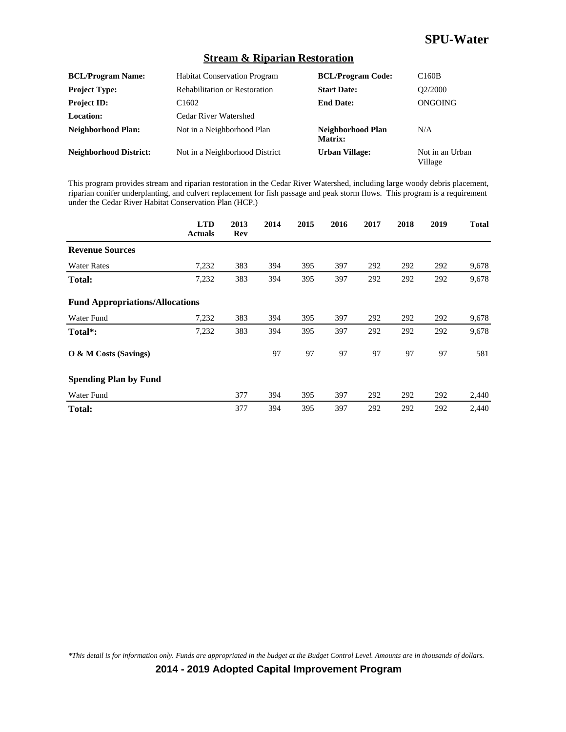# SPU-Water

## Stream & Riparian Restoration

| | | | |
|---|---|---|---|
| **BCL/Program Name:** | Habitat Conservation Program | **BCL/Program Code:** | C160B |
| **Project Type:** | Rehabilitation or Restoration | **Start Date:** | Q2/2000 |
| **Project ID:** | C1602 | **End Date:** | ONGOING |
| **Location:** | Cedar River Watershed | | |
| **Neighborhood Plan:** | Not in a Neighborhood Plan | **Neighborhood Plan Matrix:** | N/A |
| **Neighborhood District:** | Not in a Neighborhood District | **Urban Village:** | Not in an Urban Village |

This program provides stream and riparian restoration in the Cedar River Watershed, including large woody debris placement, riparian conifer underplanting, and culvert replacement for fish passage and peak storm flows. This program is a requirement under the Cedar River Habitat Conservation Plan (HCP.)

| | LTD Actuals | 2013 Rev | 2014 | 2015 | 2016 | 2017 | 2018 | 2019 | Total |
|---|---|---|---|---|---|---|---|---|---|
| **Revenue Sources** | | | | | | | | | |
| Water Rates | 7,232 | 383 | 394 | 395 | 397 | 292 | 292 | 292 | 9,678 |
| **Total:** | 7,232 | 383 | 394 | 395 | 397 | 292 | 292 | 292 | 9,678 |
| **Fund Appropriations/Allocations** | | | | | | | | | |
| Water Fund | 7,232 | 383 | 394 | 395 | 397 | 292 | 292 | 292 | 9,678 |
| **Total*:** | 7,232 | 383 | 394 | 395 | 397 | 292 | 292 | 292 | 9,678 |
| **O & M Costs (Savings)** | | | 97 | 97 | 97 | 97 | 97 | 97 | 581 |
| **Spending Plan by Fund** | | | | | | | | | |
| Water Fund | | 377 | 394 | 395 | 397 | 292 | 292 | 292 | 2,440 |
| **Total:** | | 377 | 394 | 395 | 397 | 292 | 292 | 292 | 2,440 |

*\*This detail is for information only. Funds are appropriated in the budget at the Budget Control Level. Amounts are in thousands of dollars.*

**2014 - 2019 Adopted Capital Improvement Program**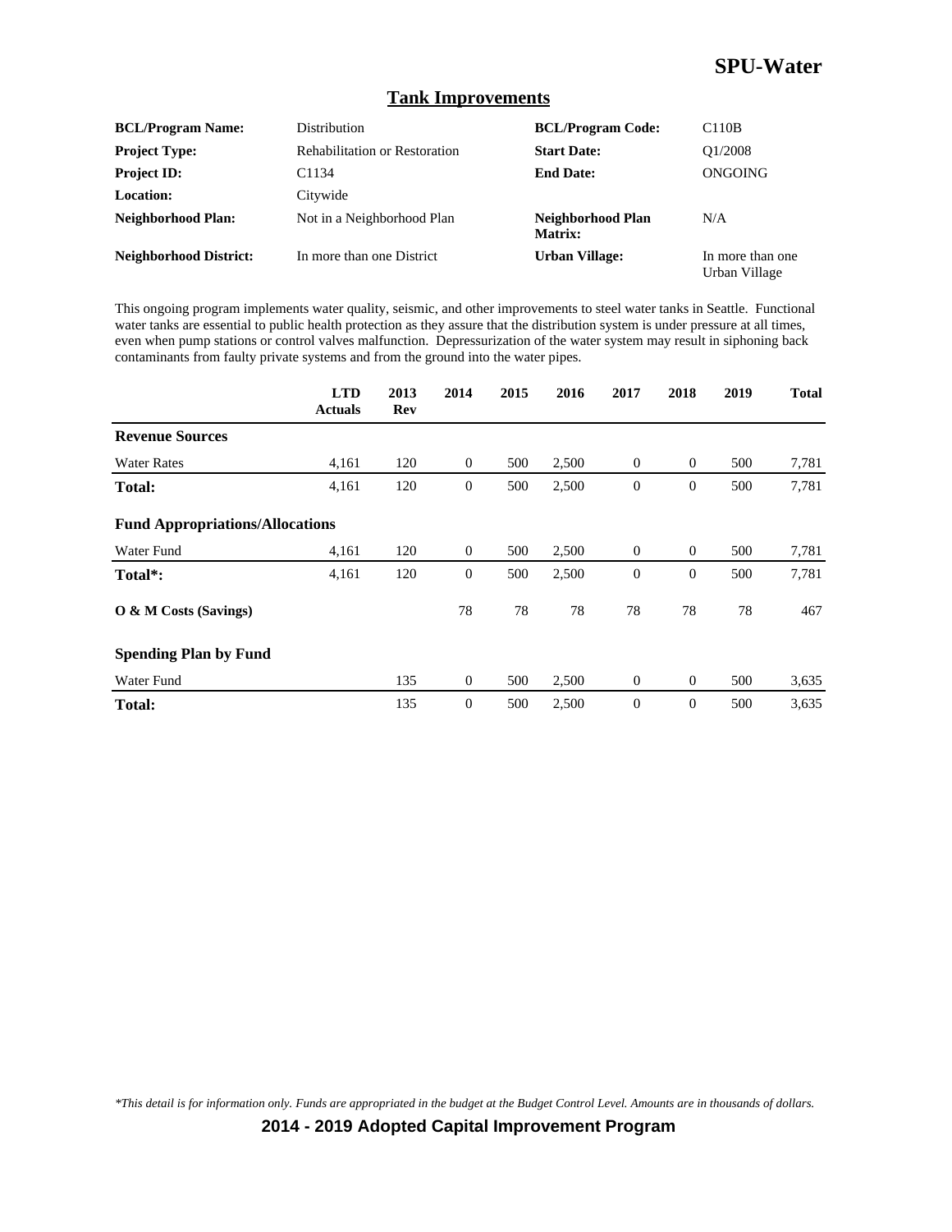## SPU-Water

### Tank Improvements

| | | | |
|---|---|---|---|
| **BCL/Program Name:** | Distribution | **BCL/Program Code:** | C110B |
| **Project Type:** | Rehabilitation or Restoration | **Start Date:** | Q1/2008 |
| **Project ID:** | C1134 | **End Date:** | ONGOING |
| **Location:** | Citywide | | |
| **Neighborhood Plan:** | Not in a Neighborhood Plan | **Neighborhood Plan Matrix:** | N/A |
| **Neighborhood District:** | In more than one District | **Urban Village:** | In more than one Urban Village |

This ongoing program implements water quality, seismic, and other improvements to steel water tanks in Seattle. Functional water tanks are essential to public health protection as they assure that the distribution system is under pressure at all times, even when pump stations or control valves malfunction. Depressurization of the water system may result in siphoning back contaminants from faulty private systems and from the ground into the water pipes.

| | LTD Actuals | 2013 Rev | 2014 | 2015 | 2016 | 2017 | 2018 | 2019 | Total |
|---|---|---|---|---|---|---|---|---|---|
| **Revenue Sources** | | | | | | | | | |
| Water Rates | 4,161 | 120 | 0 | 500 | 2,500 | 0 | 0 | 500 | 7,781 |
| **Total:** | 4,161 | 120 | 0 | 500 | 2,500 | 0 | 0 | 500 | 7,781 |
| **Fund Appropriations/Allocations** | | | | | | | | | |
| Water Fund | 4,161 | 120 | 0 | 500 | 2,500 | 0 | 0 | 500 | 7,781 |
| **Total*:** | 4,161 | 120 | 0 | 500 | 2,500 | 0 | 0 | 500 | 7,781 |
| **O & M Costs (Savings)** | | | 78 | 78 | 78 | 78 | 78 | 78 | 467 |
| **Spending Plan by Fund** | | | | | | | | | |
| Water Fund | | 135 | 0 | 500 | 2,500 | 0 | 0 | 500 | 3,635 |
| **Total:** | | 135 | 0 | 500 | 2,500 | 0 | 0 | 500 | 3,635 |

*This detail is for information only. Funds are appropriated in the budget at the Budget Control Level. Amounts are in thousands of dollars.*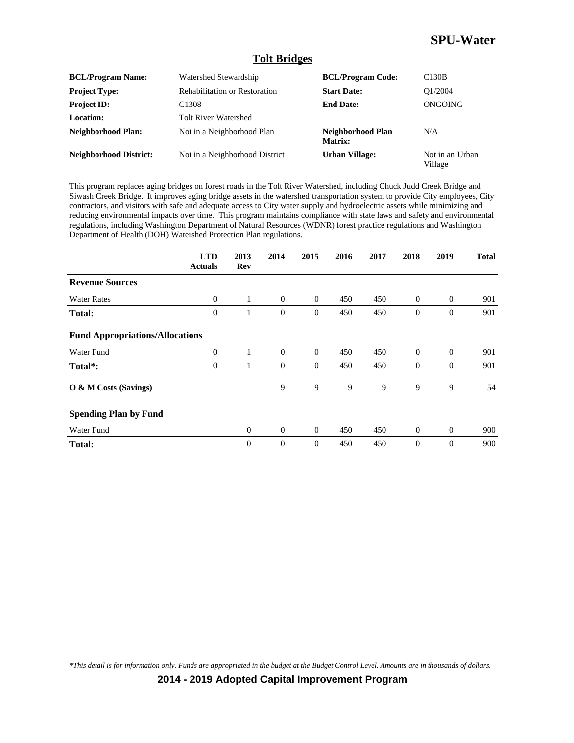# SPU-Water

## Tolt Bridges

| | | | |
|---|---|---|---|
| **BCL/Program Name:** | Watershed Stewardship | **BCL/Program Code:** | C130B |
| **Project Type:** | Rehabilitation or Restoration | **Start Date:** | Q1/2004 |
| **Project ID:** | C1308 | **End Date:** | ONGOING |
| **Location:** | Tolt River Watershed | | |
| **Neighborhood Plan:** | Not in a Neighborhood Plan | **Neighborhood Plan Matrix:** | N/A |
| **Neighborhood District:** | Not in a Neighborhood District | **Urban Village:** | Not in an Urban Village |

This program replaces aging bridges on forest roads in the Tolt River Watershed, including Chuck Judd Creek Bridge and Siwash Creek Bridge. It improves aging bridge assets in the watershed transportation system to provide City employees, City contractors, and visitors with safe and adequate access to City water supply and hydroelectric assets while minimizing and reducing environmental impacts over time. This program maintains compliance with state laws and safety and environmental regulations, including Washington Department of Natural Resources (WDNR) forest practice regulations and Washington Department of Health (DOH) Watershed Protection Plan regulations.

| | LTD Actuals | 2013 Rev | 2014 | 2015 | 2016 | 2017 | 2018 | 2019 | Total |
|---|---|---|---|---|---|---|---|---|---|
| **Revenue Sources** | | | | | | | | | |
| Water Rates | 0 | 1 | 0 | 0 | 450 | 450 | 0 | 0 | 901 |
| **Total:** | 0 | 1 | 0 | 0 | 450 | 450 | 0 | 0 | 901 |
| **Fund Appropriations/Allocations** | | | | | | | | | |
| Water Fund | 0 | 1 | 0 | 0 | 450 | 450 | 0 | 0 | 901 |
| **Total*:** | 0 | 1 | 0 | 0 | 450 | 450 | 0 | 0 | 901 |
| **O & M Costs (Savings)** | | | 9 | 9 | 9 | 9 | 9 | 9 | 54 |
| **Spending Plan by Fund** | | | | | | | | | |
| Water Fund | | 0 | 0 | 0 | 450 | 450 | 0 | 0 | 900 |
| **Total:** | | 0 | 0 | 0 | 450 | 450 | 0 | 0 | 900 |

*This detail is for information only. Funds are appropriated in the budget at the Budget Control Level. Amounts are in thousands of dollars.*

**2014 - 2019 Adopted Capital Improvement Program**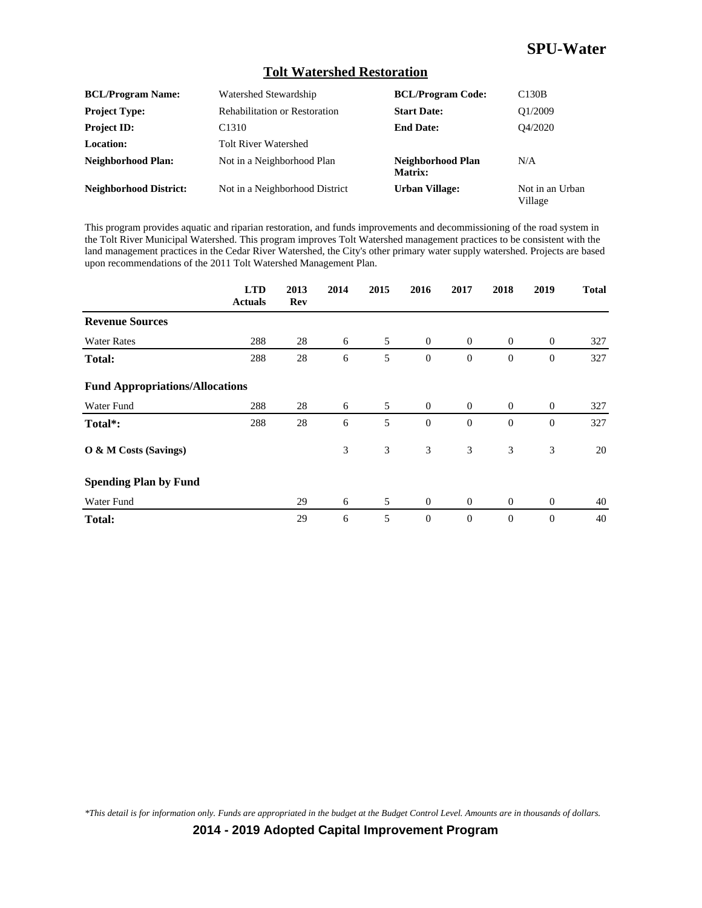## Tolt Watershed Restoration

| | | | |
|---|---|---|---|
| **BCL/Program Name:** | Watershed Stewardship | **BCL/Program Code:** | C130B |
| **Project Type:** | Rehabilitation or Restoration | **Start Date:** | Q1/2009 |
| **Project ID:** | C1310 | **End Date:** | Q4/2020 |
| **Location:** | Tolt River Watershed | | |
| **Neighborhood Plan:** | Not in a Neighborhood Plan | **Neighborhood Plan Matrix:** | N/A |
| **Neighborhood District:** | Not in a Neighborhood District | **Urban Village:** | Not in an Urban Village |

This program provides aquatic and riparian restoration, and funds improvements and decommissioning of the road system in the Tolt River Municipal Watershed. This program improves Tolt Watershed management practices to be consistent with the land management practices in the Cedar River Watershed, the City's other primary water supply watershed. Projects are based upon recommendations of the 2011 Tolt Watershed Management Plan.

| | LTD Actuals | 2013 Rev | 2014 | 2015 | 2016 | 2017 | 2018 | 2019 | Total |
|---|---|---|---|---|---|---|---|---|---|
| **Revenue Sources** | | | | | | | | | |
| Water Rates | 288 | 28 | 6 | 5 | 0 | 0 | 0 | 0 | 327 |
| **Total:** | 288 | 28 | 6 | 5 | 0 | 0 | 0 | 0 | 327 |
| **Fund Appropriations/Allocations** | | | | | | | | | |
| Water Fund | 288 | 28 | 6 | 5 | 0 | 0 | 0 | 0 | 327 |
| **Total*:** | 288 | 28 | 6 | 5 | 0 | 0 | 0 | 0 | 327 |
| **O & M Costs (Savings)** | | | 3 | 3 | 3 | 3 | 3 | 3 | 20 |
| **Spending Plan by Fund** | | | | | | | | | |
| Water Fund | | 29 | 6 | 5 | 0 | 0 | 0 | 0 | 40 |
| **Total:** | | 29 | 6 | 5 | 0 | 0 | 0 | 0 | 40 |

*This detail is for information only. Funds are appropriated in the budget at the Budget Control Level. Amounts are in thousands of dollars.*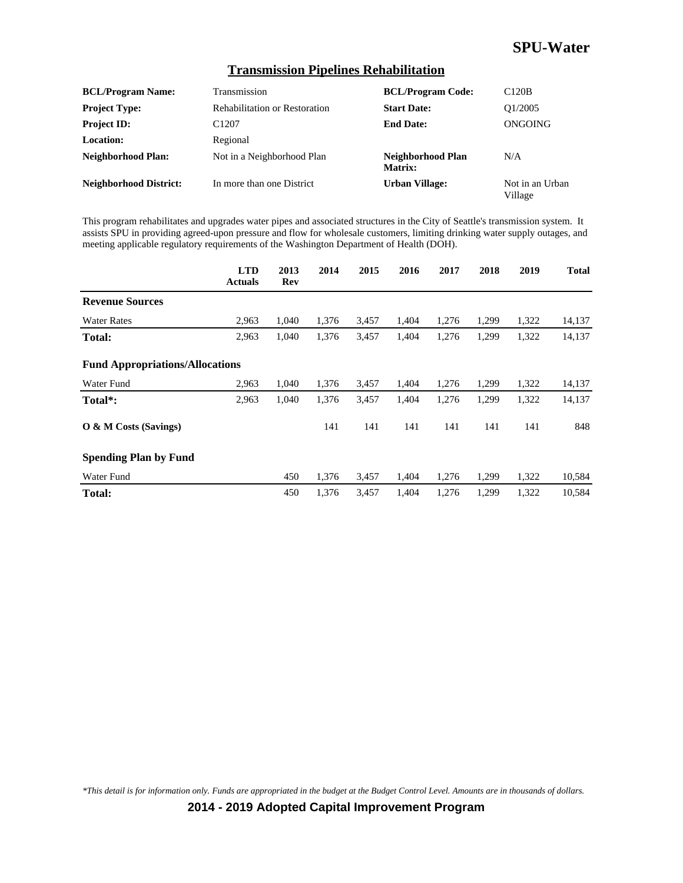## Transmission Pipelines Rehabilitation

| | | | |
|---|---|---|---|
| **BCL/Program Name:** | Transmission | **BCL/Program Code:** | C120B |
| **Project Type:** | Rehabilitation or Restoration | **Start Date:** | Q1/2005 |
| **Project ID:** | C1207 | **End Date:** | ONGOING |
| **Location:** | Regional | | |
| **Neighborhood Plan:** | Not in a Neighborhood Plan | **Neighborhood Plan Matrix:** | N/A |
| **Neighborhood District:** | In more than one District | **Urban Village:** | Not in an Urban Village |

This program rehabilitates and upgrades water pipes and associated structures in the City of Seattle's transmission system. It assists SPU in providing agreed-upon pressure and flow for wholesale customers, limiting drinking water supply outages, and meeting applicable regulatory requirements of the Washington Department of Health (DOH).

| | LTD Actuals | 2013 Rev | 2014 | 2015 | 2016 | 2017 | 2018 | 2019 | Total |
|---|---|---|---|---|---|---|---|---|---|
| **Revenue Sources** | | | | | | | | | |
| Water Rates | 2,963 | 1,040 | 1,376 | 3,457 | 1,404 | 1,276 | 1,299 | 1,322 | 14,137 |
| **Total:** | 2,963 | 1,040 | 1,376 | 3,457 | 1,404 | 1,276 | 1,299 | 1,322 | 14,137 |
| **Fund Appropriations/Allocations** | | | | | | | | | |
| Water Fund | 2,963 | 1,040 | 1,376 | 3,457 | 1,404 | 1,276 | 1,299 | 1,322 | 14,137 |
| **Total*:** | 2,963 | 1,040 | 1,376 | 3,457 | 1,404 | 1,276 | 1,299 | 1,322 | 14,137 |
| **O & M Costs (Savings)** | | | 141 | 141 | 141 | 141 | 141 | 141 | 848 |
| **Spending Plan by Fund** | | | | | | | | | |
| Water Fund | | 450 | 1,376 | 3,457 | 1,404 | 1,276 | 1,299 | 1,322 | 10,584 |
| **Total:** | | 450 | 1,376 | 3,457 | 1,404 | 1,276 | 1,299 | 1,322 | 10,584 |

*\*This detail is for information only. Funds are appropriated in the budget at the Budget Control Level. Amounts are in thousands of dollars.*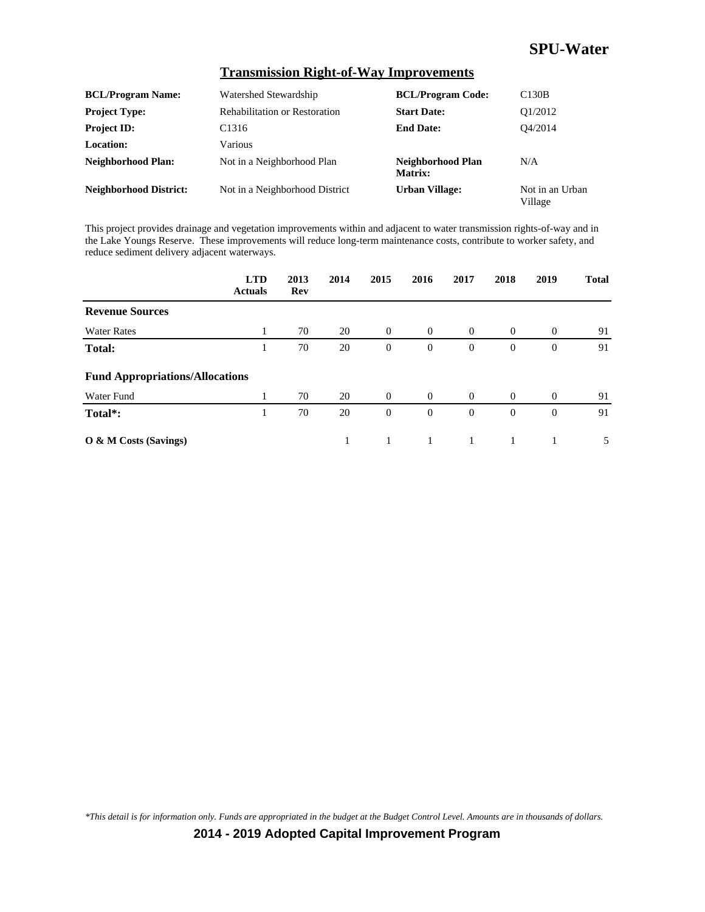## Transmission Right-of-Way Improvements

| | | | |
|---|---|---|---|
| **BCL/Program Name:** | Watershed Stewardship | **BCL/Program Code:** | C130B |
| **Project Type:** | Rehabilitation or Restoration | **Start Date:** | Q1/2012 |
| **Project ID:** | C1316 | **End Date:** | Q4/2014 |
| **Location:** | Various | | |
| **Neighborhood Plan:** | Not in a Neighborhood Plan | **Neighborhood Plan Matrix:** | N/A |
| **Neighborhood District:** | Not in a Neighborhood District | **Urban Village:** | Not in an Urban Village |

This project provides drainage and vegetation improvements within and adjacent to water transmission rights-of-way and in the Lake Youngs Reserve. These improvements will reduce long-term maintenance costs, contribute to worker safety, and reduce sediment delivery adjacent waterways.

| | LTD Actuals | 2013 Rev | 2014 | 2015 | 2016 | 2017 | 2018 | 2019 | Total |
|---|---|---|---|---|---|---|---|---|---|
| **Revenue Sources** | | | | | | | | | |
| Water Rates | 1 | 70 | 20 | 0 | 0 | 0 | 0 | 0 | 91 |
| **Total:** | 1 | 70 | 20 | 0 | 0 | 0 | 0 | 0 | 91 |
| **Fund Appropriations/Allocations** | | | | | | | | | |
| Water Fund | 1 | 70 | 20 | 0 | 0 | 0 | 0 | 0 | 91 |
| **Total\*:** | 1 | 70 | 20 | 0 | 0 | 0 | 0 | 0 | 91 |
| **O & M Costs (Savings)** | | | 1 | 1 | 1 | 1 | 1 | 1 | 5 |

*\*This detail is for information only. Funds are appropriated in the budget at the Budget Control Level. Amounts are in thousands of dollars.*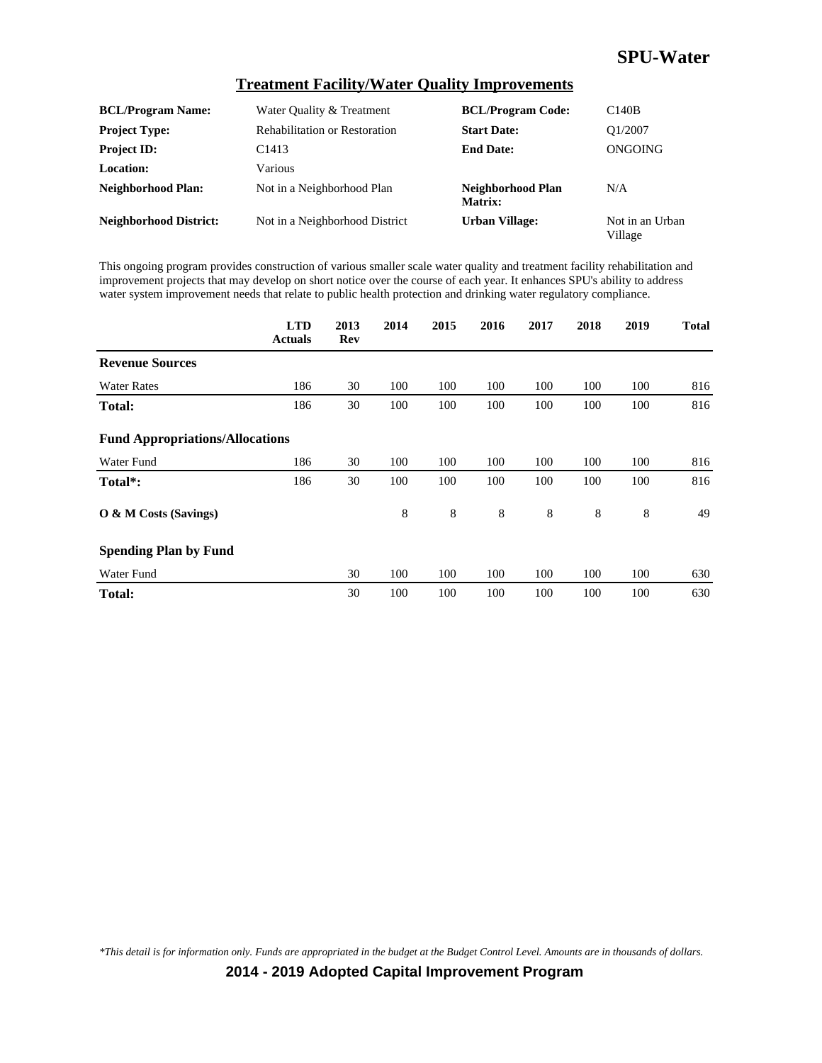# SPU-Water

## Treatment Facility/Water Quality Improvements

| | | | |
|---|---|---|---|
| **BCL/Program Name:** | Water Quality & Treatment | **BCL/Program Code:** | C140B |
| **Project Type:** | Rehabilitation or Restoration | **Start Date:** | Q1/2007 |
| **Project ID:** | C1413 | **End Date:** | ONGOING |
| **Location:** | Various | | |
| **Neighborhood Plan:** | Not in a Neighborhood Plan | **Neighborhood Plan Matrix:** | N/A |
| **Neighborhood District:** | Not in a Neighborhood District | **Urban Village:** | Not in an Urban Village |

This ongoing program provides construction of various smaller scale water quality and treatment facility rehabilitation and improvement projects that may develop on short notice over the course of each year. It enhances SPU's ability to address water system improvement needs that relate to public health protection and drinking water regulatory compliance.

| | LTD Actuals | 2013 Rev | 2014 | 2015 | 2016 | 2017 | 2018 | 2019 | Total |
|---|---|---|---|---|---|---|---|---|---|
| **Revenue Sources** | | | | | | | | | |
| Water Rates | 186 | 30 | 100 | 100 | 100 | 100 | 100 | 100 | 816 |
| **Total:** | 186 | 30 | 100 | 100 | 100 | 100 | 100 | 100 | 816 |
| **Fund Appropriations/Allocations** | | | | | | | | | |
| Water Fund | 186 | 30 | 100 | 100 | 100 | 100 | 100 | 100 | 816 |
| **Total*:** | 186 | 30 | 100 | 100 | 100 | 100 | 100 | 100 | 816 |
| **O & M Costs (Savings)** | | | 8 | 8 | 8 | 8 | 8 | 8 | 49 |
| **Spending Plan by Fund** | | | | | | | | | |
| Water Fund | | 30 | 100 | 100 | 100 | 100 | 100 | 100 | 630 |
| **Total:** | | 30 | 100 | 100 | 100 | 100 | 100 | 100 | 630 |

*\*This detail is for information only. Funds are appropriated in the budget at the Budget Control Level. Amounts are in thousands of dollars.*

**2014 - 2019 Adopted Capital Improvement Program**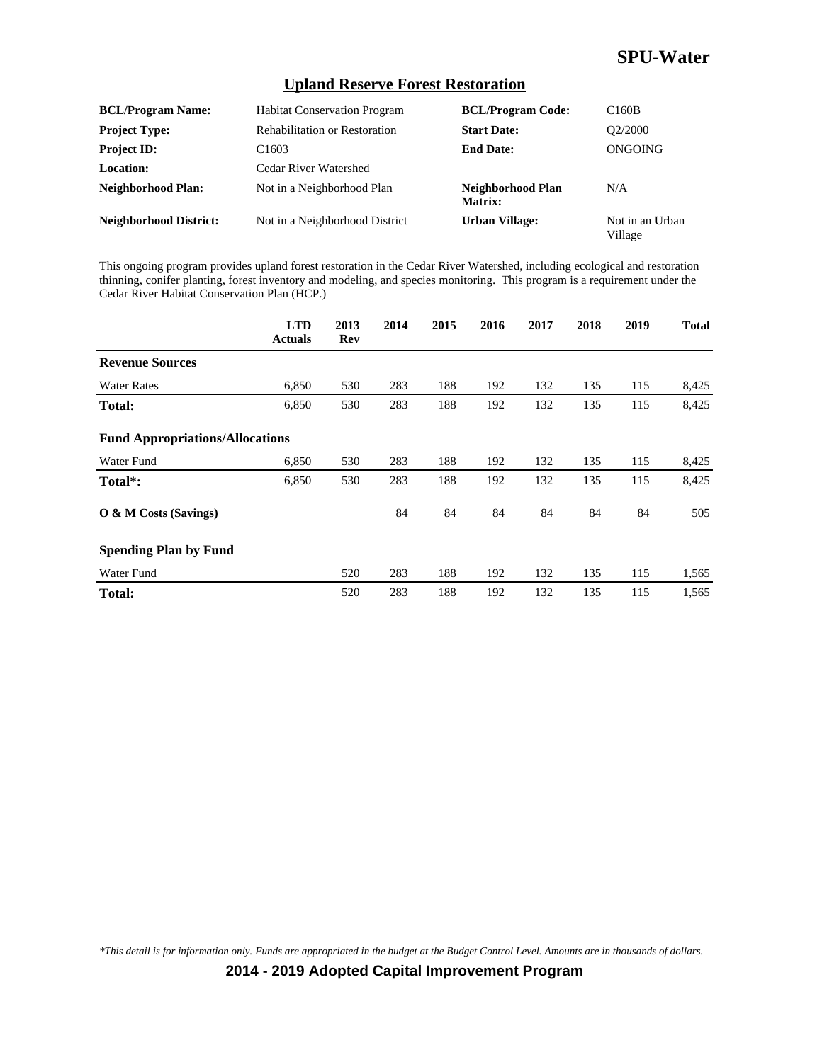## Upland Reserve Forest Restoration

| | | | |
|---|---|---|---|
| **BCL/Program Name:** | Habitat Conservation Program | **BCL/Program Code:** | C160B |
| **Project Type:** | Rehabilitation or Restoration | **Start Date:** | Q2/2000 |
| **Project ID:** | C1603 | **End Date:** | ONGOING |
| **Location:** | Cedar River Watershed | | |
| **Neighborhood Plan:** | Not in a Neighborhood Plan | **Neighborhood Plan Matrix:** | N/A |
| **Neighborhood District:** | Not in a Neighborhood District | **Urban Village:** | Not in an Urban Village |

This ongoing program provides upland forest restoration in the Cedar River Watershed, including ecological and restoration thinning, conifer planting, forest inventory and modeling, and species monitoring. This program is a requirement under the Cedar River Habitat Conservation Plan (HCP.)

| | LTD Actuals | 2013 Rev | 2014 | 2015 | 2016 | 2017 | 2018 | 2019 | Total |
|---|---|---|---|---|---|---|---|---|---|
| **Revenue Sources** | | | | | | | | | |
| Water Rates | 6,850 | 530 | 283 | 188 | 192 | 132 | 135 | 115 | 8,425 |
| **Total:** | 6,850 | 530 | 283 | 188 | 192 | 132 | 135 | 115 | 8,425 |
| **Fund Appropriations/Allocations** | | | | | | | | | |
| Water Fund | 6,850 | 530 | 283 | 188 | 192 | 132 | 135 | 115 | 8,425 |
| **Total*:** | 6,850 | 530 | 283 | 188 | 192 | 132 | 135 | 115 | 8,425 |
| **O & M Costs (Savings)** | | | 84 | 84 | 84 | 84 | 84 | 84 | 505 |
| **Spending Plan by Fund** | | | | | | | | | |
| Water Fund | | 520 | 283 | 188 | 192 | 132 | 135 | 115 | 1,565 |
| **Total:** | | 520 | 283 | 188 | 192 | 132 | 135 | 115 | 1,565 |

*\*This detail is for information only. Funds are appropriated in the budget at the Budget Control Level. Amounts are in thousands of dollars.*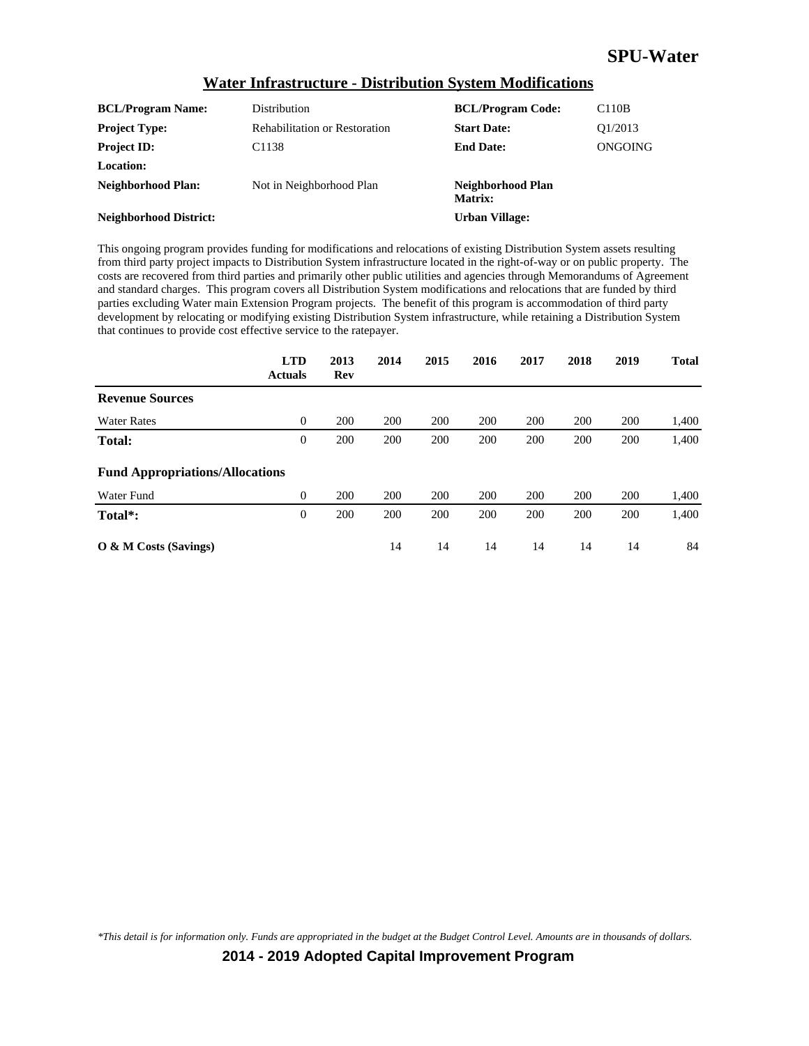## Water Infrastructure - Distribution System Modifications

| | | | |
|---|---|---|---|
| **BCL/Program Name:** | Distribution | **BCL/Program Code:** | C110B |
| **Project Type:** | Rehabilitation or Restoration | **Start Date:** | Q1/2013 |
| **Project ID:** | C1138 | **End Date:** | ONGOING |
| **Location:** | | | |
| **Neighborhood Plan:** | Not in Neighborhood Plan | **Neighborhood Plan Matrix:** | |
| **Neighborhood District:** | | **Urban Village:** | |

This ongoing program provides funding for modifications and relocations of existing Distribution System assets resulting from third party project impacts to Distribution System infrastructure located in the right-of-way or on public property. The costs are recovered from third parties and primarily other public utilities and agencies through Memorandums of Agreement and standard charges. This program covers all Distribution System modifications and relocations that are funded by third parties excluding Water main Extension Program projects. The benefit of this program is accommodation of third party development by relocating or modifying existing Distribution System infrastructure, while retaining a Distribution System that continues to provide cost effective service to the ratepayer.

| | LTD Actuals | 2013 Rev | 2014 | 2015 | 2016 | 2017 | 2018 | 2019 | Total |
|---|---|---|---|---|---|---|---|---|---|
| **Revenue Sources** | | | | | | | | | |
| Water Rates | 0 | 200 | 200 | 200 | 200 | 200 | 200 | 200 | 1,400 |
| **Total:** | 0 | 200 | 200 | 200 | 200 | 200 | 200 | 200 | 1,400 |
| **Fund Appropriations/Allocations** | | | | | | | | | |
| Water Fund | 0 | 200 | 200 | 200 | 200 | 200 | 200 | 200 | 1,400 |
| **Total*:** | 0 | 200 | 200 | 200 | 200 | 200 | 200 | 200 | 1,400 |
| **O & M Costs (Savings)** | | | 14 | 14 | 14 | 14 | 14 | 14 | 84 |

*\*This detail is for information only. Funds are appropriated in the budget at the Budget Control Level. Amounts are in thousands of dollars.*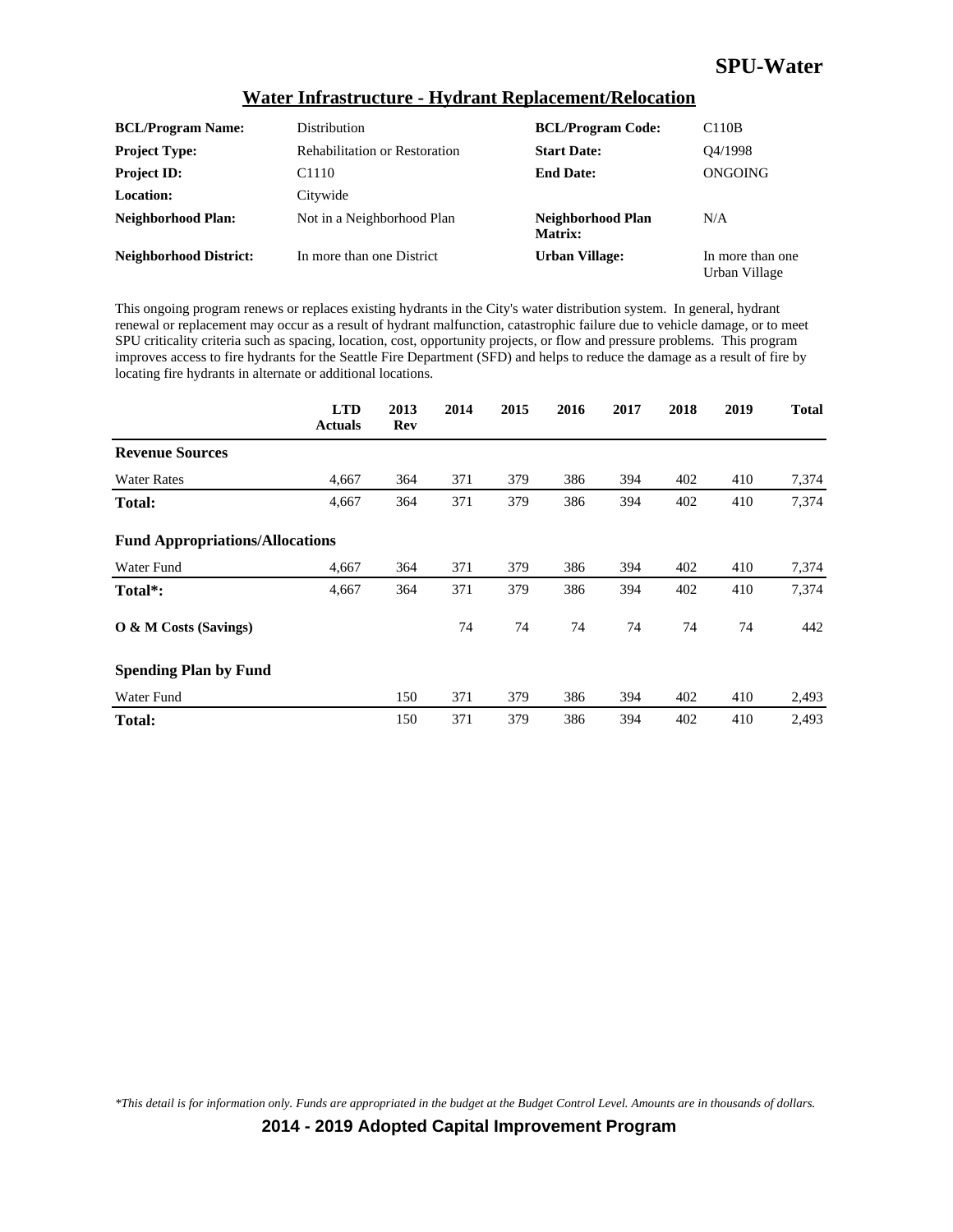# SPU-Water

## Water Infrastructure - Hydrant Replacement/Relocation

| | | | |
|---|---|---|---|
| **BCL/Program Name:** | Distribution | **BCL/Program Code:** | C110B |
| **Project Type:** | Rehabilitation or Restoration | **Start Date:** | Q4/1998 |
| **Project ID:** | C1110 | **End Date:** | ONGOING |
| **Location:** | Citywide | | |
| **Neighborhood Plan:** | Not in a Neighborhood Plan | **Neighborhood Plan Matrix:** | N/A |
| **Neighborhood District:** | In more than one District | **Urban Village:** | In more than one Urban Village |

This ongoing program renews or replaces existing hydrants in the City's water distribution system. In general, hydrant renewal or replacement may occur as a result of hydrant malfunction, catastrophic failure due to vehicle damage, or to meet SPU criticality criteria such as spacing, location, cost, opportunity projects, or flow and pressure problems. This program improves access to fire hydrants for the Seattle Fire Department (SFD) and helps to reduce the damage as a result of fire by locating fire hydrants in alternate or additional locations.

| | LTD Actuals | 2013 Rev | 2014 | 2015 | 2016 | 2017 | 2018 | 2019 | Total |
|---|---|---|---|---|---|---|---|---|---|
| **Revenue Sources** | | | | | | | | | |
| Water Rates | 4,667 | 364 | 371 | 379 | 386 | 394 | 402 | 410 | 7,374 |
| **Total:** | 4,667 | 364 | 371 | 379 | 386 | 394 | 402 | 410 | 7,374 |
| **Fund Appropriations/Allocations** | | | | | | | | | |
| Water Fund | 4,667 | 364 | 371 | 379 | 386 | 394 | 402 | 410 | 7,374 |
| **Total*:** | 4,667 | 364 | 371 | 379 | 386 | 394 | 402 | 410 | 7,374 |
| **O & M Costs (Savings)** | | | 74 | 74 | 74 | 74 | 74 | 74 | 442 |
| **Spending Plan by Fund** | | | | | | | | | |
| Water Fund | | 150 | 371 | 379 | 386 | 394 | 402 | 410 | 2,493 |
| **Total:** | | 150 | 371 | 379 | 386 | 394 | 402 | 410 | 2,493 |

*\*This detail is for information only. Funds are appropriated in the budget at the Budget Control Level. Amounts are in thousands of dollars.*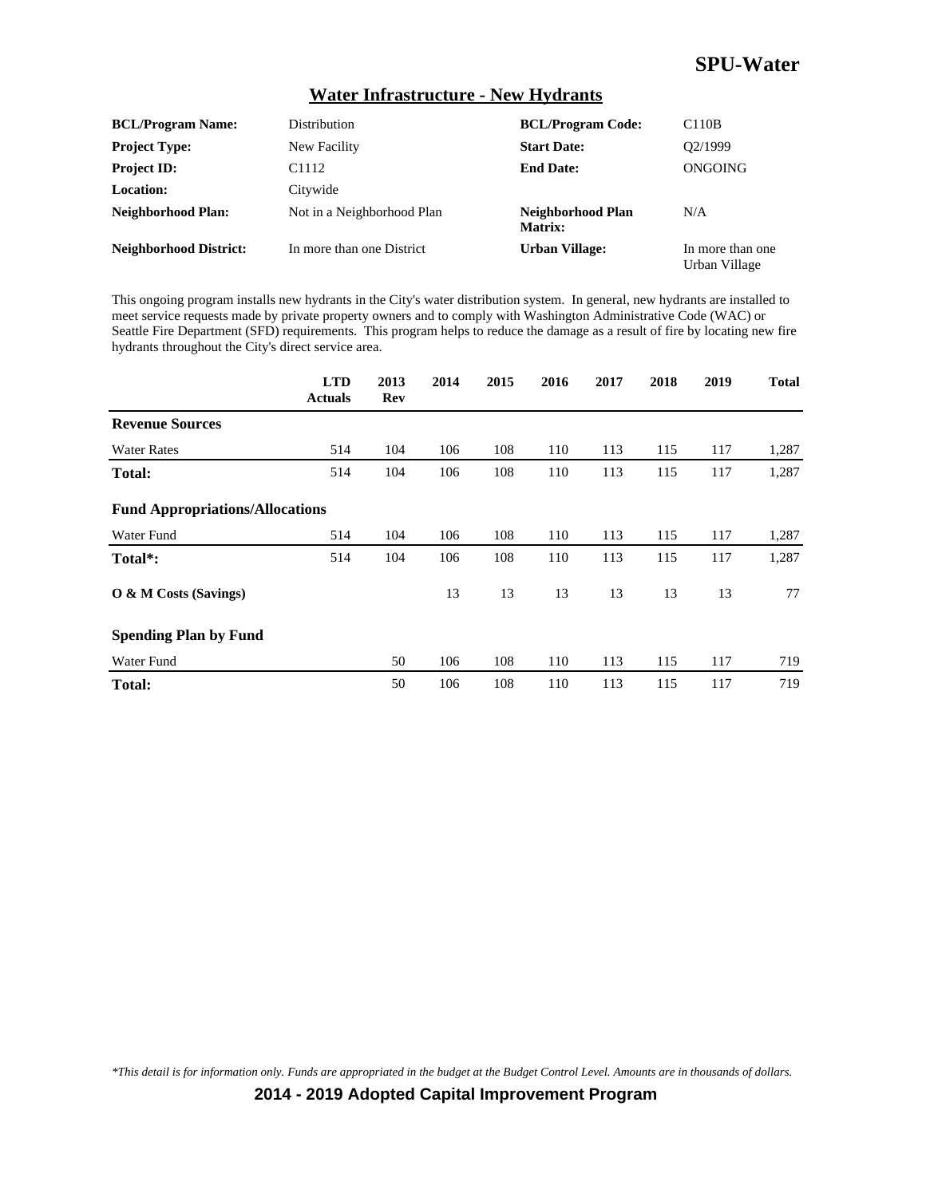# SPU-Water

## Water Infrastructure - New Hydrants

| | | | |
|---|---|---|---|
| **BCL/Program Name:** | Distribution | **BCL/Program Code:** | C110B |
| **Project Type:** | New Facility | **Start Date:** | Q2/1999 |
| **Project ID:** | C1112 | **End Date:** | ONGOING |
| **Location:** | Citywide | | |
| **Neighborhood Plan:** | Not in a Neighborhood Plan | **Neighborhood Plan Matrix:** | N/A |
| **Neighborhood District:** | In more than one District | **Urban Village:** | In more than one Urban Village |

This ongoing program installs new hydrants in the City's water distribution system. In general, new hydrants are installed to meet service requests made by private property owners and to comply with Washington Administrative Code (WAC) or Seattle Fire Department (SFD) requirements. This program helps to reduce the damage as a result of fire by locating new fire hydrants throughout the City's direct service area.

| | LTD Actuals | 2013 Rev | 2014 | 2015 | 2016 | 2017 | 2018 | 2019 | Total |
|---|---|---|---|---|---|---|---|---|---|
| **Revenue Sources** | | | | | | | | | |
| Water Rates | 514 | 104 | 106 | 108 | 110 | 113 | 115 | 117 | 1,287 |
| **Total:** | 514 | 104 | 106 | 108 | 110 | 113 | 115 | 117 | 1,287 |
| **Fund Appropriations/Allocations** | | | | | | | | | |
| Water Fund | 514 | 104 | 106 | 108 | 110 | 113 | 115 | 117 | 1,287 |
| **Total*:** | 514 | 104 | 106 | 108 | 110 | 113 | 115 | 117 | 1,287 |
| **O & M Costs (Savings)** | | | 13 | 13 | 13 | 13 | 13 | 13 | 77 |
| **Spending Plan by Fund** | | | | | | | | | |
| Water Fund | | 50 | 106 | 108 | 110 | 113 | 115 | 117 | 719 |
| **Total:** | | 50 | 106 | 108 | 110 | 113 | 115 | 117 | 719 |

*This detail is for information only. Funds are appropriated in the budget at the Budget Control Level. Amounts are in thousands of dollars.*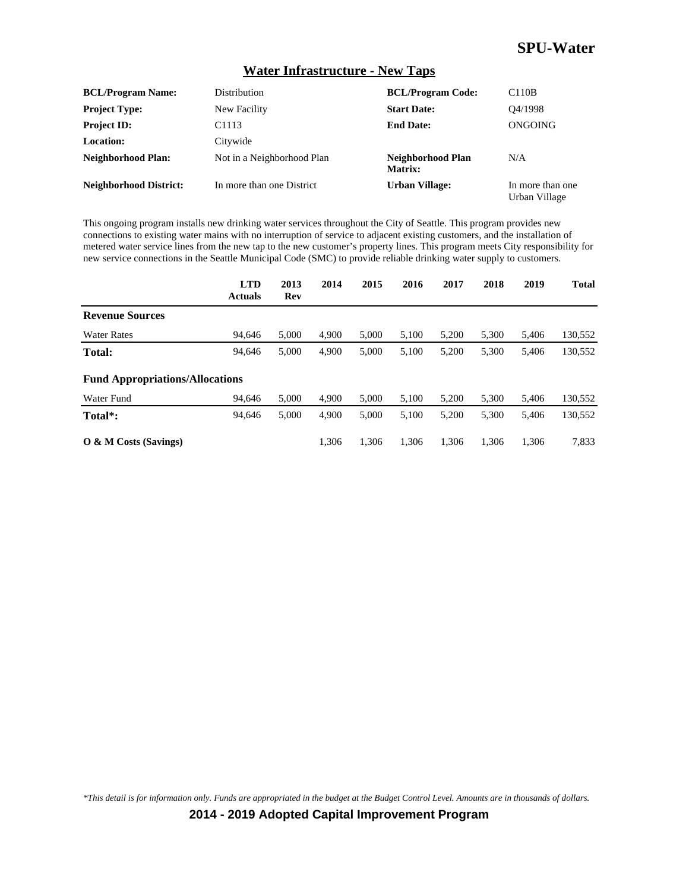## Water Infrastructure - New Taps

| | | | |
|---|---|---|---|
| **BCL/Program Name:** | Distribution | **BCL/Program Code:** | C110B |
| **Project Type:** | New Facility | **Start Date:** | Q4/1998 |
| **Project ID:** | C1113 | **End Date:** | ONGOING |
| **Location:** | Citywide | | |
| **Neighborhood Plan:** | Not in a Neighborhood Plan | **Neighborhood Plan Matrix:** | N/A |
| **Neighborhood District:** | In more than one District | **Urban Village:** | In more than one Urban Village |

This ongoing program installs new drinking water services throughout the City of Seattle. This program provides new connections to existing water mains with no interruption of service to adjacent existing customers, and the installation of metered water service lines from the new tap to the new customer's property lines. This program meets City responsibility for new service connections in the Seattle Municipal Code (SMC) to provide reliable drinking water supply to customers.

| | LTD Actuals | 2013 Rev | 2014 | 2015 | 2016 | 2017 | 2018 | 2019 | Total |
|---|---|---|---|---|---|---|---|---|---|
| **Revenue Sources** | | | | | | | | | |
| Water Rates | 94,646 | 5,000 | 4,900 | 5,000 | 5,100 | 5,200 | 5,300 | 5,406 | 130,552 |
| **Total:** | 94,646 | 5,000 | 4,900 | 5,000 | 5,100 | 5,200 | 5,300 | 5,406 | 130,552 |
| **Fund Appropriations/Allocations** | | | | | | | | | |
| Water Fund | 94,646 | 5,000 | 4,900 | 5,000 | 5,100 | 5,200 | 5,300 | 5,406 | 130,552 |
| **Total*:** | 94,646 | 5,000 | 4,900 | 5,000 | 5,100 | 5,200 | 5,300 | 5,406 | 130,552 |
| **O & M Costs (Savings)** | | | 1,306 | 1,306 | 1,306 | 1,306 | 1,306 | 1,306 | 7,833 |

*\*This detail is for information only. Funds are appropriated in the budget at the Budget Control Level. Amounts are in thousands of dollars.*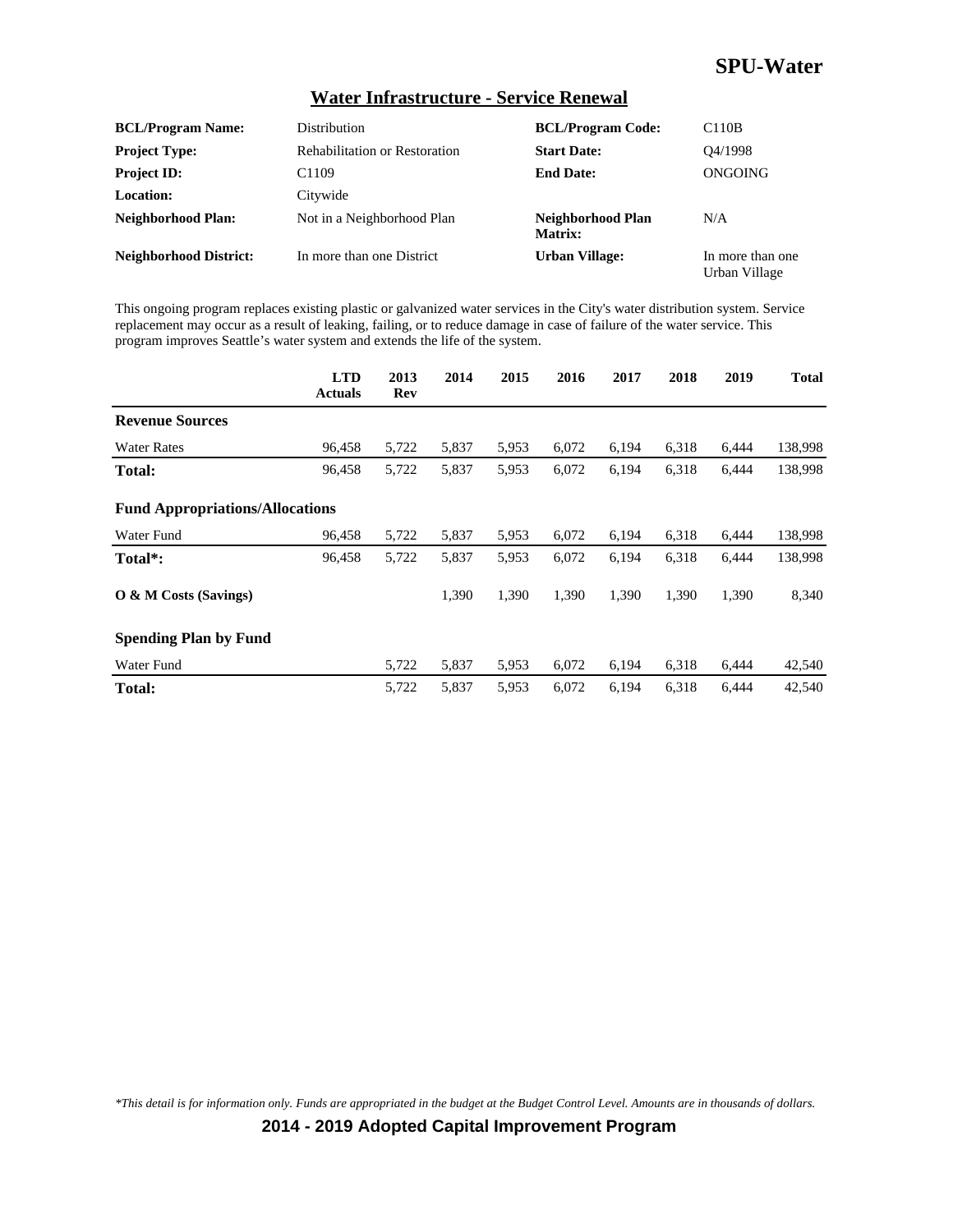# SPU-Water

## Water Infrastructure - Service Renewal

| | | | |
|---|---|---|---|
| **BCL/Program Name:** | Distribution | **BCL/Program Code:** | C110B |
| **Project Type:** | Rehabilitation or Restoration | **Start Date:** | Q4/1998 |
| **Project ID:** | C1109 | **End Date:** | ONGOING |
| **Location:** | Citywide | | |
| **Neighborhood Plan:** | Not in a Neighborhood Plan | **Neighborhood Plan Matrix:** | N/A |
| **Neighborhood District:** | In more than one District | **Urban Village:** | In more than one Urban Village |

This ongoing program replaces existing plastic or galvanized water services in the City's water distribution system. Service replacement may occur as a result of leaking, failing, or to reduce damage in case of failure of the water service. This program improves Seattle's water system and extends the life of the system.

| | LTD Actuals | 2013 Rev | 2014 | 2015 | 2016 | 2017 | 2018 | 2019 | Total |
|---|---|---|---|---|---|---|---|---|---|
| **Revenue Sources** | | | | | | | | | |
| Water Rates | 96,458 | 5,722 | 5,837 | 5,953 | 6,072 | 6,194 | 6,318 | 6,444 | 138,998 |
| **Total:** | 96,458 | 5,722 | 5,837 | 5,953 | 6,072 | 6,194 | 6,318 | 6,444 | 138,998 |
| **Fund Appropriations/Allocations** | | | | | | | | | |
| Water Fund | 96,458 | 5,722 | 5,837 | 5,953 | 6,072 | 6,194 | 6,318 | 6,444 | 138,998 |
| **Total*:** | 96,458 | 5,722 | 5,837 | 5,953 | 6,072 | 6,194 | 6,318 | 6,444 | 138,998 |
| **O & M Costs (Savings)** | | | 1,390 | 1,390 | 1,390 | 1,390 | 1,390 | 1,390 | 8,340 |
| **Spending Plan by Fund** | | | | | | | | | |
| Water Fund | | 5,722 | 5,837 | 5,953 | 6,072 | 6,194 | 6,318 | 6,444 | 42,540 |
| **Total:** | | 5,722 | 5,837 | 5,953 | 6,072 | 6,194 | 6,318 | 6,444 | 42,540 |

*\*This detail is for information only. Funds are appropriated in the budget at the Budget Control Level. Amounts are in thousands of dollars.*

**2014 - 2019 Adopted Capital Improvement Program**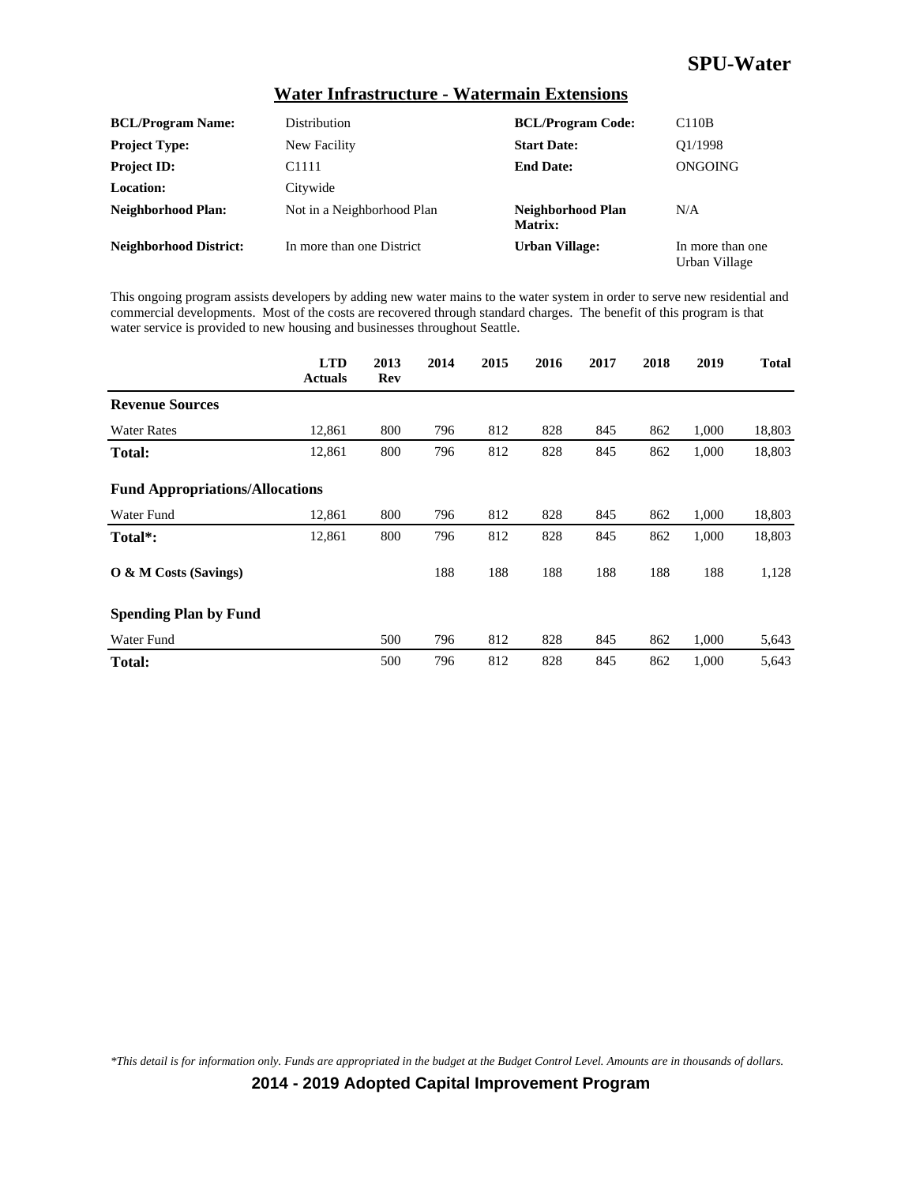# SPU-Water

## Water Infrastructure - Watermain Extensions

| | | | |
|---|---|---|---|
| **BCL/Program Name:** | Distribution | **BCL/Program Code:** | C110B |
| **Project Type:** | New Facility | **Start Date:** | Q1/1998 |
| **Project ID:** | C1111 | **End Date:** | ONGOING |
| **Location:** | Citywide | | |
| **Neighborhood Plan:** | Not in a Neighborhood Plan | **Neighborhood Plan Matrix:** | N/A |
| **Neighborhood District:** | In more than one District | **Urban Village:** | In more than one Urban Village |

This ongoing program assists developers by adding new water mains to the water system in order to serve new residential and commercial developments. Most of the costs are recovered through standard charges. The benefit of this program is that water service is provided to new housing and businesses throughout Seattle.

| | LTD Actuals | 2013 Rev | 2014 | 2015 | 2016 | 2017 | 2018 | 2019 | Total |
|---|---|---|---|---|---|---|---|---|---|
| **Revenue Sources** | | | | | | | | | |
| Water Rates | 12,861 | 800 | 796 | 812 | 828 | 845 | 862 | 1,000 | 18,803 |
| **Total:** | 12,861 | 800 | 796 | 812 | 828 | 845 | 862 | 1,000 | 18,803 |
| **Fund Appropriations/Allocations** | | | | | | | | | |
| Water Fund | 12,861 | 800 | 796 | 812 | 828 | 845 | 862 | 1,000 | 18,803 |
| **Total*:** | 12,861 | 800 | 796 | 812 | 828 | 845 | 862 | 1,000 | 18,803 |
| **O & M Costs (Savings)** | | | 188 | 188 | 188 | 188 | 188 | 188 | 1,128 |
| **Spending Plan by Fund** | | | | | | | | | |
| Water Fund | | 500 | 796 | 812 | 828 | 845 | 862 | 1,000 | 5,643 |
| **Total:** | | 500 | 796 | 812 | 828 | 845 | 862 | 1,000 | 5,643 |

*\*This detail is for information only. Funds are appropriated in the budget at the Budget Control Level. Amounts are in thousands of dollars.*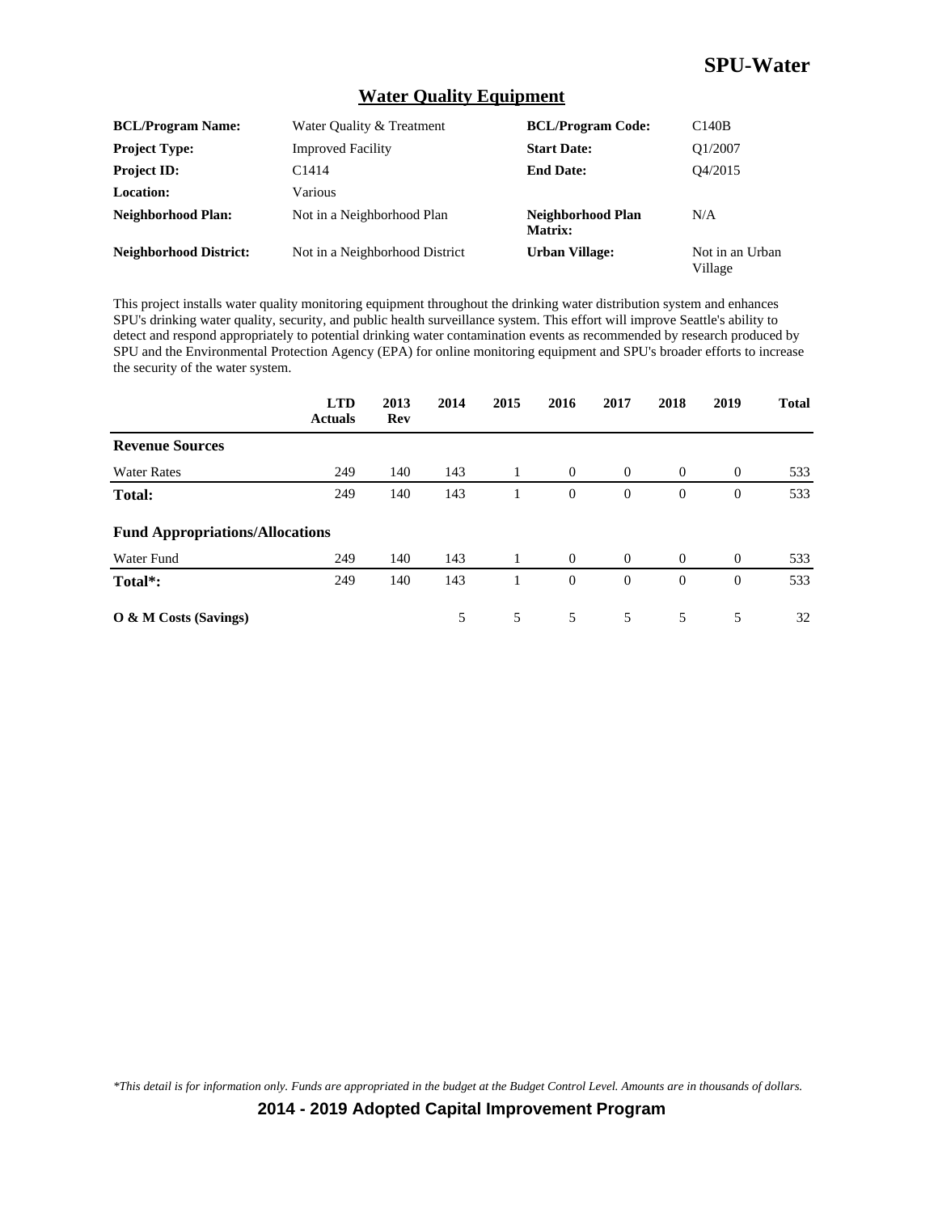## Water Quality Equipment

| | | | |
|---|---|---|---|
| **BCL/Program Name:** | Water Quality & Treatment | **BCL/Program Code:** | C140B |
| **Project Type:** | Improved Facility | **Start Date:** | Q1/2007 |
| **Project ID:** | C1414 | **End Date:** | Q4/2015 |
| **Location:** | Various | | |
| **Neighborhood Plan:** | Not in a Neighborhood Plan | **Neighborhood Plan Matrix:** | N/A |
| **Neighborhood District:** | Not in a Neighborhood District | **Urban Village:** | Not in an Urban Village |

This project installs water quality monitoring equipment throughout the drinking water distribution system and enhances SPU's drinking water quality, security, and public health surveillance system. This effort will improve Seattle's ability to detect and respond appropriately to potential drinking water contamination events as recommended by research produced by SPU and the Environmental Protection Agency (EPA) for online monitoring equipment and SPU's broader efforts to increase the security of the water system.

| | LTD Actuals | 2013 Rev | 2014 | 2015 | 2016 | 2017 | 2018 | 2019 | Total |
|---|---|---|---|---|---|---|---|---|---|
| **Revenue Sources** | | | | | | | | | |
| Water Rates | 249 | 140 | 143 | 1 | 0 | 0 | 0 | 0 | 533 |
| **Total:** | 249 | 140 | 143 | 1 | 0 | 0 | 0 | 0 | 533 |
| **Fund Appropriations/Allocations** | | | | | | | | | |
| Water Fund | 249 | 140 | 143 | 1 | 0 | 0 | 0 | 0 | 533 |
| **Total*:** | 249 | 140 | 143 | 1 | 0 | 0 | 0 | 0 | 533 |
| **O & M Costs (Savings)** | | | 5 | 5 | 5 | 5 | 5 | 5 | 32 |

*This detail is for information only. Funds are appropriated in the budget at the Budget Control Level. Amounts are in thousands of dollars.*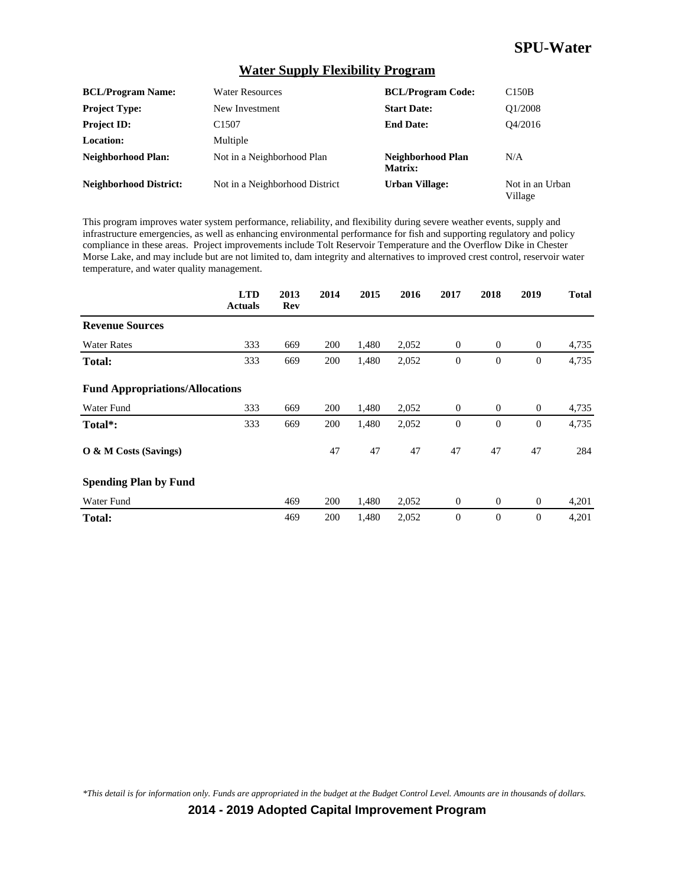# SPU-Water

## Water Supply Flexibility Program

| | | | |
|---|---|---|---|
| **BCL/Program Name:** | Water Resources | **BCL/Program Code:** | C150B |
| **Project Type:** | New Investment | **Start Date:** | Q1/2008 |
| **Project ID:** | C1507 | **End Date:** | Q4/2016 |
| **Location:** | Multiple | | |
| **Neighborhood Plan:** | Not in a Neighborhood Plan | **Neighborhood Plan Matrix:** | N/A |
| **Neighborhood District:** | Not in a Neighborhood District | **Urban Village:** | Not in an Urban Village |

This program improves water system performance, reliability, and flexibility during severe weather events, supply and infrastructure emergencies, as well as enhancing environmental performance for fish and supporting regulatory and policy compliance in these areas. Project improvements include Tolt Reservoir Temperature and the Overflow Dike in Chester Morse Lake, and may include but are not limited to, dam integrity and alternatives to improved crest control, reservoir water temperature, and water quality management.

| | LTD Actuals | 2013 Rev | 2014 | 2015 | 2016 | 2017 | 2018 | 2019 | Total |
|---|---|---|---|---|---|---|---|---|---|
| **Revenue Sources** | | | | | | | | | |
| Water Rates | 333 | 669 | 200 | 1,480 | 2,052 | 0 | 0 | 0 | 4,735 |
| **Total:** | 333 | 669 | 200 | 1,480 | 2,052 | 0 | 0 | 0 | 4,735 |
| **Fund Appropriations/Allocations** | | | | | | | | | |
| Water Fund | 333 | 669 | 200 | 1,480 | 2,052 | 0 | 0 | 0 | 4,735 |
| **Total*:** | 333 | 669 | 200 | 1,480 | 2,052 | 0 | 0 | 0 | 4,735 |
| **O & M Costs (Savings)** | | | 47 | 47 | 47 | 47 | 47 | 47 | 284 |
| **Spending Plan by Fund** | | | | | | | | | |
| Water Fund | | 469 | 200 | 1,480 | 2,052 | 0 | 0 | 0 | 4,201 |
| **Total:** | | 469 | 200 | 1,480 | 2,052 | 0 | 0 | 0 | 4,201 |

*This detail is for information only. Funds are appropriated in the budget at the Budget Control Level. Amounts are in thousands of dollars.*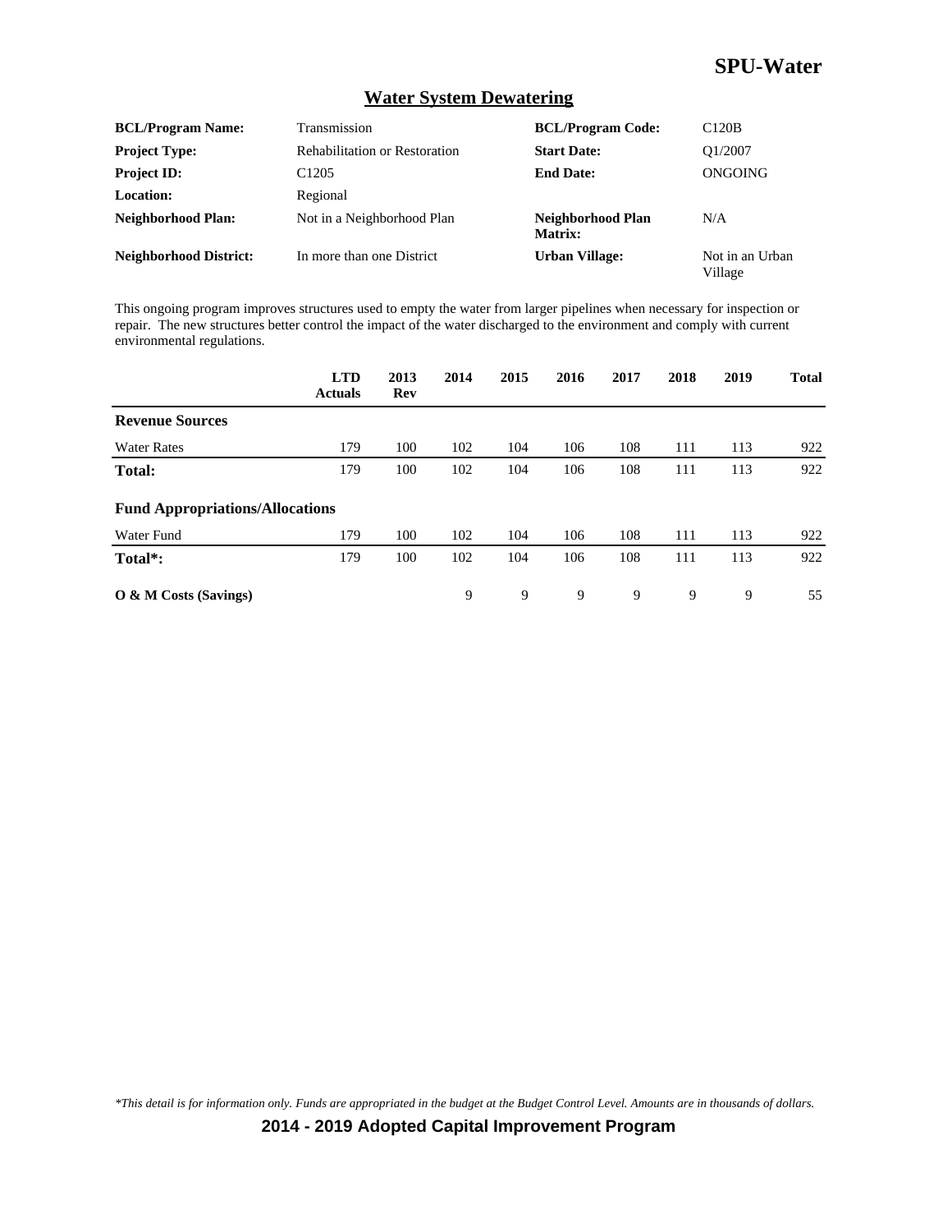## Water System Dewatering

| | | | |
|---|---|---|---|
| **BCL/Program Name:** | Transmission | **BCL/Program Code:** | C120B |
| **Project Type:** | Rehabilitation or Restoration | **Start Date:** | Q1/2007 |
| **Project ID:** | C1205 | **End Date:** | ONGOING |
| **Location:** | Regional | | |
| **Neighborhood Plan:** | Not in a Neighborhood Plan | **Neighborhood Plan Matrix:** | N/A |
| **Neighborhood District:** | In more than one District | **Urban Village:** | Not in an Urban Village |

This ongoing program improves structures used to empty the water from larger pipelines when necessary for inspection or repair. The new structures better control the impact of the water discharged to the environment and comply with current environmental regulations.

| | LTD Actuals | 2013 Rev | 2014 | 2015 | 2016 | 2017 | 2018 | 2019 | Total |
|---|---|---|---|---|---|---|---|---|---|
| **Revenue Sources** | | | | | | | | | |
| Water Rates | 179 | 100 | 102 | 104 | 106 | 108 | 111 | 113 | 922 |
| **Total:** | 179 | 100 | 102 | 104 | 106 | 108 | 111 | 113 | 922 |
| **Fund Appropriations/Allocations** | | | | | | | | | |
| Water Fund | 179 | 100 | 102 | 104 | 106 | 108 | 111 | 113 | 922 |
| **Total*:** | 179 | 100 | 102 | 104 | 106 | 108 | 111 | 113 | 922 |
| **O & M Costs (Savings)** | | | 9 | 9 | 9 | 9 | 9 | 9 | 55 |

*\*This detail is for information only. Funds are appropriated in the budget at the Budget Control Level. Amounts are in thousands of dollars.*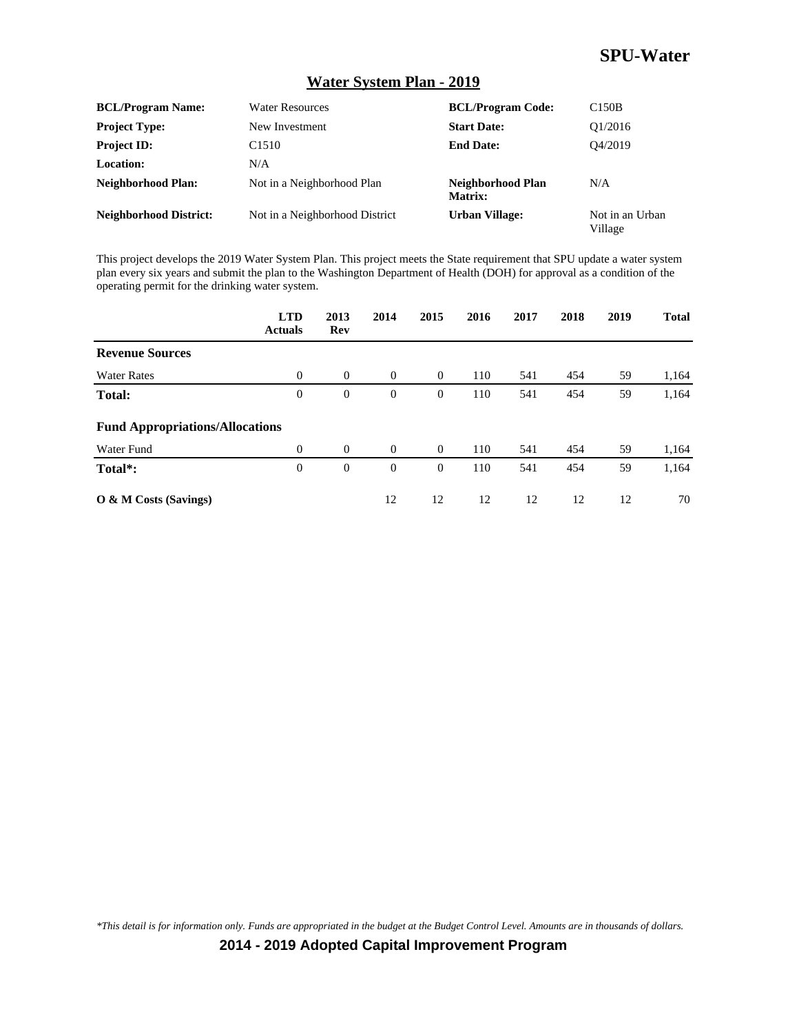# SPU-Water

## Water System Plan - 2019

| | | | |
|---|---|---|---|
| **BCL/Program Name:** | Water Resources | **BCL/Program Code:** | C150B |
| **Project Type:** | New Investment | **Start Date:** | Q1/2016 |
| **Project ID:** | C1510 | **End Date:** | Q4/2019 |
| **Location:** | N/A | | |
| **Neighborhood Plan:** | Not in a Neighborhood Plan | **Neighborhood Plan Matrix:** | N/A |
| **Neighborhood District:** | Not in a Neighborhood District | **Urban Village:** | Not in an Urban Village |

This project develops the 2019 Water System Plan. This project meets the State requirement that SPU update a water system plan every six years and submit the plan to the Washington Department of Health (DOH) for approval as a condition of the operating permit for the drinking water system.

| | LTD Actuals | 2013 Rev | 2014 | 2015 | 2016 | 2017 | 2018 | 2019 | Total |
|---|---|---|---|---|---|---|---|---|---|
| **Revenue Sources** | | | | | | | | | |
| Water Rates | 0 | 0 | 0 | 0 | 110 | 541 | 454 | 59 | 1,164 |
| **Total:** | 0 | 0 | 0 | 0 | 110 | 541 | 454 | 59 | 1,164 |
| **Fund Appropriations/Allocations** | | | | | | | | | |
| Water Fund | 0 | 0 | 0 | 0 | 110 | 541 | 454 | 59 | 1,164 |
| **Total*:** | 0 | 0 | 0 | 0 | 110 | 541 | 454 | 59 | 1,164 |
| **O & M Costs (Savings)** | | | 12 | 12 | 12 | 12 | 12 | 12 | 70 |

*\*This detail is for information only. Funds are appropriated in the budget at the Budget Control Level. Amounts are in thousands of dollars.*

**2014 - 2019 Adopted Capital Improvement Program**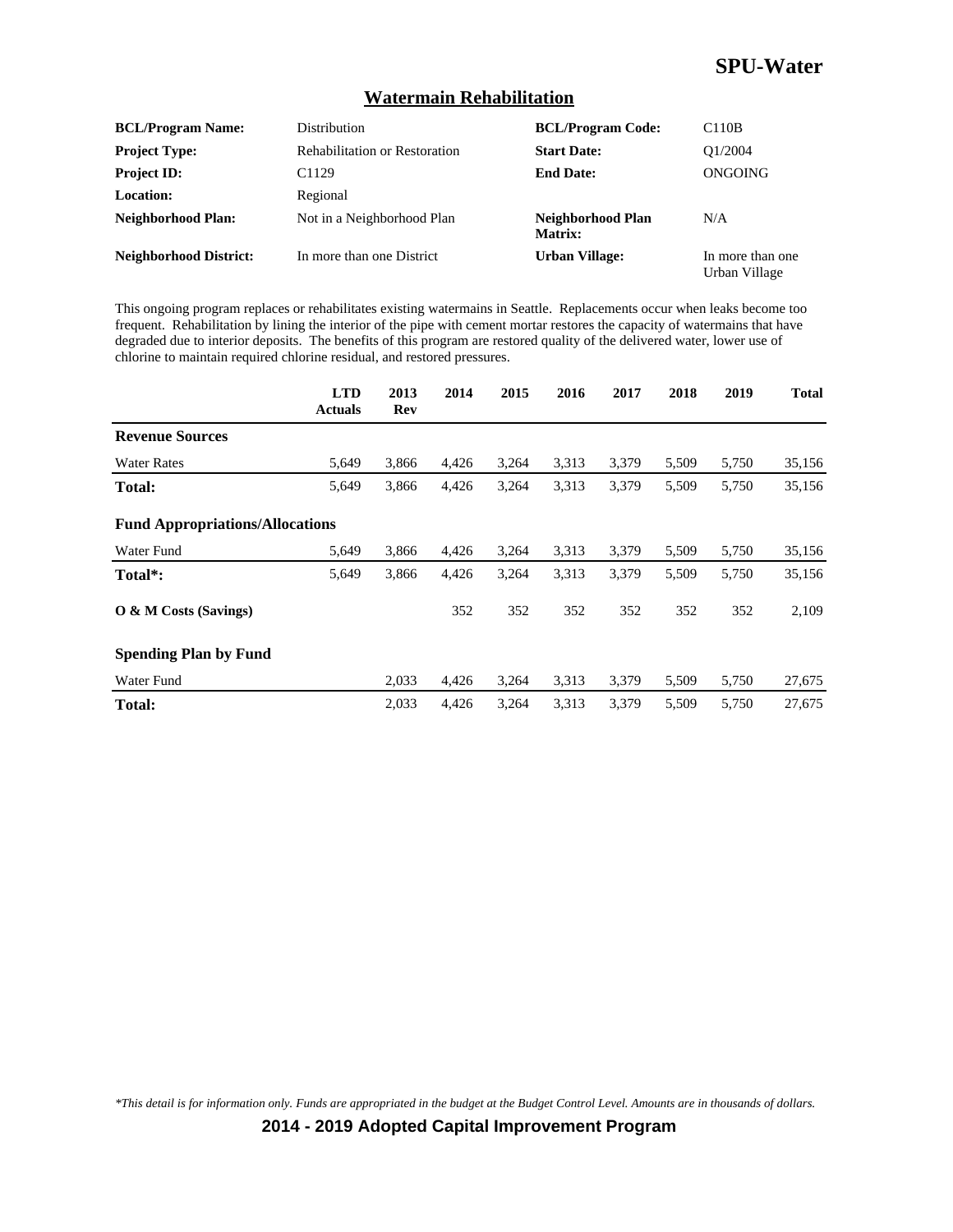# SPU-Water

## Watermain Rehabilitation

| | | | |
|---|---|---|---|
| **BCL/Program Name:** | Distribution | **BCL/Program Code:** | C110B |
| **Project Type:** | Rehabilitation or Restoration | **Start Date:** | Q1/2004 |
| **Project ID:** | C1129 | **End Date:** | ONGOING |
| **Location:** | Regional | | |
| **Neighborhood Plan:** | Not in a Neighborhood Plan | **Neighborhood Plan Matrix:** | N/A |
| **Neighborhood District:** | In more than one District | **Urban Village:** | In more than one Urban Village |

This ongoing program replaces or rehabilitates existing watermains in Seattle. Replacements occur when leaks become too frequent. Rehabilitation by lining the interior of the pipe with cement mortar restores the capacity of watermains that have degraded due to interior deposits. The benefits of this program are restored quality of the delivered water, lower use of chlorine to maintain required chlorine residual, and restored pressures.

| | LTD Actuals | 2013 Rev | 2014 | 2015 | 2016 | 2017 | 2018 | 2019 | Total |
|---|---|---|---|---|---|---|---|---|---|
| **Revenue Sources** | | | | | | | | | |
| Water Rates | 5,649 | 3,866 | 4,426 | 3,264 | 3,313 | 3,379 | 5,509 | 5,750 | 35,156 |
| **Total:** | 5,649 | 3,866 | 4,426 | 3,264 | 3,313 | 3,379 | 5,509 | 5,750 | 35,156 |
| **Fund Appropriations/Allocations** | | | | | | | | | |
| Water Fund | 5,649 | 3,866 | 4,426 | 3,264 | 3,313 | 3,379 | 5,509 | 5,750 | 35,156 |
| **Total*:** | 5,649 | 3,866 | 4,426 | 3,264 | 3,313 | 3,379 | 5,509 | 5,750 | 35,156 |
| **O & M Costs (Savings)** | | | 352 | 352 | 352 | 352 | 352 | 352 | 2,109 |
| **Spending Plan by Fund** | | | | | | | | | |
| Water Fund | | 2,033 | 4,426 | 3,264 | 3,313 | 3,379 | 5,509 | 5,750 | 27,675 |
| **Total:** | | 2,033 | 4,426 | 3,264 | 3,313 | 3,379 | 5,509 | 5,750 | 27,675 |

*\*This detail is for information only. Funds are appropriated in the budget at the Budget Control Level. Amounts are in thousands of dollars.*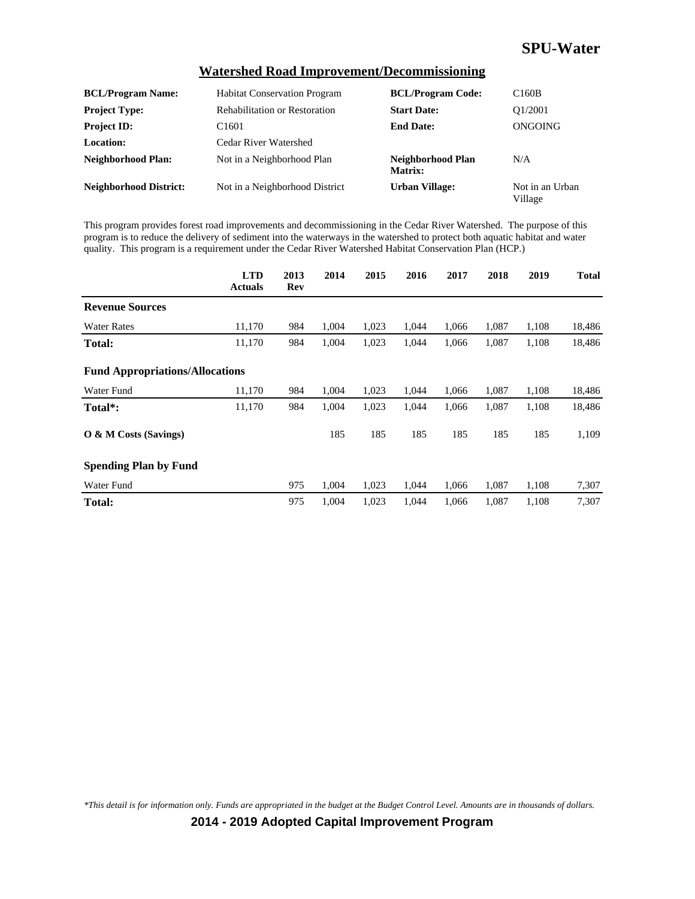## Watershed Road Improvement/Decommissioning

| | | | |
|---|---|---|---|
| **BCL/Program Name:** | Habitat Conservation Program | **BCL/Program Code:** | C160B |
| **Project Type:** | Rehabilitation or Restoration | **Start Date:** | Q1/2001 |
| **Project ID:** | C1601 | **End Date:** | ONGOING |
| **Location:** | Cedar River Watershed | | |
| **Neighborhood Plan:** | Not in a Neighborhood Plan | **Neighborhood Plan Matrix:** | N/A |
| **Neighborhood District:** | Not in a Neighborhood District | **Urban Village:** | Not in an Urban Village |

This program provides forest road improvements and decommissioning in the Cedar River Watershed. The purpose of this program is to reduce the delivery of sediment into the waterways in the watershed to protect both aquatic habitat and water quality. This program is a requirement under the Cedar River Watershed Habitat Conservation Plan (HCP.)

| | LTD Actuals | 2013 Rev | 2014 | 2015 | 2016 | 2017 | 2018 | 2019 | Total |
|---|---|---|---|---|---|---|---|---|---|
| **Revenue Sources** | | | | | | | | | |
| Water Rates | 11,170 | 984 | 1,004 | 1,023 | 1,044 | 1,066 | 1,087 | 1,108 | 18,486 |
| **Total:** | 11,170 | 984 | 1,004 | 1,023 | 1,044 | 1,066 | 1,087 | 1,108 | 18,486 |
| **Fund Appropriations/Allocations** | | | | | | | | | |
| Water Fund | 11,170 | 984 | 1,004 | 1,023 | 1,044 | 1,066 | 1,087 | 1,108 | 18,486 |
| **Total*:** | 11,170 | 984 | 1,004 | 1,023 | 1,044 | 1,066 | 1,087 | 1,108 | 18,486 |
| **O & M Costs (Savings)** | | | 185 | 185 | 185 | 185 | 185 | 185 | 1,109 |
| **Spending Plan by Fund** | | | | | | | | | |
| Water Fund | | 975 | 1,004 | 1,023 | 1,044 | 1,066 | 1,087 | 1,108 | 7,307 |
| **Total:** | | 975 | 1,004 | 1,023 | 1,044 | 1,066 | 1,087 | 1,108 | 7,307 |

*\*This detail is for information only. Funds are appropriated in the budget at the Budget Control Level. Amounts are in thousands of dollars.*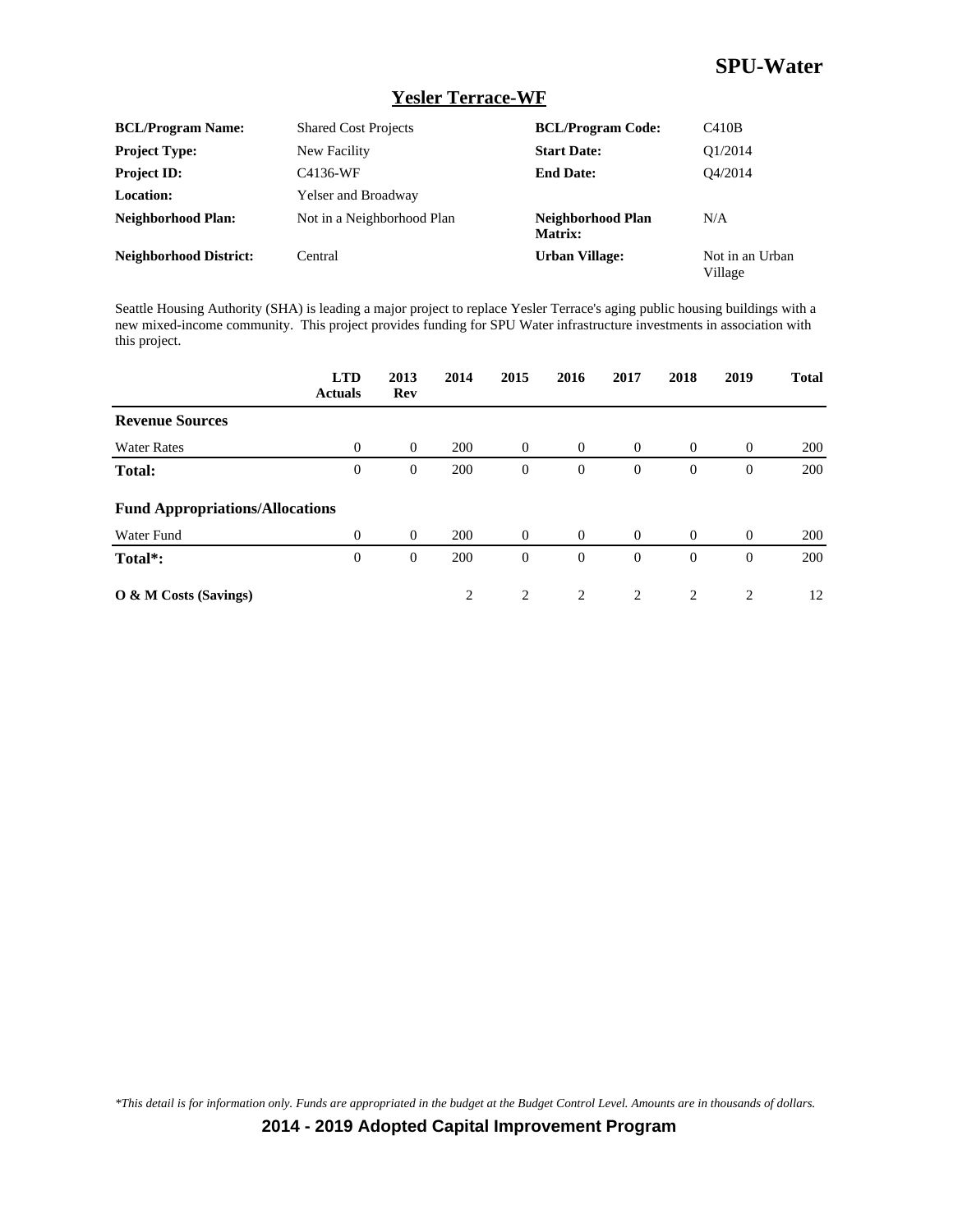# SPU-Water

## Yesler Terrace-WF

| | | | |
|---|---|---|---|
| **BCL/Program Name:** | Shared Cost Projects | **BCL/Program Code:** | C410B |
| **Project Type:** | New Facility | **Start Date:** | Q1/2014 |
| **Project ID:** | C4136-WF | **End Date:** | Q4/2014 |
| **Location:** | Yelser and Broadway | | |
| **Neighborhood Plan:** | Not in a Neighborhood Plan | **Neighborhood Plan Matrix:** | N/A |
| **Neighborhood District:** | Central | **Urban Village:** | Not in an Urban Village |

Seattle Housing Authority (SHA) is leading a major project to replace Yesler Terrace's aging public housing buildings with a new mixed-income community. This project provides funding for SPU Water infrastructure investments in association with this project.

| | LTD Actuals | 2013 Rev | 2014 | 2015 | 2016 | 2017 | 2018 | 2019 | Total |
|---|---|---|---|---|---|---|---|---|---|
| **Revenue Sources** | | | | | | | | | |
| Water Rates | 0 | 0 | 200 | 0 | 0 | 0 | 0 | 0 | 200 |
| **Total:** | 0 | 0 | 200 | 0 | 0 | 0 | 0 | 0 | 200 |
| **Fund Appropriations/Allocations** | | | | | | | | | |
| Water Fund | 0 | 0 | 200 | 0 | 0 | 0 | 0 | 0 | 200 |
| **Total*:** | 0 | 0 | 200 | 0 | 0 | 0 | 0 | 0 | 200 |
| **O & M Costs (Savings)** | | | 2 | 2 | 2 | 2 | 2 | 2 | 12 |

*\*This detail is for information only. Funds are appropriated in the budget at the Budget Control Level. Amounts are in thousands of dollars.*

**2014 - 2019 Adopted Capital Improvement Program**